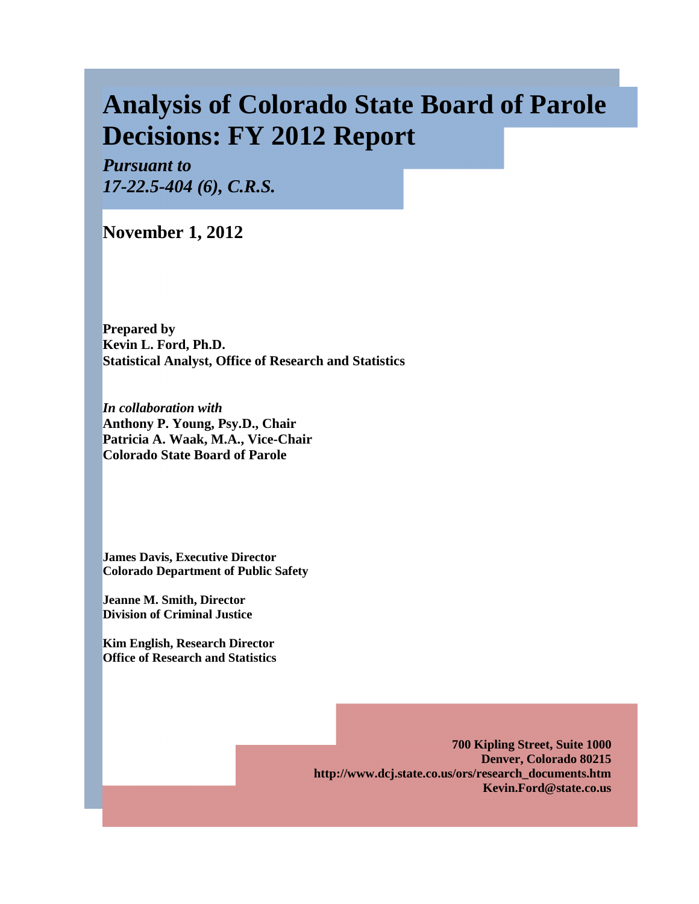# Analysis of Colorado State Board of Parole Decisions: FY 2012 Report

***Pursuant to 17-22.5-404 (6), C.R.S.***

## November 1, 2012

**Prepared by**
**Kevin L. Ford, Ph.D.**
**Statistical Analyst, Office of Research and Statistics**

***In collaboration with***
**Anthony P. Young, Psy.D., Chair**
**Patricia A. Waak, M.A., Vice-Chair**
**Colorado State Board of Parole**

**James Davis, Executive Director**
**Colorado Department of Public Safety**

**Jeanne M. Smith, Director**
**Division of Criminal Justice**

**Kim English, Research Director**
**Office of Research and Statistics**

**700 Kipling Street, Suite 1000**
**Denver, Colorado 80215**
**http://www.dcj.state.co.us/ors/research_documents.htm**
**Kevin.Ford@state.co.us**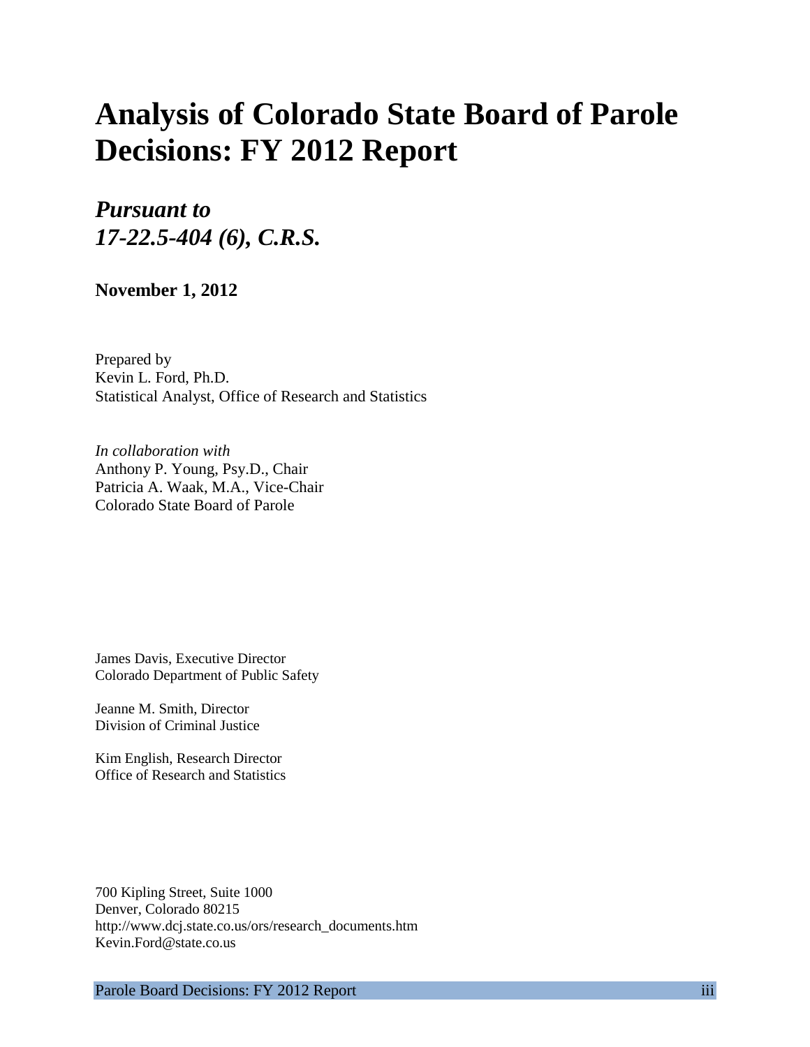# Analysis of Colorado State Board of Parole Decisions: FY 2012 Report

## *Pursuant to 17-22.5-404 (6), C.R.S.*

**November 1, 2012**

Prepared by
Kevin L. Ford, Ph.D.
Statistical Analyst, Office of Research and Statistics

*In collaboration with*
Anthony P. Young, Psy.D., Chair
Patricia A. Waak, M.A., Vice-Chair
Colorado State Board of Parole

James Davis, Executive Director
Colorado Department of Public Safety

Jeanne M. Smith, Director
Division of Criminal Justice

Kim English, Research Director
Office of Research and Statistics

700 Kipling Street, Suite 1000
Denver, Colorado 80215
http://www.dcj.state.co.us/ors/research_documents.htm
Kevin.Ford@state.co.us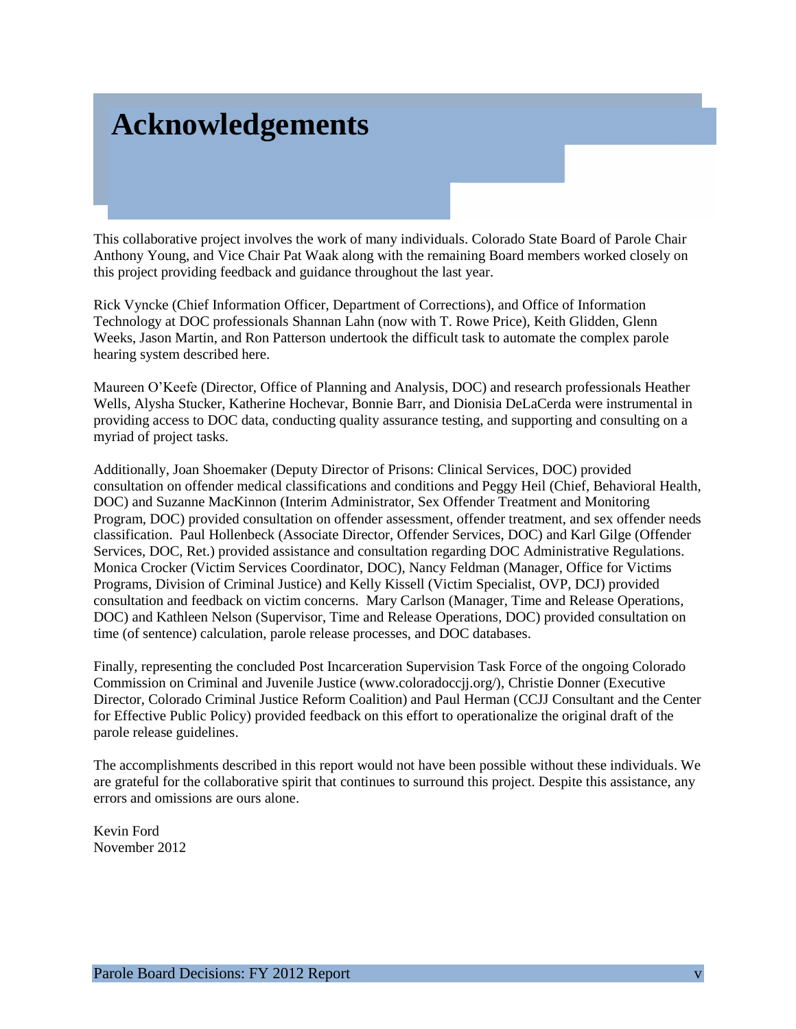# Acknowledgements

This collaborative project involves the work of many individuals. Colorado State Board of Parole Chair Anthony Young, and Vice Chair Pat Waak along with the remaining Board members worked closely on this project providing feedback and guidance throughout the last year.

Rick Vyncke (Chief Information Officer, Department of Corrections), and Office of Information Technology at DOC professionals Shannan Lahn (now with T. Rowe Price), Keith Glidden, Glenn Weeks, Jason Martin, and Ron Patterson undertook the difficult task to automate the complex parole hearing system described here.

Maureen O'Keefe (Director, Office of Planning and Analysis, DOC) and research professionals Heather Wells, Alysha Stucker, Katherine Hochevar, Bonnie Barr, and Dionisia DeLaCerda were instrumental in providing access to DOC data, conducting quality assurance testing, and supporting and consulting on a myriad of project tasks.

Additionally, Joan Shoemaker (Deputy Director of Prisons: Clinical Services, DOC) provided consultation on offender medical classifications and conditions and Peggy Heil (Chief, Behavioral Health, DOC) and Suzanne MacKinnon (Interim Administrator, Sex Offender Treatment and Monitoring Program, DOC) provided consultation on offender assessment, offender treatment, and sex offender needs classification. Paul Hollenbeck (Associate Director, Offender Services, DOC) and Karl Gilge (Offender Services, DOC, Ret.) provided assistance and consultation regarding DOC Administrative Regulations. Monica Crocker (Victim Services Coordinator, DOC), Nancy Feldman (Manager, Office for Victims Programs, Division of Criminal Justice) and Kelly Kissell (Victim Specialist, OVP, DCJ) provided consultation and feedback on victim concerns. Mary Carlson (Manager, Time and Release Operations, DOC) and Kathleen Nelson (Supervisor, Time and Release Operations, DOC) provided consultation on time (of sentence) calculation, parole release processes, and DOC databases.

Finally, representing the concluded Post Incarceration Supervision Task Force of the ongoing Colorado Commission on Criminal and Juvenile Justice (www.coloradoccjj.org/), Christie Donner (Executive Director, Colorado Criminal Justice Reform Coalition) and Paul Herman (CCJJ Consultant and the Center for Effective Public Policy) provided feedback on this effort to operationalize the original draft of the parole release guidelines.

The accomplishments described in this report would not have been possible without these individuals. We are grateful for the collaborative spirit that continues to surround this project. Despite this assistance, any errors and omissions are ours alone.

Kevin Ford
November 2012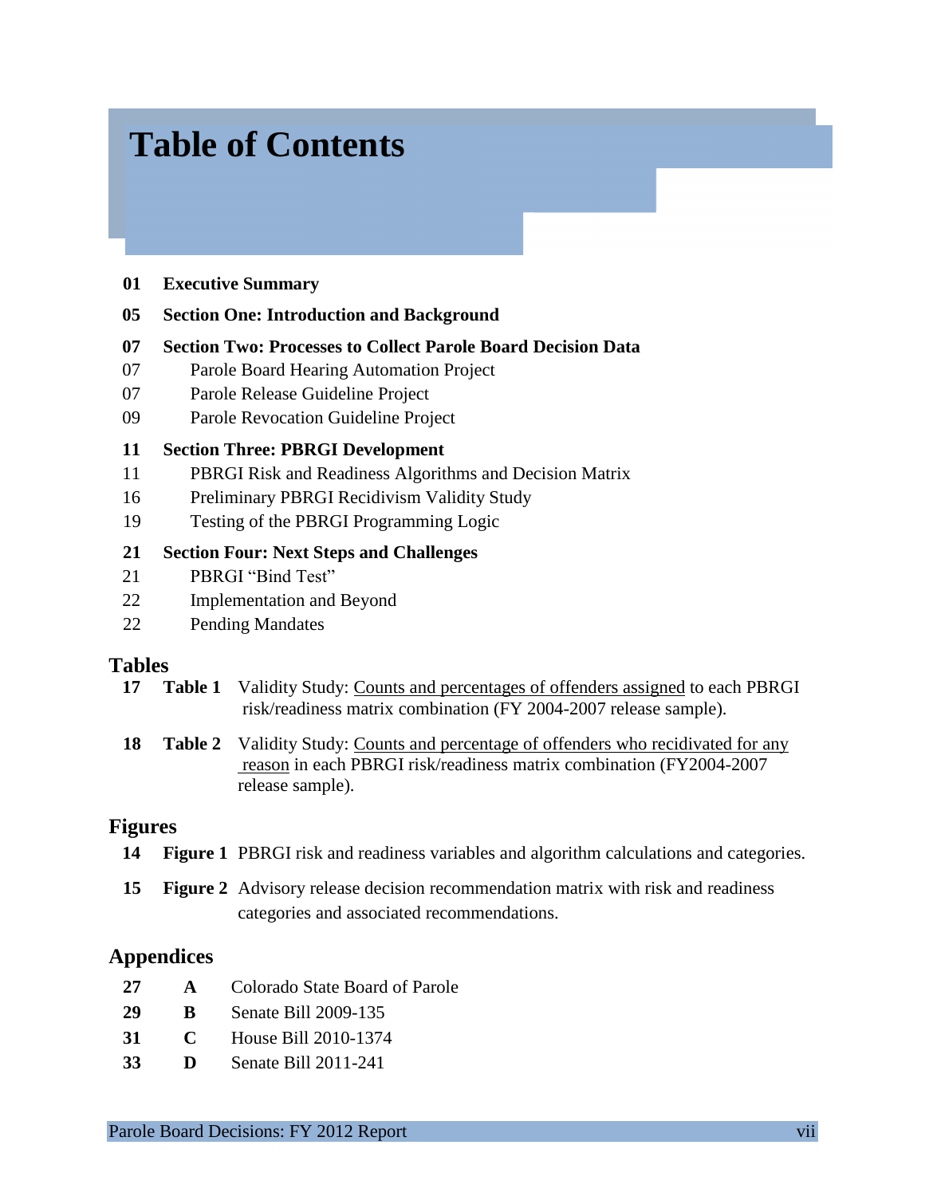# Table of Contents

**01 Executive Summary**

**05 Section One: Introduction and Background**

**07 Section Two: Processes to Collect Parole Board Decision Data**

07 Parole Board Hearing Automation Project

07 Parole Release Guideline Project

09 Parole Revocation Guideline Project

**11 Section Three: PBRGI Development**

11 PBRGI Risk and Readiness Algorithms and Decision Matrix

16 Preliminary PBRGI Recidivism Validity Study

19 Testing of the PBRGI Programming Logic

**21 Section Four: Next Steps and Challenges**

21 PBRGI "Bind Test"

22 Implementation and Beyond

22 Pending Mandates

## Tables

**17 Table 1** Validity Study: Counts and percentages of offenders assigned to each PBRGI risk/readiness matrix combination (FY 2004-2007 release sample).

**18 Table 2** Validity Study: Counts and percentage of offenders who recidivated for any reason in each PBRGI risk/readiness matrix combination (FY2004-2007 release sample).

## Figures

**14 Figure 1** PBRGI risk and readiness variables and algorithm calculations and categories.

**15 Figure 2** Advisory release decision recommendation matrix with risk and readiness categories and associated recommendations.

## Appendices

**27 A** Colorado State Board of Parole

**29 B** Senate Bill 2009-135

**31 C** House Bill 2010-1374

**33 D** Senate Bill 2011-241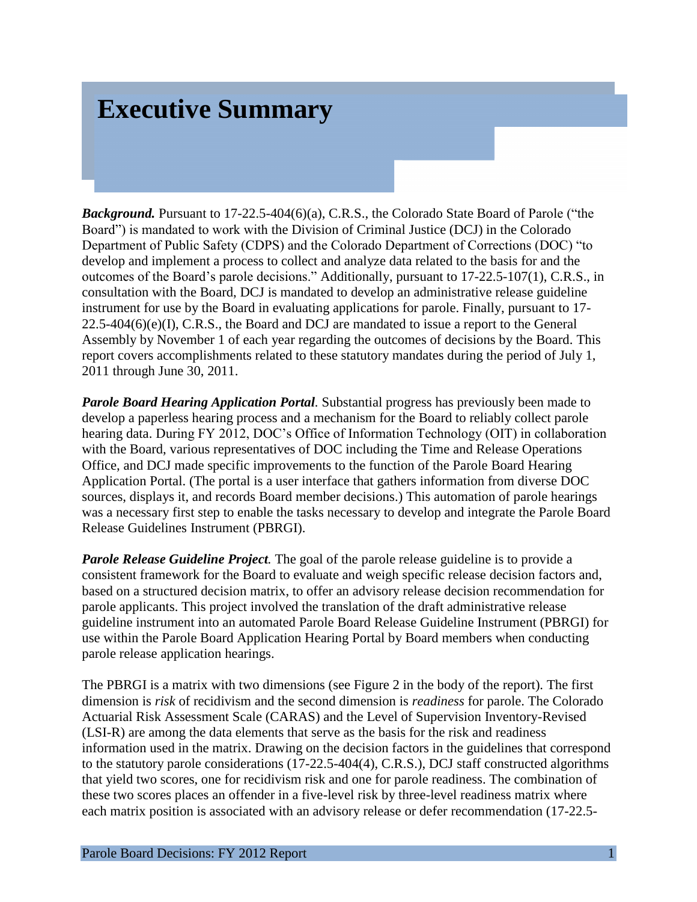# Executive Summary

***Background.*** Pursuant to 17-22.5-404(6)(a), C.R.S., the Colorado State Board of Parole ("the Board") is mandated to work with the Division of Criminal Justice (DCJ) in the Colorado Department of Public Safety (CDPS) and the Colorado Department of Corrections (DOC) "to develop and implement a process to collect and analyze data related to the basis for and the outcomes of the Board's parole decisions." Additionally, pursuant to 17-22.5-107(1), C.R.S., in consultation with the Board, DCJ is mandated to develop an administrative release guideline instrument for use by the Board in evaluating applications for parole. Finally, pursuant to 17-22.5-404(6)(e)(I), C.R.S., the Board and DCJ are mandated to issue a report to the General Assembly by November 1 of each year regarding the outcomes of decisions by the Board. This report covers accomplishments related to these statutory mandates during the period of July 1, 2011 through June 30, 2011.

***Parole Board Hearing Application Portal*.** Substantial progress has previously been made to develop a paperless hearing process and a mechanism for the Board to reliably collect parole hearing data. During FY 2012, DOC's Office of Information Technology (OIT) in collaboration with the Board, various representatives of DOC including the Time and Release Operations Office, and DCJ made specific improvements to the function of the Parole Board Hearing Application Portal. (The portal is a user interface that gathers information from diverse DOC sources, displays it, and records Board member decisions.) This automation of parole hearings was a necessary first step to enable the tasks necessary to develop and integrate the Parole Board Release Guidelines Instrument (PBRGI).

***Parole Release Guideline Project*.** The goal of the parole release guideline is to provide a consistent framework for the Board to evaluate and weigh specific release decision factors and, based on a structured decision matrix, to offer an advisory release decision recommendation for parole applicants. This project involved the translation of the draft administrative release guideline instrument into an automated Parole Board Release Guideline Instrument (PBRGI) for use within the Parole Board Application Hearing Portal by Board members when conducting parole release application hearings.

The PBRGI is a matrix with two dimensions (see Figure 2 in the body of the report). The first dimension is *risk* of recidivism and the second dimension is *readiness* for parole. The Colorado Actuarial Risk Assessment Scale (CARAS) and the Level of Supervision Inventory-Revised (LSI-R) are among the data elements that serve as the basis for the risk and readiness information used in the matrix. Drawing on the decision factors in the guidelines that correspond to the statutory parole considerations (17-22.5-404(4), C.R.S.), DCJ staff constructed algorithms that yield two scores, one for recidivism risk and one for parole readiness. The combination of these two scores places an offender in a five-level risk by three-level readiness matrix where each matrix position is associated with an advisory release or defer recommendation (17-22.5-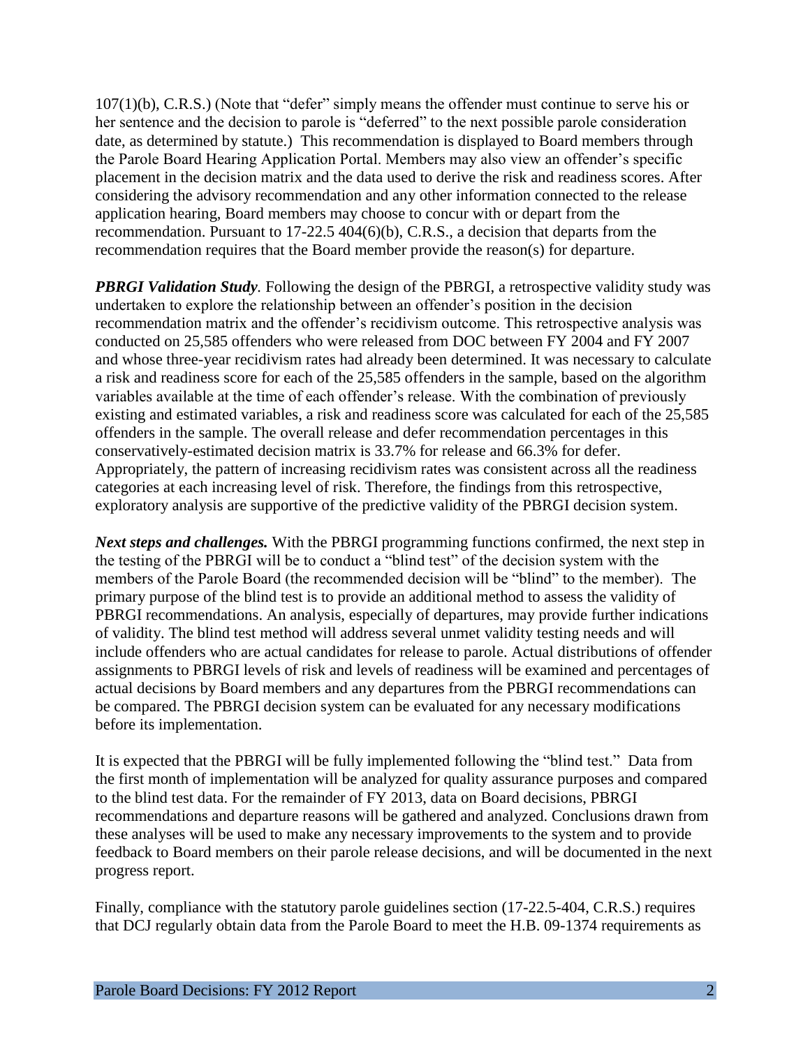107(1)(b), C.R.S.) (Note that "defer" simply means the offender must continue to serve his or her sentence and the decision to parole is "deferred" to the next possible parole consideration date, as determined by statute.) This recommendation is displayed to Board members through the Parole Board Hearing Application Portal. Members may also view an offender's specific placement in the decision matrix and the data used to derive the risk and readiness scores. After considering the advisory recommendation and any other information connected to the release application hearing, Board members may choose to concur with or depart from the recommendation. Pursuant to 17-22.5 404(6)(b), C.R.S., a decision that departs from the recommendation requires that the Board member provide the reason(s) for departure.

***PBRGI Validation Study.*** Following the design of the PBRGI, a retrospective validity study was undertaken to explore the relationship between an offender's position in the decision recommendation matrix and the offender's recidivism outcome. This retrospective analysis was conducted on 25,585 offenders who were released from DOC between FY 2004 and FY 2007 and whose three-year recidivism rates had already been determined. It was necessary to calculate a risk and readiness score for each of the 25,585 offenders in the sample, based on the algorithm variables available at the time of each offender's release. With the combination of previously existing and estimated variables, a risk and readiness score was calculated for each of the 25,585 offenders in the sample. The overall release and defer recommendation percentages in this conservatively-estimated decision matrix is 33.7% for release and 66.3% for defer. Appropriately, the pattern of increasing recidivism rates was consistent across all the readiness categories at each increasing level of risk. Therefore, the findings from this retrospective, exploratory analysis are supportive of the predictive validity of the PBRGI decision system.

***Next steps and challenges.*** With the PBRGI programming functions confirmed, the next step in the testing of the PBRGI will be to conduct a "blind test" of the decision system with the members of the Parole Board (the recommended decision will be "blind" to the member). The primary purpose of the blind test is to provide an additional method to assess the validity of PBRGI recommendations. An analysis, especially of departures, may provide further indications of validity. The blind test method will address several unmet validity testing needs and will include offenders who are actual candidates for release to parole. Actual distributions of offender assignments to PBRGI levels of risk and levels of readiness will be examined and percentages of actual decisions by Board members and any departures from the PBRGI recommendations can be compared. The PBRGI decision system can be evaluated for any necessary modifications before its implementation.

It is expected that the PBRGI will be fully implemented following the "blind test." Data from the first month of implementation will be analyzed for quality assurance purposes and compared to the blind test data. For the remainder of FY 2013, data on Board decisions, PBRGI recommendations and departure reasons will be gathered and analyzed. Conclusions drawn from these analyses will be used to make any necessary improvements to the system and to provide feedback to Board members on their parole release decisions, and will be documented in the next progress report.

Finally, compliance with the statutory parole guidelines section (17-22.5-404, C.R.S.) requires that DCJ regularly obtain data from the Parole Board to meet the H.B. 09-1374 requirements as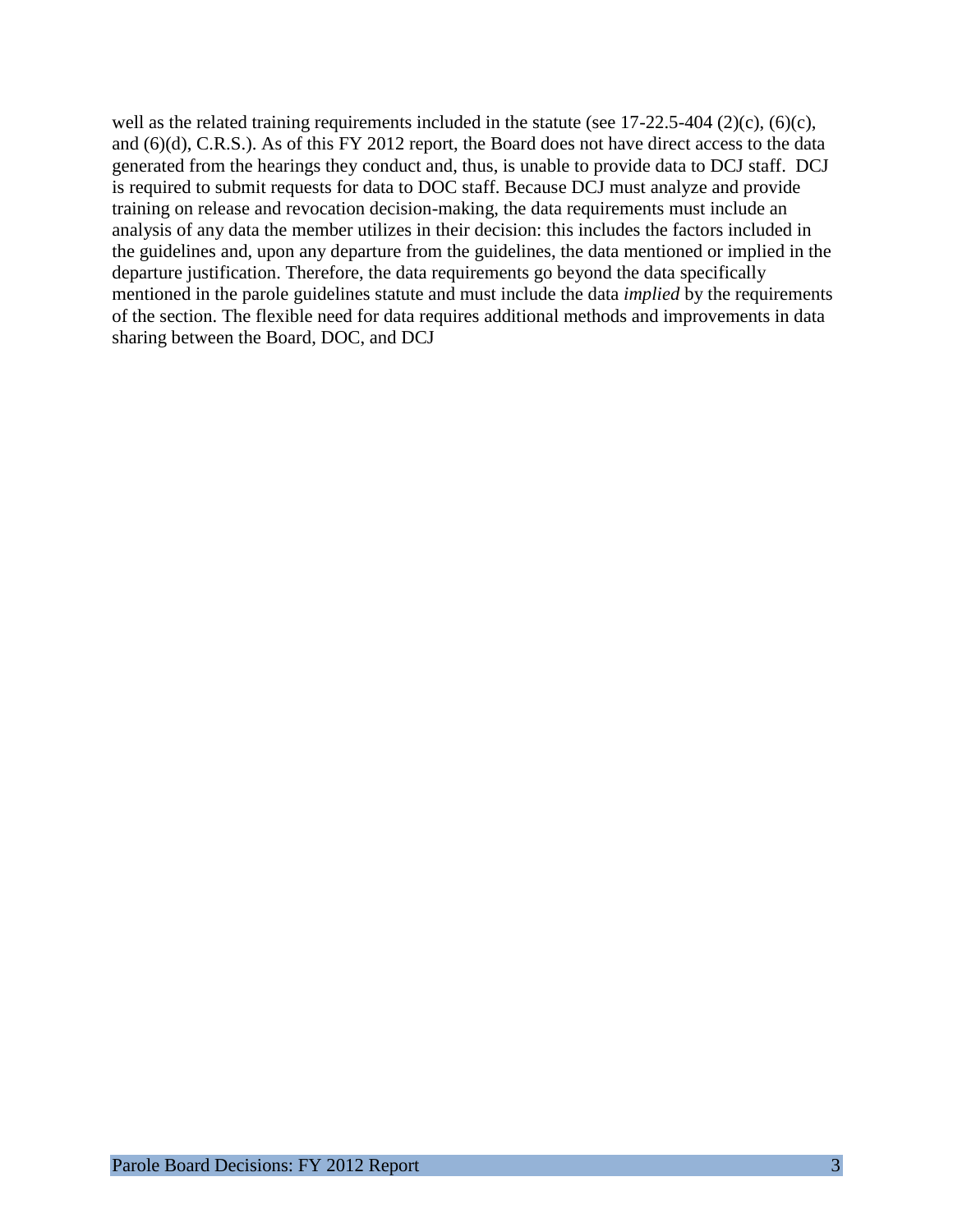well as the related training requirements included in the statute (see 17-22.5-404 (2)(c), (6)(c), and (6)(d), C.R.S.). As of this FY 2012 report, the Board does not have direct access to the data generated from the hearings they conduct and, thus, is unable to provide data to DCJ staff. DCJ is required to submit requests for data to DOC staff. Because DCJ must analyze and provide training on release and revocation decision-making, the data requirements must include an analysis of any data the member utilizes in their decision: this includes the factors included in the guidelines and, upon any departure from the guidelines, the data mentioned or implied in the departure justification. Therefore, the data requirements go beyond the data specifically mentioned in the parole guidelines statute and must include the data *implied* by the requirements of the section. The flexible need for data requires additional methods and improvements in data sharing between the Board, DOC, and DCJ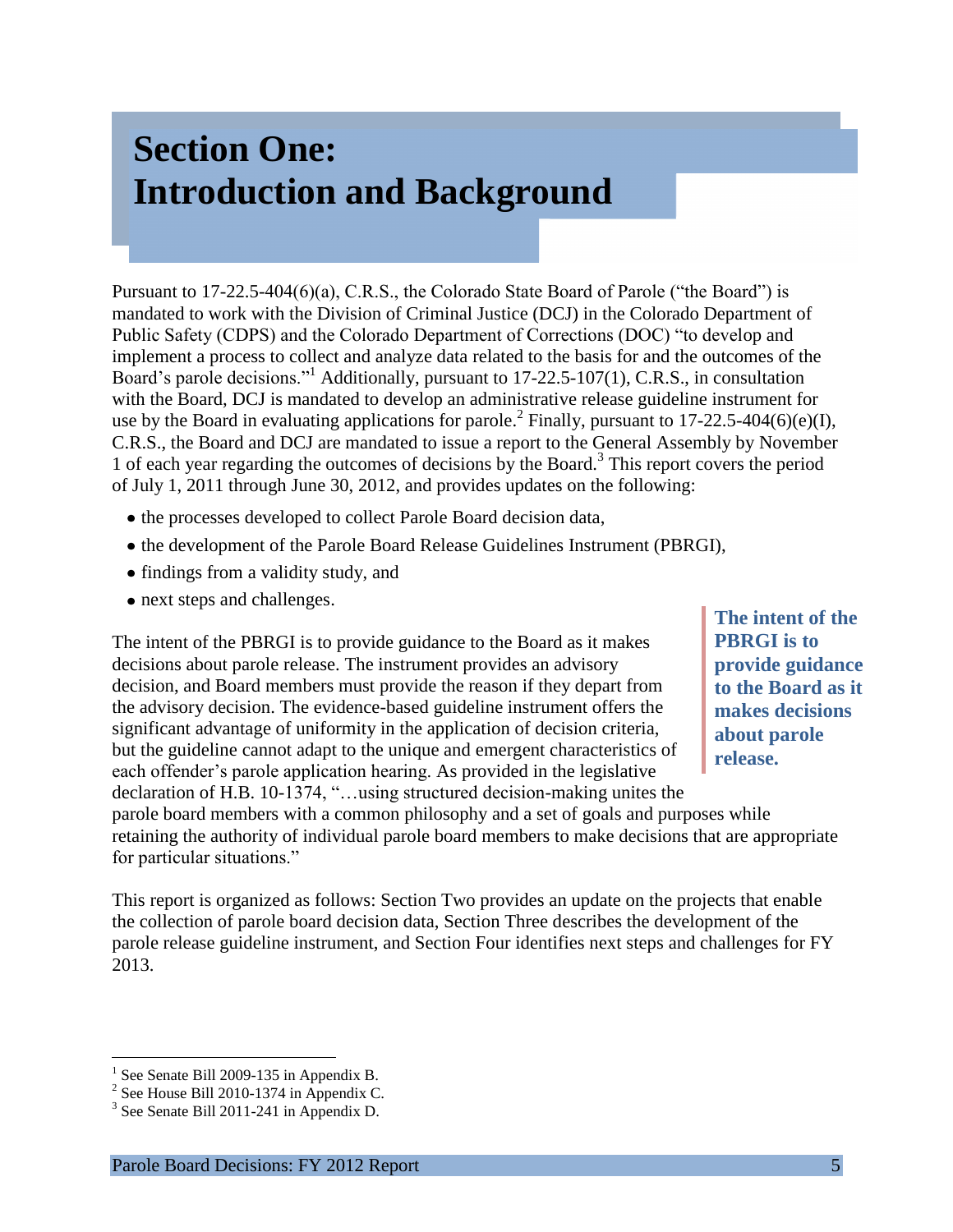# Section One: Introduction and Background

Pursuant to 17-22.5-404(6)(a), C.R.S., the Colorado State Board of Parole ("the Board") is mandated to work with the Division of Criminal Justice (DCJ) in the Colorado Department of Public Safety (CDPS) and the Colorado Department of Corrections (DOC) "to develop and implement a process to collect and analyze data related to the basis for and the outcomes of the Board's parole decisions."[1] Additionally, pursuant to 17-22.5-107(1), C.R.S., in consultation with the Board, DCJ is mandated to develop an administrative release guideline instrument for use by the Board in evaluating applications for parole.[2] Finally, pursuant to 17-22.5-404(6)(e)(I), C.R.S., the Board and DCJ are mandated to issue a report to the General Assembly by November 1 of each year regarding the outcomes of decisions by the Board.[3] This report covers the period of July 1, 2011 through June 30, 2012, and provides updates on the following:

- the processes developed to collect Parole Board decision data,
- the development of the Parole Board Release Guidelines Instrument (PBRGI),
- findings from a validity study, and
- next steps and challenges.

> **The intent of the PBRGI is to provide guidance to the Board as it makes decisions about parole release.**

The intent of the PBRGI is to provide guidance to the Board as it makes decisions about parole release. The instrument provides an advisory decision, and Board members must provide the reason if they depart from the advisory decision. The evidence-based guideline instrument offers the significant advantage of uniformity in the application of decision criteria, but the guideline cannot adapt to the unique and emergent characteristics of each offender's parole application hearing. As provided in the legislative declaration of H.B. 10-1374, "…using structured decision-making unites the parole board members with a common philosophy and a set of goals and purposes while retaining the authority of individual parole board members to make decisions that are appropriate for particular situations."

This report is organized as follows: Section Two provides an update on the projects that enable the collection of parole board decision data, Section Three describes the development of the parole release guideline instrument, and Section Four identifies next steps and challenges for FY 2013.

---

[1] See Senate Bill 2009-135 in Appendix B.

[2] See House Bill 2010-1374 in Appendix C.

[3] See Senate Bill 2011-241 in Appendix D.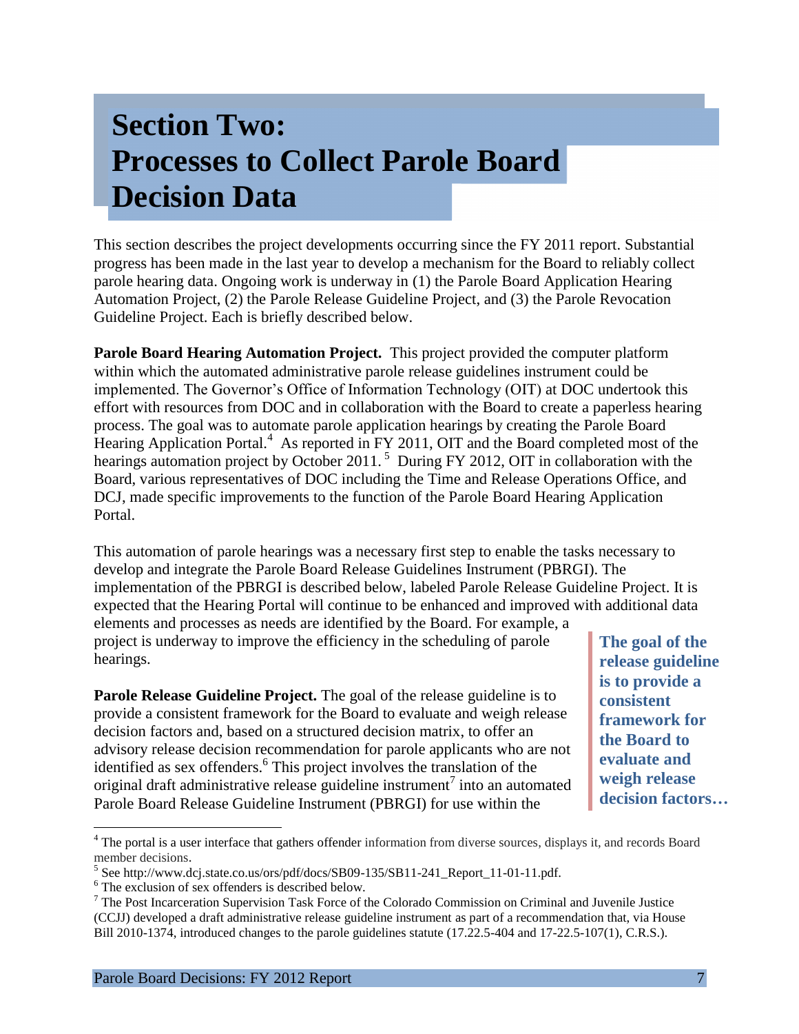# Section Two: Processes to Collect Parole Board Decision Data

This section describes the project developments occurring since the FY 2011 report. Substantial progress has been made in the last year to develop a mechanism for the Board to reliably collect parole hearing data. Ongoing work is underway in (1) the Parole Board Application Hearing Automation Project, (2) the Parole Release Guideline Project, and (3) the Parole Revocation Guideline Project. Each is briefly described below.

**Parole Board Hearing Automation Project.** This project provided the computer platform within which the automated administrative parole release guidelines instrument could be implemented. The Governor's Office of Information Technology (OIT) at DOC undertook this effort with resources from DOC and in collaboration with the Board to create a paperless hearing process. The goal was to automate parole application hearings by creating the Parole Board Hearing Application Portal.[4] As reported in FY 2011, OIT and the Board completed most of the hearings automation project by October 2011.[5] During FY 2012, OIT in collaboration with the Board, various representatives of DOC including the Time and Release Operations Office, and DCJ, made specific improvements to the function of the Parole Board Hearing Application Portal.

This automation of parole hearings was a necessary first step to enable the tasks necessary to develop and integrate the Parole Board Release Guidelines Instrument (PBRGI). The implementation of the PBRGI is described below, labeled Parole Release Guideline Project. It is expected that the Hearing Portal will continue to be enhanced and improved with additional data elements and processes as needs are identified by the Board. For example, a project is underway to improve the efficiency in the scheduling of parole hearings.

> **The goal of the release guideline is to provide a consistent framework for the Board to evaluate and weigh release decision factors…**

**Parole Release Guideline Project.** The goal of the release guideline is to provide a consistent framework for the Board to evaluate and weigh release decision factors and, based on a structured decision matrix, to offer an advisory release decision recommendation for parole applicants who are not identified as sex offenders.[6] This project involves the translation of the original draft administrative release guideline instrument[7] into an automated Parole Board Release Guideline Instrument (PBRGI) for use within the

---

[4] The portal is a user interface that gathers offender information from diverse sources, displays it, and records Board member decisions.

[5] See http://www.dcj.state.co.us/ors/pdf/docs/SB09-135/SB11-241_Report_11-01-11.pdf.

[6] The exclusion of sex offenders is described below.

[7] The Post Incarceration Supervision Task Force of the Colorado Commission on Criminal and Juvenile Justice (CCJJ) developed a draft administrative release guideline instrument as part of a recommendation that, via House Bill 2010-1374, introduced changes to the parole guidelines statute (17.22.5-404 and 17-22.5-107(1), C.R.S.).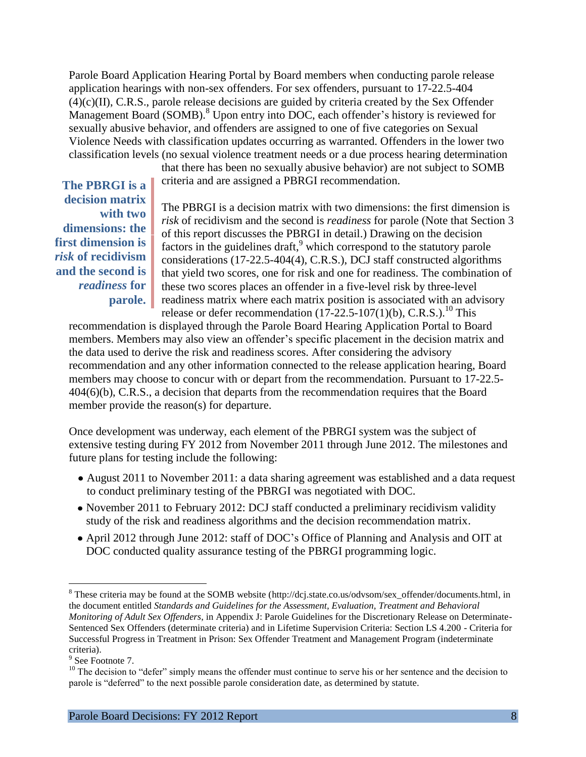Parole Board Application Hearing Portal by Board members when conducting parole release application hearings with non-sex offenders. For sex offenders, pursuant to 17-22.5-404 (4)(c)(II), C.R.S., parole release decisions are guided by criteria created by the Sex Offender Management Board (SOMB).[8] Upon entry into DOC, each offender's history is reviewed for sexually abusive behavior, and offenders are assigned to one of five categories on Sexual Violence Needs with classification updates occurring as warranted. Offenders in the lower two classification levels (no sexual violence treatment needs or a due process hearing determination that there has been no sexually abusive behavior) are not subject to SOMB criteria and are assigned a PBRGI recommendation.

**The PBRGI is a decision matrix with two dimensions: the first dimension is *risk* of recidivism and the second is *readiness* for parole.**

The PBRGI is a decision matrix with two dimensions: the first dimension is *risk* of recidivism and the second is *readiness* for parole (Note that Section 3 of this report discusses the PBRGI in detail.) Drawing on the decision factors in the guidelines draft,[9] which correspond to the statutory parole considerations (17-22.5-404(4), C.R.S.), DCJ staff constructed algorithms that yield two scores, one for risk and one for readiness. The combination of these two scores places an offender in a five-level risk by three-level readiness matrix where each matrix position is associated with an advisory release or defer recommendation (17-22.5-107(1)(b), C.R.S.).[10] This recommendation is displayed through the Parole Board Hearing Application Portal to Board members. Members may also view an offender's specific placement in the decision matrix and the data used to derive the risk and readiness scores. After considering the advisory recommendation and any other information connected to the release application hearing, Board members may choose to concur with or depart from the recommendation. Pursuant to 17-22.5-404(6)(b), C.R.S., a decision that departs from the recommendation requires that the Board member provide the reason(s) for departure.

Once development was underway, each element of the PBRGI system was the subject of extensive testing during FY 2012 from November 2011 through June 2012. The milestones and future plans for testing include the following:

- August 2011 to November 2011: a data sharing agreement was established and a data request to conduct preliminary testing of the PBRGI was negotiated with DOC.
- November 2011 to February 2012: DCJ staff conducted a preliminary recidivism validity study of the risk and readiness algorithms and the decision recommendation matrix.
- April 2012 through June 2012: staff of DOC's Office of Planning and Analysis and OIT at DOC conducted quality assurance testing of the PBRGI programming logic.

---

[8] These criteria may be found at the SOMB website (http://dcj.state.co.us/odvsom/sex_offender/documents.html, in the document entitled *Standards and Guidelines for the Assessment, Evaluation, Treatment and Behavioral Monitoring of Adult Sex Offenders*, in Appendix J: Parole Guidelines for the Discretionary Release on Determinate-Sentenced Sex Offenders (determinate criteria) and in Lifetime Supervision Criteria: Section LS 4.200 - Criteria for Successful Progress in Treatment in Prison: Sex Offender Treatment and Management Program (indeterminate criteria).

[9] See Footnote 7.

[10] The decision to "defer" simply means the offender must continue to serve his or her sentence and the decision to parole is "deferred" to the next possible parole consideration date, as determined by statute.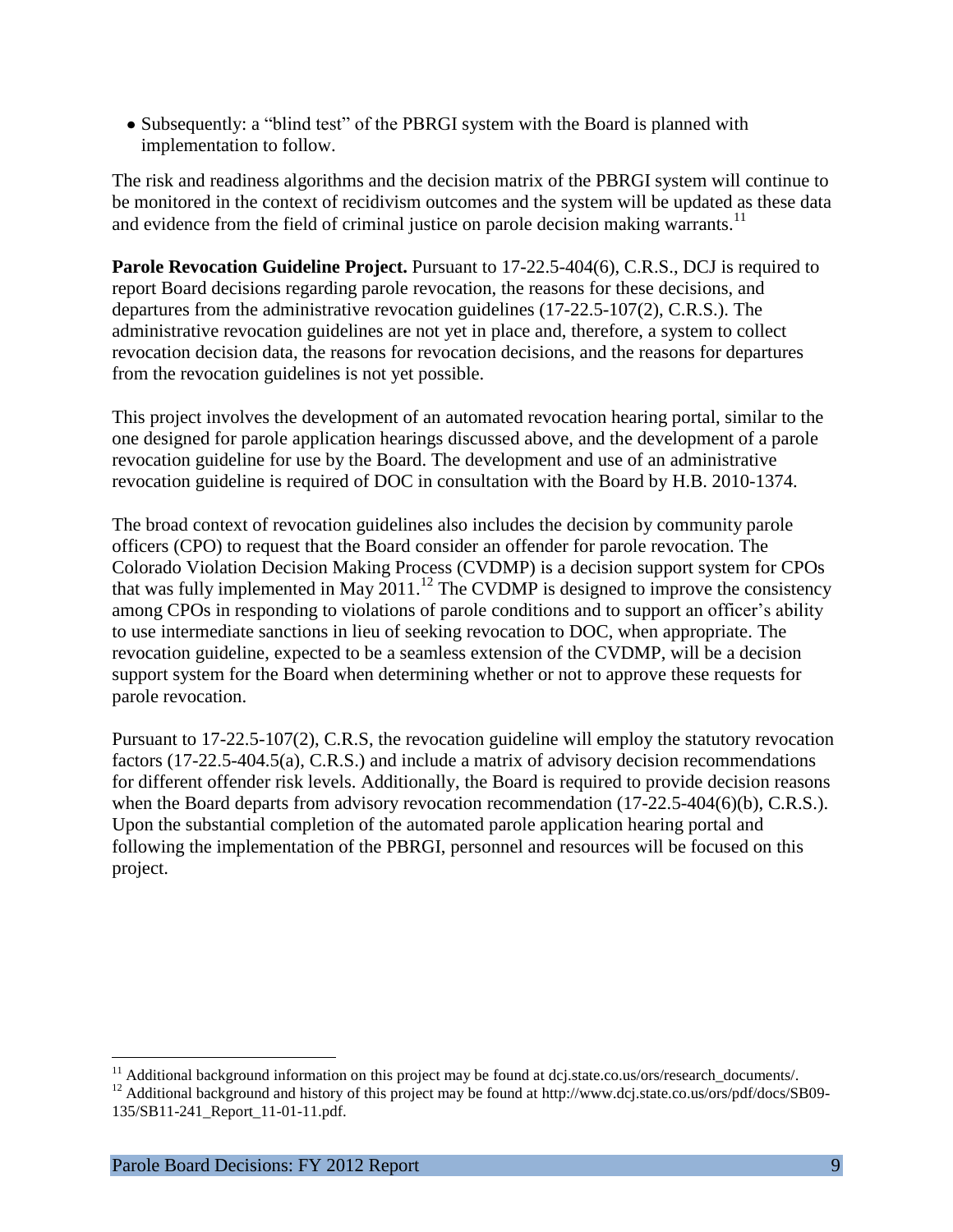- Subsequently: a "blind test" of the PBRGI system with the Board is planned with implementation to follow.

The risk and readiness algorithms and the decision matrix of the PBRGI system will continue to be monitored in the context of recidivism outcomes and the system will be updated as these data and evidence from the field of criminal justice on parole decision making warrants.[11]

**Parole Revocation Guideline Project.** Pursuant to 17-22.5-404(6), C.R.S., DCJ is required to report Board decisions regarding parole revocation, the reasons for these decisions, and departures from the administrative revocation guidelines (17-22.5-107(2), C.R.S.). The administrative revocation guidelines are not yet in place and, therefore, a system to collect revocation decision data, the reasons for revocation decisions, and the reasons for departures from the revocation guidelines is not yet possible.

This project involves the development of an automated revocation hearing portal, similar to the one designed for parole application hearings discussed above, and the development of a parole revocation guideline for use by the Board. The development and use of an administrative revocation guideline is required of DOC in consultation with the Board by H.B. 2010-1374.

The broad context of revocation guidelines also includes the decision by community parole officers (CPO) to request that the Board consider an offender for parole revocation. The Colorado Violation Decision Making Process (CVDMP) is a decision support system for CPOs that was fully implemented in May 2011.[12] The CVDMP is designed to improve the consistency among CPOs in responding to violations of parole conditions and to support an officer's ability to use intermediate sanctions in lieu of seeking revocation to DOC, when appropriate. The revocation guideline, expected to be a seamless extension of the CVDMP, will be a decision support system for the Board when determining whether or not to approve these requests for parole revocation.

Pursuant to 17-22.5-107(2), C.R.S, the revocation guideline will employ the statutory revocation factors (17-22.5-404.5(a), C.R.S.) and include a matrix of advisory decision recommendations for different offender risk levels. Additionally, the Board is required to provide decision reasons when the Board departs from advisory revocation recommendation (17-22.5-404(6)(b), C.R.S.). Upon the substantial completion of the automated parole application hearing portal and following the implementation of the PBRGI, personnel and resources will be focused on this project.

---

[11] Additional background information on this project may be found at dcj.state.co.us/ors/research_documents/.

[12] Additional background and history of this project may be found at http://www.dcj.state.co.us/ors/pdf/docs/SB09-135/SB11-241_Report_11-01-11.pdf.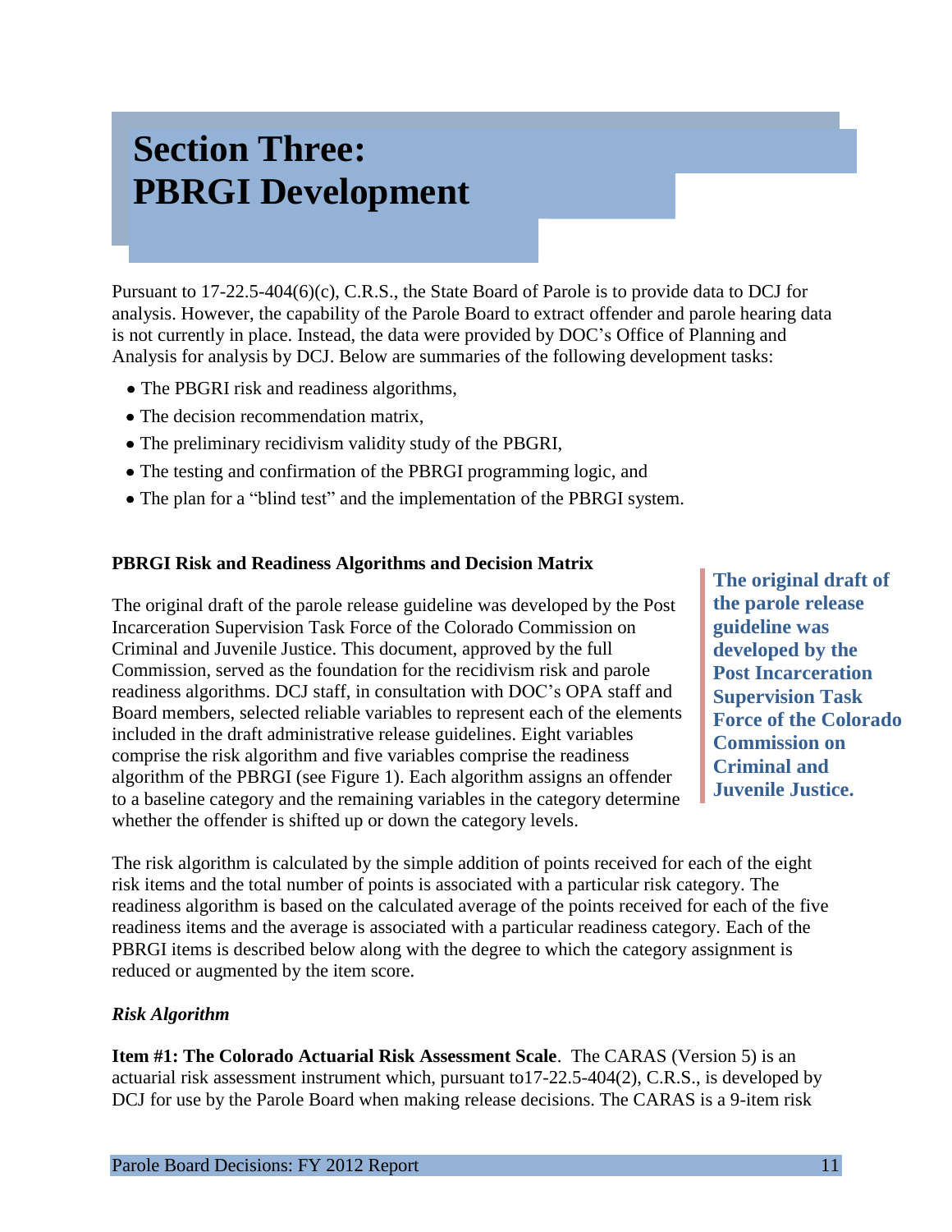# Section Three: PBRGI Development

Pursuant to 17-22.5-404(6)(c), C.R.S., the State Board of Parole is to provide data to DCJ for analysis. However, the capability of the Parole Board to extract offender and parole hearing data is not currently in place. Instead, the data were provided by DOC's Office of Planning and Analysis for analysis by DCJ. Below are summaries of the following development tasks:

- The PBGRI risk and readiness algorithms,
- The decision recommendation matrix,
- The preliminary recidivism validity study of the PBGRI,
- The testing and confirmation of the PBRGI programming logic, and
- The plan for a "blind test" and the implementation of the PBRGI system.

**PBRGI Risk and Readiness Algorithms and Decision Matrix**

The original draft of the parole release guideline was developed by the Post Incarceration Supervision Task Force of the Colorado Commission on Criminal and Juvenile Justice. This document, approved by the full Commission, served as the foundation for the recidivism risk and parole readiness algorithms. DCJ staff, in consultation with DOC's OPA staff and Board members, selected reliable variables to represent each of the elements included in the draft administrative release guidelines. Eight variables comprise the risk algorithm and five variables comprise the readiness algorithm of the PBRGI (see Figure 1). Each algorithm assigns an offender to a baseline category and the remaining variables in the category determine whether the offender is shifted up or down the category levels.

**The original draft of the parole release guideline was developed by the Post Incarceration Supervision Task Force of the Colorado Commission on Criminal and Juvenile Justice.**

The risk algorithm is calculated by the simple addition of points received for each of the eight risk items and the total number of points is associated with a particular risk category. The readiness algorithm is based on the calculated average of the points received for each of the five readiness items and the average is associated with a particular readiness category. Each of the PBRGI items is described below along with the degree to which the category assignment is reduced or augmented by the item score.

*Risk Algorithm*

**Item #1: The Colorado Actuarial Risk Assessment Scale**. The CARAS (Version 5) is an actuarial risk assessment instrument which, pursuant to17-22.5-404(2), C.R.S., is developed by DCJ for use by the Parole Board when making release decisions. The CARAS is a 9-item risk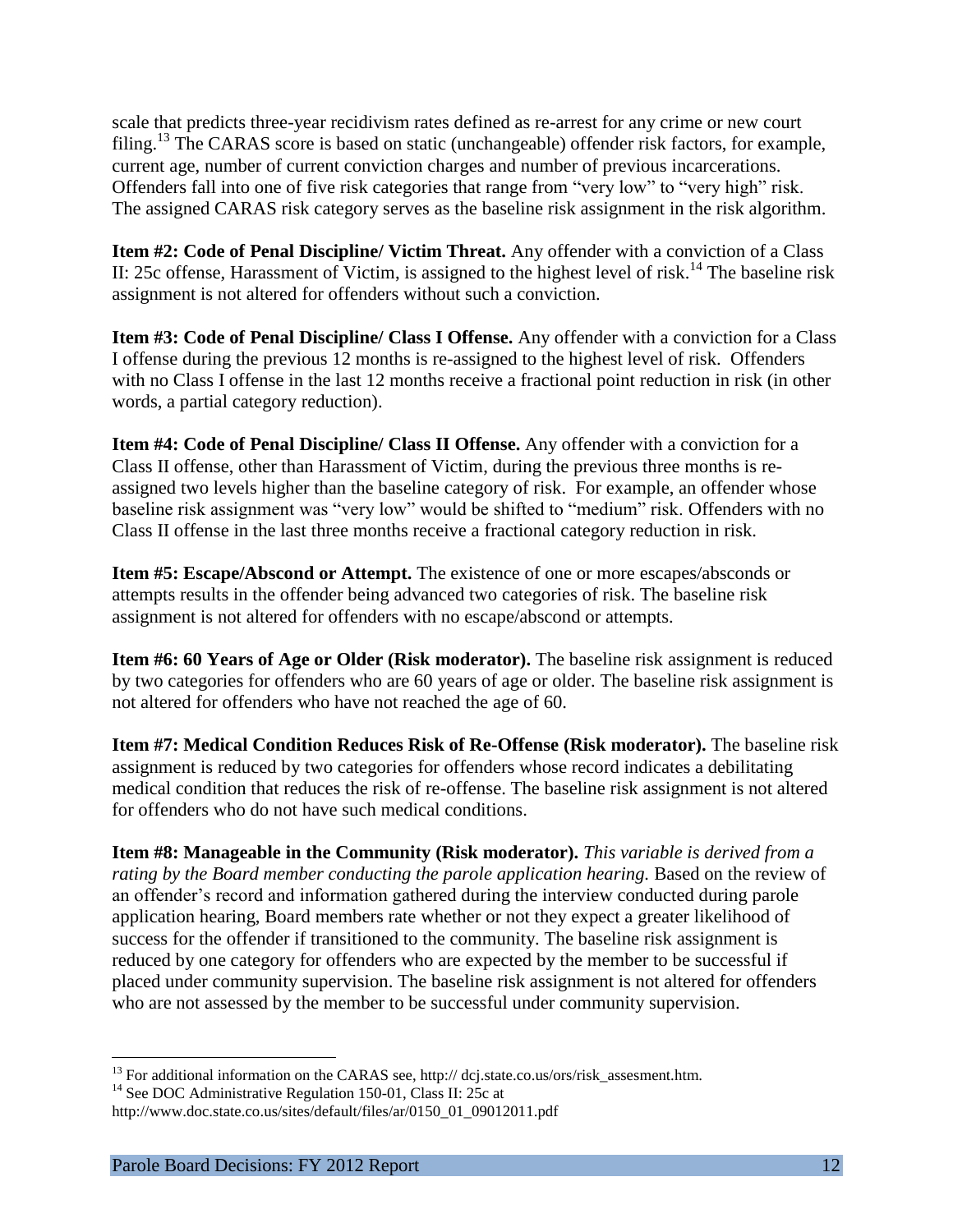scale that predicts three-year recidivism rates defined as re-arrest for any crime or new court filing.[13] The CARAS score is based on static (unchangeable) offender risk factors, for example, current age, number of current conviction charges and number of previous incarcerations. Offenders fall into one of five risk categories that range from "very low" to "very high" risk. The assigned CARAS risk category serves as the baseline risk assignment in the risk algorithm.

**Item #2: Code of Penal Discipline/ Victim Threat.** Any offender with a conviction of a Class II: 25c offense, Harassment of Victim, is assigned to the highest level of risk.[14] The baseline risk assignment is not altered for offenders without such a conviction.

**Item #3: Code of Penal Discipline/ Class I Offense.** Any offender with a conviction for a Class I offense during the previous 12 months is re-assigned to the highest level of risk. Offenders with no Class I offense in the last 12 months receive a fractional point reduction in risk (in other words, a partial category reduction).

**Item #4: Code of Penal Discipline/ Class II Offense.** Any offender with a conviction for a Class II offense, other than Harassment of Victim, during the previous three months is re-assigned two levels higher than the baseline category of risk. For example, an offender whose baseline risk assignment was "very low" would be shifted to "medium" risk. Offenders with no Class II offense in the last three months receive a fractional category reduction in risk.

**Item #5: Escape/Abscond or Attempt.** The existence of one or more escapes/absconds or attempts results in the offender being advanced two categories of risk. The baseline risk assignment is not altered for offenders with no escape/abscond or attempts.

**Item #6: 60 Years of Age or Older (Risk moderator).** The baseline risk assignment is reduced by two categories for offenders who are 60 years of age or older. The baseline risk assignment is not altered for offenders who have not reached the age of 60.

**Item #7: Medical Condition Reduces Risk of Re-Offense (Risk moderator).** The baseline risk assignment is reduced by two categories for offenders whose record indicates a debilitating medical condition that reduces the risk of re-offense. The baseline risk assignment is not altered for offenders who do not have such medical conditions.

**Item #8: Manageable in the Community (Risk moderator).** *This variable is derived from a rating by the Board member conducting the parole application hearing.* Based on the review of an offender's record and information gathered during the interview conducted during parole application hearing, Board members rate whether or not they expect a greater likelihood of success for the offender if transitioned to the community. The baseline risk assignment is reduced by one category for offenders who are expected by the member to be successful if placed under community supervision. The baseline risk assignment is not altered for offenders who are not assessed by the member to be successful under community supervision.

[13] For additional information on the CARAS see, http:// dcj.state.co.us/ors/risk_assesment.htm.

[14] See DOC Administrative Regulation 150-01, Class II: 25c at http://www.doc.state.co.us/sites/default/files/ar/0150_01_09012011.pdf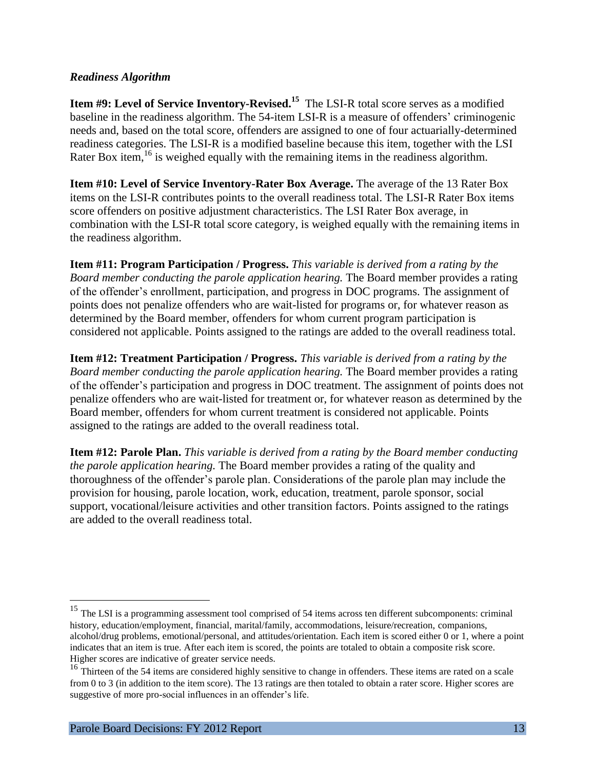*Readiness Algorithm*

**Item #9: Level of Service Inventory-Revised.**[15] The LSI-R total score serves as a modified baseline in the readiness algorithm. The 54-item LSI-R is a measure of offenders' criminogenic needs and, based on the total score, offenders are assigned to one of four actuarially-determined readiness categories. The LSI-R is a modified baseline because this item, together with the LSI Rater Box item,[16] is weighed equally with the remaining items in the readiness algorithm.

**Item #10: Level of Service Inventory-Rater Box Average.** The average of the 13 Rater Box items on the LSI-R contributes points to the overall readiness total. The LSI-R Rater Box items score offenders on positive adjustment characteristics. The LSI Rater Box average, in combination with the LSI-R total score category, is weighed equally with the remaining items in the readiness algorithm.

**Item #11: Program Participation / Progress.** *This variable is derived from a rating by the Board member conducting the parole application hearing.* The Board member provides a rating of the offender's enrollment, participation, and progress in DOC programs. The assignment of points does not penalize offenders who are wait-listed for programs or, for whatever reason as determined by the Board member, offenders for whom current program participation is considered not applicable. Points assigned to the ratings are added to the overall readiness total.

**Item #12: Treatment Participation / Progress.** *This variable is derived from a rating by the Board member conducting the parole application hearing.* The Board member provides a rating of the offender's participation and progress in DOC treatment. The assignment of points does not penalize offenders who are wait-listed for treatment or, for whatever reason as determined by the Board member, offenders for whom current treatment is considered not applicable. Points assigned to the ratings are added to the overall readiness total.

**Item #12: Parole Plan.** *This variable is derived from a rating by the Board member conducting the parole application hearing.* The Board member provides a rating of the quality and thoroughness of the offender's parole plan. Considerations of the parole plan may include the provision for housing, parole location, work, education, treatment, parole sponsor, social support, vocational/leisure activities and other transition factors. Points assigned to the ratings are added to the overall readiness total.

---

[15] The LSI is a programming assessment tool comprised of 54 items across ten different subcomponents: criminal history, education/employment, financial, marital/family, accommodations, leisure/recreation, companions, alcohol/drug problems, emotional/personal, and attitudes/orientation. Each item is scored either 0 or 1, where a point indicates that an item is true. After each item is scored, the points are totaled to obtain a composite risk score. Higher scores are indicative of greater service needs.

[16] Thirteen of the 54 items are considered highly sensitive to change in offenders. These items are rated on a scale from 0 to 3 (in addition to the item score). The 13 ratings are then totaled to obtain a rater score. Higher scores are suggestive of more pro-social influences in an offender's life.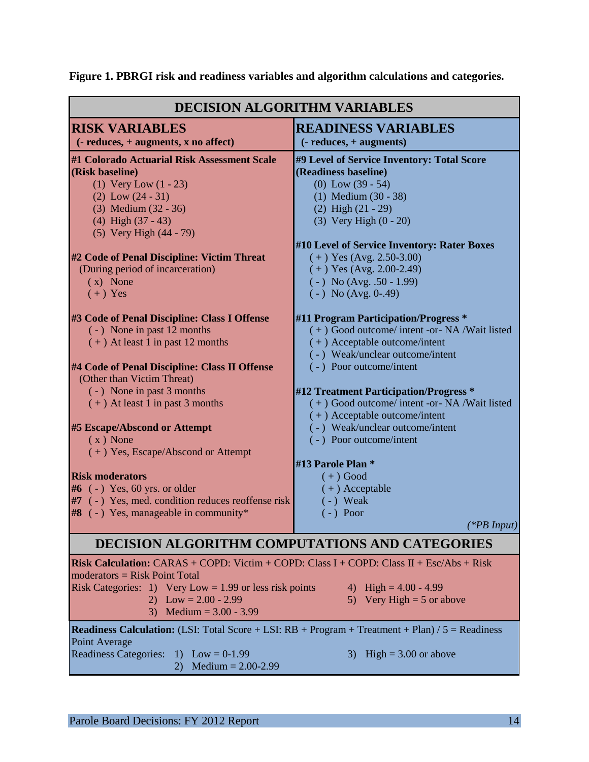**Figure 1. PBRGI risk and readiness variables and algorithm calculations and categories.**

## DECISION ALGORITHM VARIABLES

### RISK VARIABLES
**(- reduces, + augments, x no affect)**

**#1 Colorado Actuarial Risk Assessment Scale (Risk baseline)**
- (1) Very Low (1 - 23)
- (2) Low (24 - 31)
- (3) Medium (32 - 36)
- (4) High (37 - 43)
- (5) Very High (44 - 79)

**#2 Code of Penal Discipline: Victim Threat**
(During period of incarceration)
- ( x) None
- ( + ) Yes

**#3 Code of Penal Discipline: Class I Offense**
- ( - ) None in past 12 months
- ( + ) At least 1 in past 12 months

**#4 Code of Penal Discipline: Class II Offense**
(Other than Victim Threat)
- ( - ) None in past 3 months
- ( + ) At least 1 in past 3 months

**#5 Escape/Abscond or Attempt**
- ( x ) None
- ( + ) Yes, Escape/Abscond or Attempt

**Risk moderators**
- **#6** ( - ) Yes, 60 yrs. or older
- **#7** ( - ) Yes, med. condition reduces reoffense risk
- **#8** ( - ) Yes, manageable in community*

### READINESS VARIABLES
**(- reduces, + augments)**

**#9 Level of Service Inventory: Total Score (Readiness baseline)**
- (0) Low (39 - 54)
- (1) Medium (30 - 38)
- (2) High (21 - 29)
- (3) Very High (0 - 20)

**#10 Level of Service Inventory: Rater Boxes**
- ( + ) Yes (Avg. 2.50-3.00)
- ( + ) Yes (Avg. 2.00-2.49)
- ( - ) No (Avg. .50 - 1.99)
- ( - ) No (Avg. 0-.49)

**#11 Program Participation/Progress ***
- ( + ) Good outcome/ intent -or- NA /Wait listed
- ( + ) Acceptable outcome/intent
- ( - ) Weak/unclear outcome/intent
- ( - ) Poor outcome/intent

**#12 Treatment Participation/Progress ***
- ( + ) Good outcome/ intent -or- NA /Wait listed
- ( + ) Acceptable outcome/intent
- ( - ) Weak/unclear outcome/intent
- ( - ) Poor outcome/intent

**#13 Parole Plan ***
- ( + ) Good
- ( + ) Acceptable
- ( - ) Weak
- ( - ) Poor

*(*PB Input)*

## DECISION ALGORITHM COMPUTATIONS AND CATEGORIES

**Risk Calculation:** CARAS + COPD: Victim + COPD: Class I + COPD: Class II + Esc/Abs + Risk moderators = Risk Point Total

Risk Categories:
1) Very Low = 1.99 or less risk points
2) Low = 2.00 - 2.99
3) Medium = 3.00 - 3.99
4) High = 4.00 - 4.99
5) Very High = 5 or above

**Readiness Calculation:** (LSI: Total Score + LSI: RB + Program + Treatment + Plan) / 5 = Readiness Point Average

Readiness Categories:
1) Low = 0-1.99
2) Medium = 2.00-2.99
3) High = 3.00 or above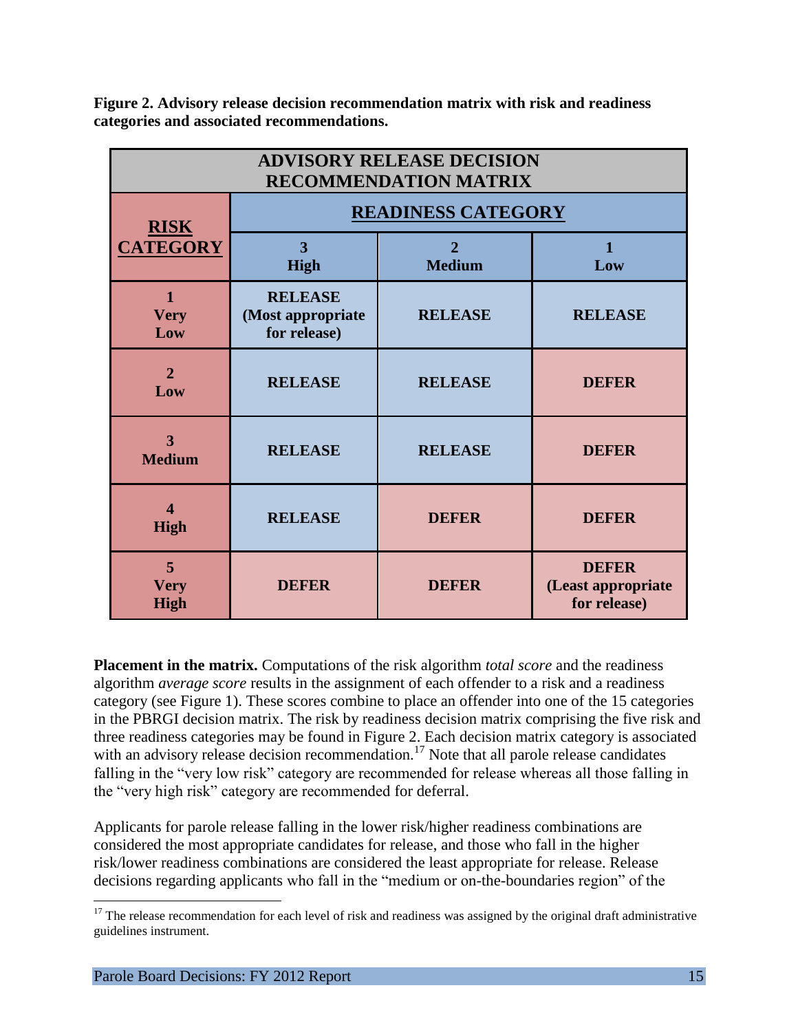**Figure 2. Advisory release decision recommendation matrix with risk and readiness categories and associated recommendations.**

| ADVISORY RELEASE DECISION RECOMMENDATION MATRIX | | | |
|---|---|---|---|
| **RISK CATEGORY** | **READINESS CATEGORY** | | |
| | **3 High** | **2 Medium** | **1 Low** |
| **1 Very Low** | **RELEASE (Most appropriate for release)** | **RELEASE** | **RELEASE** |
| **2 Low** | **RELEASE** | **RELEASE** | **DEFER** |
| **3 Medium** | **RELEASE** | **RELEASE** | **DEFER** |
| **4 High** | **RELEASE** | **DEFER** | **DEFER** |
| **5 Very High** | **DEFER** | **DEFER** | **DEFER (Least appropriate for release)** |

**Placement in the matrix.** Computations of the risk algorithm *total score* and the readiness algorithm *average score* results in the assignment of each offender to a risk and a readiness category (see Figure 1). These scores combine to place an offender into one of the 15 categories in the PBRGI decision matrix. The risk by readiness decision matrix comprising the five risk and three readiness categories may be found in Figure 2. Each decision matrix category is associated with an advisory release decision recommendation.[17] Note that all parole release candidates falling in the "very low risk" category are recommended for release whereas all those falling in the "very high risk" category are recommended for deferral.

Applicants for parole release falling in the lower risk/higher readiness combinations are considered the most appropriate candidates for release, and those who fall in the higher risk/lower readiness combinations are considered the least appropriate for release. Release decisions regarding applicants who fall in the "medium or on-the-boundaries region" of the

[17] The release recommendation for each level of risk and readiness was assigned by the original draft administrative guidelines instrument.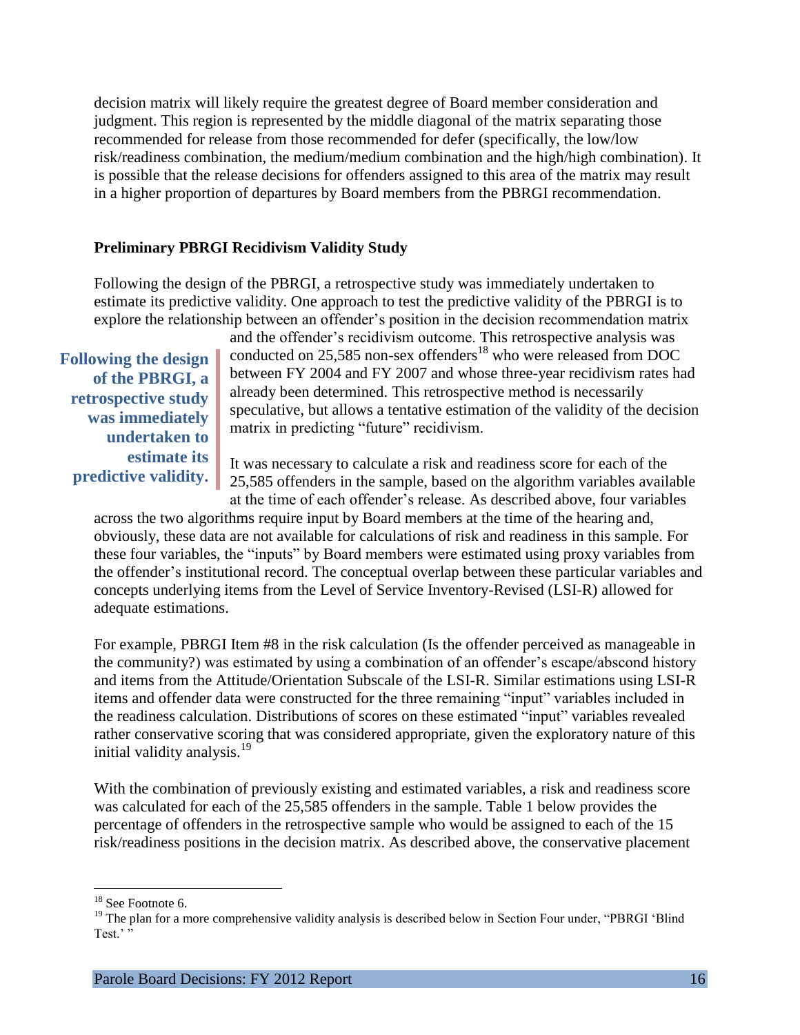decision matrix will likely require the greatest degree of Board member consideration and judgment. This region is represented by the middle diagonal of the matrix separating those recommended for release from those recommended for defer (specifically, the low/low risk/readiness combination, the medium/medium combination and the high/high combination). It is possible that the release decisions for offenders assigned to this area of the matrix may result in a higher proportion of departures by Board members from the PBRGI recommendation.

### Preliminary PBRGI Recidivism Validity Study

Following the design of the PBRGI, a retrospective study was immediately undertaken to estimate its predictive validity. One approach to test the predictive validity of the PBRGI is to explore the relationship between an offender's position in the decision recommendation matrix and the offender's recidivism outcome. This retrospective analysis was conducted on 25,585 non-sex offenders[18] who were released from DOC between FY 2004 and FY 2007 and whose three-year recidivism rates had already been determined. This retrospective method is necessarily speculative, but allows a tentative estimation of the validity of the decision matrix in predicting "future" recidivism.

> **Following the design of the PBRGI, a retrospective study was immediately undertaken to estimate its predictive validity.**

It was necessary to calculate a risk and readiness score for each of the 25,585 offenders in the sample, based on the algorithm variables available at the time of each offender's release. As described above, four variables across the two algorithms require input by Board members at the time of the hearing and, obviously, these data are not available for calculations of risk and readiness in this sample. For these four variables, the "inputs" by Board members were estimated using proxy variables from the offender's institutional record. The conceptual overlap between these particular variables and concepts underlying items from the Level of Service Inventory-Revised (LSI-R) allowed for adequate estimations.

For example, PBRGI Item #8 in the risk calculation (Is the offender perceived as manageable in the community?) was estimated by using a combination of an offender's escape/abscond history and items from the Attitude/Orientation Subscale of the LSI-R. Similar estimations using LSI-R items and offender data were constructed for the three remaining "input" variables included in the readiness calculation. Distributions of scores on these estimated "input" variables revealed rather conservative scoring that was considered appropriate, given the exploratory nature of this initial validity analysis.[19]

With the combination of previously existing and estimated variables, a risk and readiness score was calculated for each of the 25,585 offenders in the sample. Table 1 below provides the percentage of offenders in the retrospective sample who would be assigned to each of the 15 risk/readiness positions in the decision matrix. As described above, the conservative placement

---

[18] See Footnote 6.

[19] The plan for a more comprehensive validity analysis is described below in Section Four under, "PBRGI 'Blind Test.' "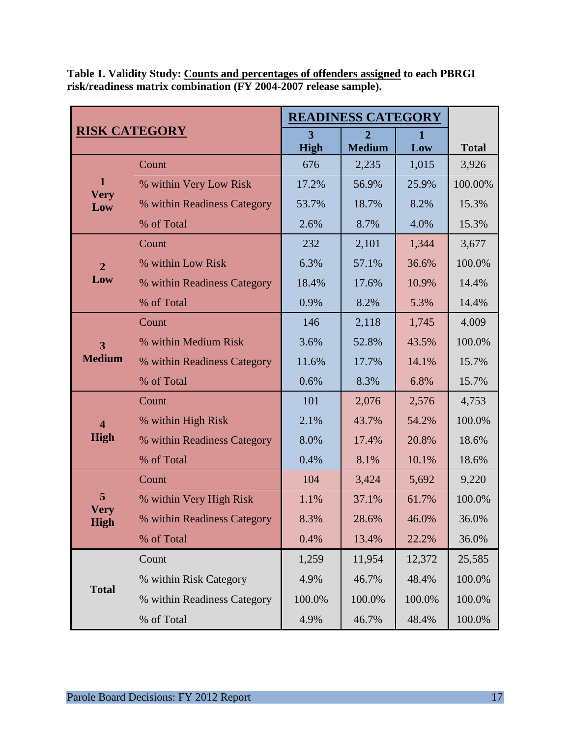**Table 1. Validity Study: Counts and percentages of offenders assigned to each PBRGI risk/readiness matrix combination (FY 2004-2007 release sample).**

| RISK CATEGORY | | READINESS CATEGORY | | | |
|---|---|---|---|---|---|
| | | 3 High | 2 Medium | 1 Low | Total |
| 1 Very Low | Count | 676 | 2,235 | 1,015 | 3,926 |
| | % within Very Low Risk | 17.2% | 56.9% | 25.9% | 100.00% |
| | % within Readiness Category | 53.7% | 18.7% | 8.2% | 15.3% |
| | % of Total | 2.6% | 8.7% | 4.0% | 15.3% |
| 2 Low | Count | 232 | 2,101 | 1,344 | 3,677 |
| | % within Low Risk | 6.3% | 57.1% | 36.6% | 100.0% |
| | % within Readiness Category | 18.4% | 17.6% | 10.9% | 14.4% |
| | % of Total | 0.9% | 8.2% | 5.3% | 14.4% |
| 3 Medium | Count | 146 | 2,118 | 1,745 | 4,009 |
| | % within Medium Risk | 3.6% | 52.8% | 43.5% | 100.0% |
| | % within Readiness Category | 11.6% | 17.7% | 14.1% | 15.7% |
| | % of Total | 0.6% | 8.3% | 6.8% | 15.7% |
| 4 High | Count | 101 | 2,076 | 2,576 | 4,753 |
| | % within High Risk | 2.1% | 43.7% | 54.2% | 100.0% |
| | % within Readiness Category | 8.0% | 17.4% | 20.8% | 18.6% |
| | % of Total | 0.4% | 8.1% | 10.1% | 18.6% |
| 5 Very High | Count | 104 | 3,424 | 5,692 | 9,220 |
| | % within Very High Risk | 1.1% | 37.1% | 61.7% | 100.0% |
| | % within Readiness Category | 8.3% | 28.6% | 46.0% | 36.0% |
| | % of Total | 0.4% | 13.4% | 22.2% | 36.0% |
| Total | Count | 1,259 | 11,954 | 12,372 | 25,585 |
| | % within Risk Category | 4.9% | 46.7% | 48.4% | 100.0% |
| | % within Readiness Category | 100.0% | 100.0% | 100.0% | 100.0% |
| | % of Total | 4.9% | 46.7% | 48.4% | 100.0% |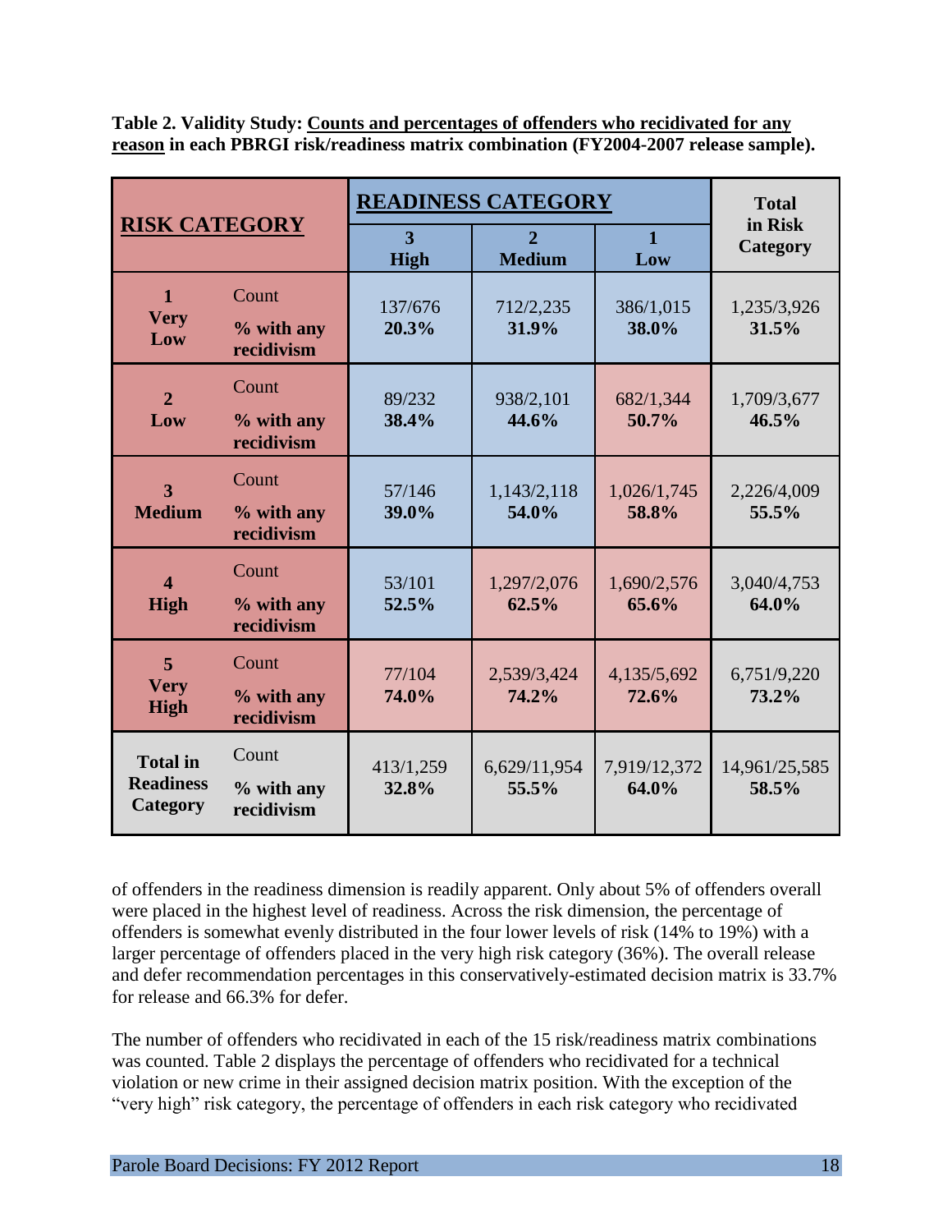**Table 2. Validity Study: Counts and percentages of offenders who recidivated for any reason in each PBRGI risk/readiness matrix combination (FY2004-2007 release sample).**

| RISK CATEGORY | | READINESS CATEGORY | | | Total in Risk Category |
|---|---|---|---|---|---|
| | | 3 High | 2 Medium | 1 Low | |
| 1 Very Low | Count<br>% with any recidivism | 137/676<br>**20.3%** | 712/2,235<br>**31.9%** | 386/1,015<br>**38.0%** | 1,235/3,926<br>**31.5%** |
| 2 Low | Count<br>% with any recidivism | 89/232<br>**38.4%** | 938/2,101<br>**44.6%** | 682/1,344<br>**50.7%** | 1,709/3,677<br>**46.5%** |
| 3 Medium | Count<br>% with any recidivism | 57/146<br>**39.0%** | 1,143/2,118<br>**54.0%** | 1,026/1,745<br>**58.8%** | 2,226/4,009<br>**55.5%** |
| 4 High | Count<br>% with any recidivism | 53/101<br>**52.5%** | 1,297/2,076<br>**62.5%** | 1,690/2,576<br>**65.6%** | 3,040/4,753<br>**64.0%** |
| 5 Very High | Count<br>% with any recidivism | 77/104<br>**74.0%** | 2,539/3,424<br>**74.2%** | 4,135/5,692<br>**72.6%** | 6,751/9,220<br>**73.2%** |
| Total in Readiness Category | Count<br>% with any recidivism | 413/1,259<br>**32.8%** | 6,629/11,954<br>**55.5%** | 7,919/12,372<br>**64.0%** | 14,961/25,585<br>**58.5%** |

of offenders in the readiness dimension is readily apparent. Only about 5% of offenders overall were placed in the highest level of readiness. Across the risk dimension, the percentage of offenders is somewhat evenly distributed in the four lower levels of risk (14% to 19%) with a larger percentage of offenders placed in the very high risk category (36%). The overall release and defer recommendation percentages in this conservatively-estimated decision matrix is 33.7% for release and 66.3% for defer.

The number of offenders who recidivated in each of the 15 risk/readiness matrix combinations was counted. Table 2 displays the percentage of offenders who recidivated for a technical violation or new crime in their assigned decision matrix position. With the exception of the "very high" risk category, the percentage of offenders in each risk category who recidivated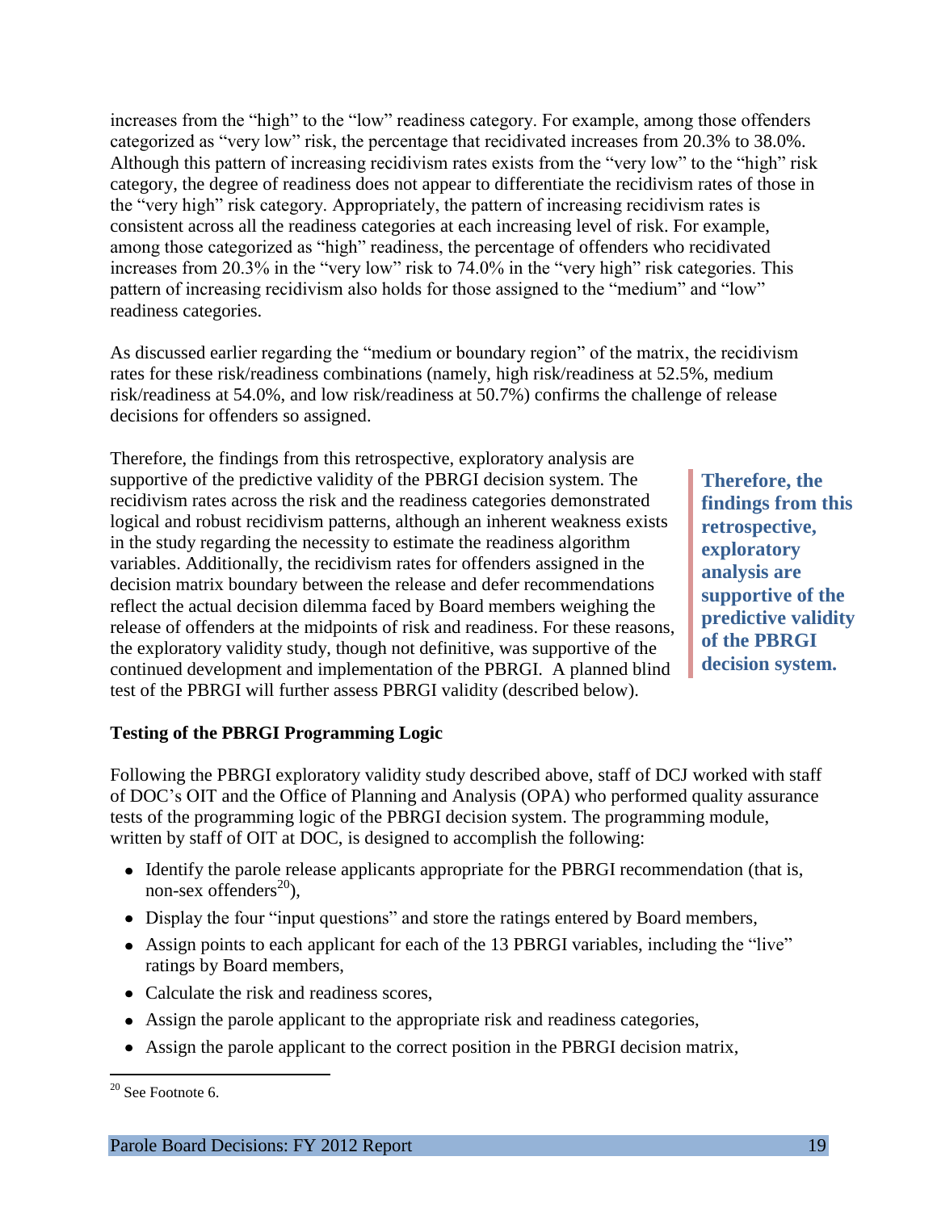increases from the "high" to the "low" readiness category. For example, among those offenders categorized as "very low" risk, the percentage that recidivated increases from 20.3% to 38.0%. Although this pattern of increasing recidivism rates exists from the "very low" to the "high" risk category, the degree of readiness does not appear to differentiate the recidivism rates of those in the "very high" risk category. Appropriately, the pattern of increasing recidivism rates is consistent across all the readiness categories at each increasing level of risk. For example, among those categorized as "high" readiness, the percentage of offenders who recidivated increases from 20.3% in the "very low" risk to 74.0% in the "very high" risk categories. This pattern of increasing recidivism also holds for those assigned to the "medium" and "low" readiness categories.

As discussed earlier regarding the "medium or boundary region" of the matrix, the recidivism rates for these risk/readiness combinations (namely, high risk/readiness at 52.5%, medium risk/readiness at 54.0%, and low risk/readiness at 50.7%) confirms the challenge of release decisions for offenders so assigned.

Therefore, the findings from this retrospective, exploratory analysis are supportive of the predictive validity of the PBRGI decision system. The recidivism rates across the risk and the readiness categories demonstrated logical and robust recidivism patterns, although an inherent weakness exists in the study regarding the necessity to estimate the readiness algorithm variables. Additionally, the recidivism rates for offenders assigned in the decision matrix boundary between the release and defer recommendations reflect the actual decision dilemma faced by Board members weighing the release of offenders at the midpoints of risk and readiness. For these reasons, the exploratory validity study, though not definitive, was supportive of the continued development and implementation of the PBRGI. A planned blind test of the PBRGI will further assess PBRGI validity (described below).

> **Therefore, the findings from this retrospective, exploratory analysis are supportive of the predictive validity of the PBRGI decision system.**

### Testing of the PBRGI Programming Logic

Following the PBRGI exploratory validity study described above, staff of DCJ worked with staff of DOC's OIT and the Office of Planning and Analysis (OPA) who performed quality assurance tests of the programming logic of the PBRGI decision system. The programming module, written by staff of OIT at DOC, is designed to accomplish the following:

- Identify the parole release applicants appropriate for the PBRGI recommendation (that is, non-sex offenders[20]),
- Display the four "input questions" and store the ratings entered by Board members,
- Assign points to each applicant for each of the 13 PBRGI variables, including the "live" ratings by Board members,
- Calculate the risk and readiness scores,
- Assign the parole applicant to the appropriate risk and readiness categories,
- Assign the parole applicant to the correct position in the PBRGI decision matrix,

[20] See Footnote 6.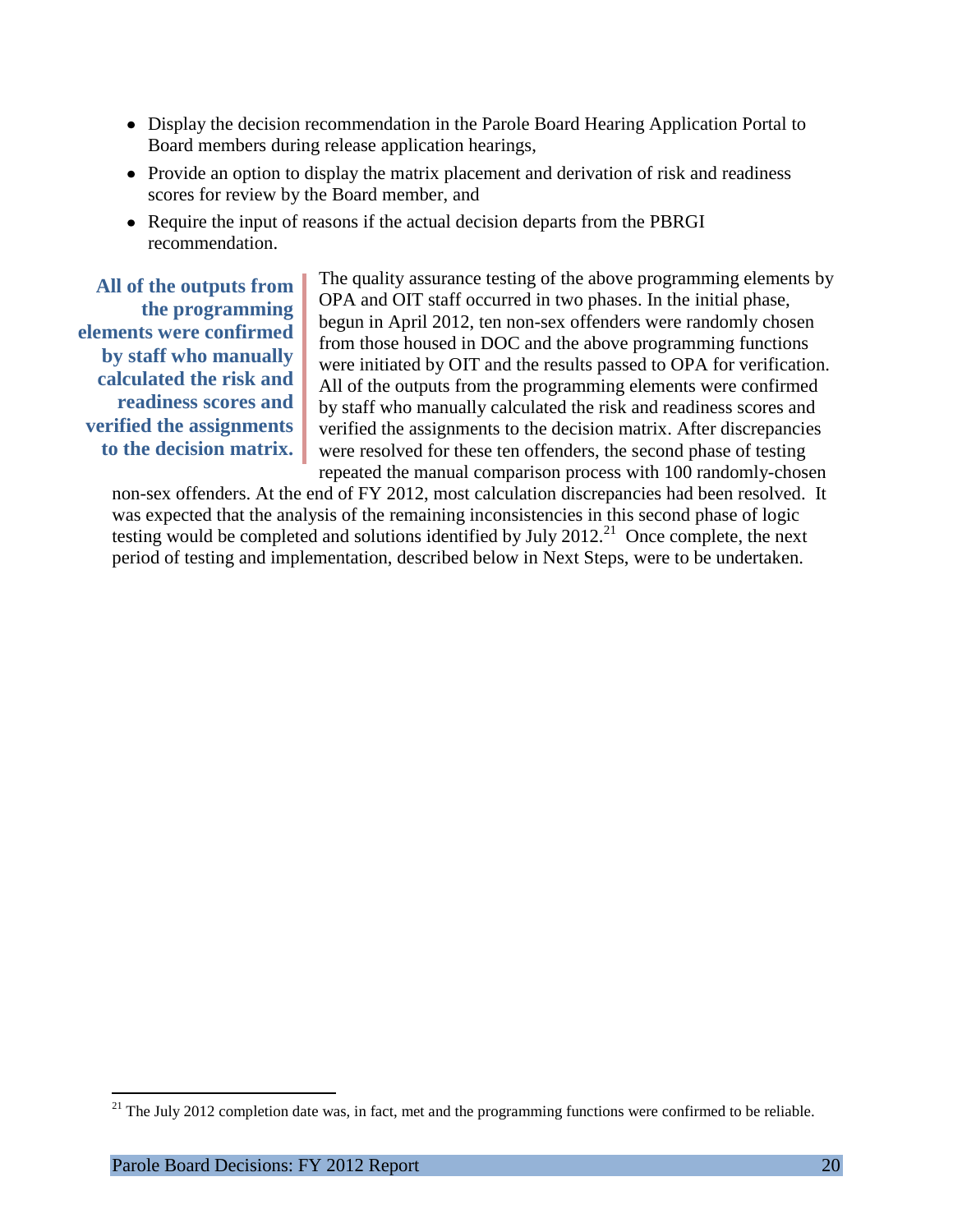- Display the decision recommendation in the Parole Board Hearing Application Portal to Board members during release application hearings,
- Provide an option to display the matrix placement and derivation of risk and readiness scores for review by the Board member, and
- Require the input of reasons if the actual decision departs from the PBRGI recommendation.

**All of the outputs from the programming elements were confirmed by staff who manually calculated the risk and readiness scores and verified the assignments to the decision matrix.**

The quality assurance testing of the above programming elements by OPA and OIT staff occurred in two phases. In the initial phase, begun in April 2012, ten non-sex offenders were randomly chosen from those housed in DOC and the above programming functions were initiated by OIT and the results passed to OPA for verification. All of the outputs from the programming elements were confirmed by staff who manually calculated the risk and readiness scores and verified the assignments to the decision matrix. After discrepancies were resolved for these ten offenders, the second phase of testing repeated the manual comparison process with 100 randomly-chosen non-sex offenders. At the end of FY 2012, most calculation discrepancies had been resolved. It was expected that the analysis of the remaining inconsistencies in this second phase of logic testing would be completed and solutions identified by July 2012.[21] Once complete, the next period of testing and implementation, described below in Next Steps, were to be undertaken.

[21] The July 2012 completion date was, in fact, met and the programming functions were confirmed to be reliable.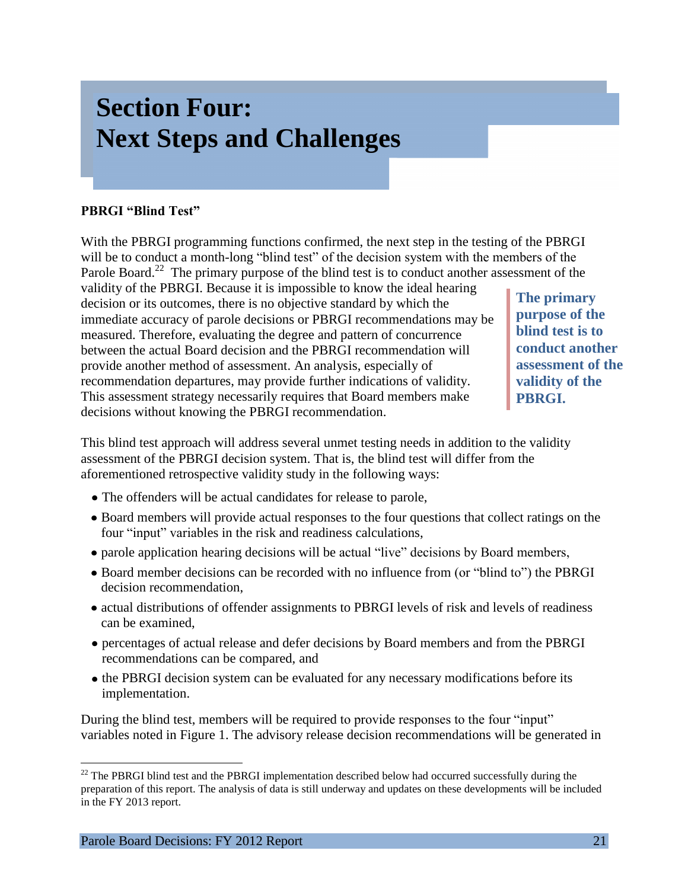# Section Four: Next Steps and Challenges

**PBRGI "Blind Test"**

With the PBRGI programming functions confirmed, the next step in the testing of the PBRGI will be to conduct a month-long "blind test" of the decision system with the members of the Parole Board.[22] The primary purpose of the blind test is to conduct another assessment of the validity of the PBRGI. Because it is impossible to know the ideal hearing decision or its outcomes, there is no objective standard by which the immediate accuracy of parole decisions or PBRGI recommendations may be measured. Therefore, evaluating the degree and pattern of concurrence between the actual Board decision and the PBRGI recommendation will provide another method of assessment. An analysis, especially of recommendation departures, may provide further indications of validity. This assessment strategy necessarily requires that Board members make decisions without knowing the PBRGI recommendation.

**The primary purpose of the blind test is to conduct another assessment of the validity of the PBRGI.**

This blind test approach will address several unmet testing needs in addition to the validity assessment of the PBRGI decision system. That is, the blind test will differ from the aforementioned retrospective validity study in the following ways:

- The offenders will be actual candidates for release to parole,
- Board members will provide actual responses to the four questions that collect ratings on the four "input" variables in the risk and readiness calculations,
- parole application hearing decisions will be actual "live" decisions by Board members,
- Board member decisions can be recorded with no influence from (or "blind to") the PBRGI decision recommendation,
- actual distributions of offender assignments to PBRGI levels of risk and levels of readiness can be examined,
- percentages of actual release and defer decisions by Board members and from the PBRGI recommendations can be compared, and
- the PBRGI decision system can be evaluated for any necessary modifications before its implementation.

During the blind test, members will be required to provide responses to the four "input" variables noted in Figure 1. The advisory release decision recommendations will be generated in

[22] The PBRGI blind test and the PBRGI implementation described below had occurred successfully during the preparation of this report. The analysis of data is still underway and updates on these developments will be included in the FY 2013 report.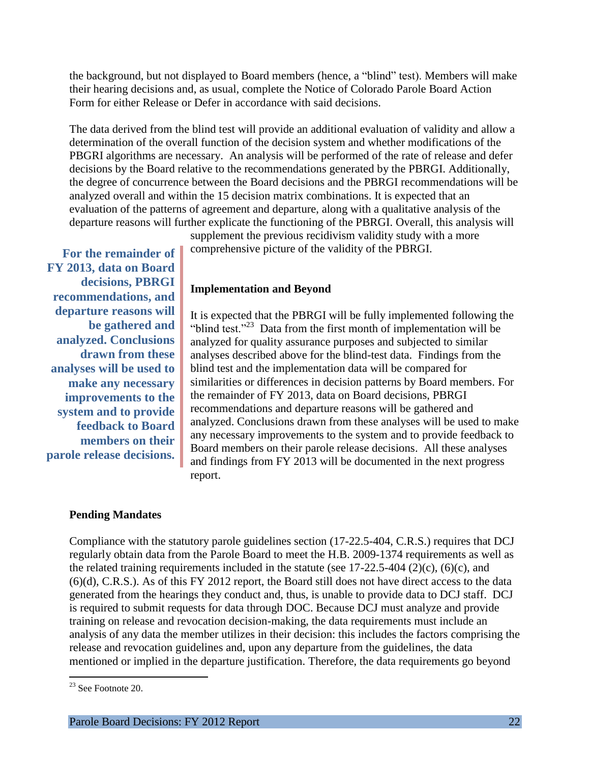the background, but not displayed to Board members (hence, a "blind" test). Members will make their hearing decisions and, as usual, complete the Notice of Colorado Parole Board Action Form for either Release or Defer in accordance with said decisions.

The data derived from the blind test will provide an additional evaluation of validity and allow a determination of the overall function of the decision system and whether modifications of the PBGRI algorithms are necessary. An analysis will be performed of the rate of release and defer decisions by the Board relative to the recommendations generated by the PBGRI. Additionally, the degree of concurrence between the Board decisions and the PBGRI recommendations will be analyzed overall and within the 15 decision matrix combinations. It is expected that an evaluation of the patterns of agreement and departure, along with a qualitative analysis of the departure reasons will further explicate the functioning of the PBGRI. Overall, this analysis will supplement the previous recidivism validity study with a more comprehensive picture of the validity of the PBGRI.

**For the remainder of FY 2013, data on Board decisions, PBGRI recommendations, and departure reasons will be gathered and analyzed. Conclusions drawn from these analyses will be used to make any necessary improvements to the system and to provide feedback to Board members on their parole release decisions.**

**Implementation and Beyond**

It is expected that the PBGRI will be fully implemented following the "blind test."[23] Data from the first month of implementation will be analyzed for quality assurance purposes and subjected to similar analyses described above for the blind-test data. Findings from the blind test and the implementation data will be compared for similarities or differences in decision patterns by Board members. For the remainder of FY 2013, data on Board decisions, PBGRI recommendations and departure reasons will be gathered and analyzed. Conclusions drawn from these analyses will be used to make any necessary improvements to the system and to provide feedback to Board members on their parole release decisions. All these analyses and findings from FY 2013 will be documented in the next progress report.

**Pending Mandates**

Compliance with the statutory parole guidelines section (17-22.5-404, C.R.S.) requires that DCJ regularly obtain data from the Parole Board to meet the H.B. 2009-1374 requirements as well as the related training requirements included in the statute (see 17-22.5-404 (2)(c), (6)(c), and (6)(d), C.R.S.). As of this FY 2012 report, the Board still does not have direct access to the data generated from the hearings they conduct and, thus, is unable to provide data to DCJ staff. DCJ is required to submit requests for data through DOC. Because DCJ must analyze and provide training on release and revocation decision-making, the data requirements must include an analysis of any data the member utilizes in their decision: this includes the factors comprising the release and revocation guidelines and, upon any departure from the guidelines, the data mentioned or implied in the departure justification. Therefore, the data requirements go beyond

[23] See Footnote 20.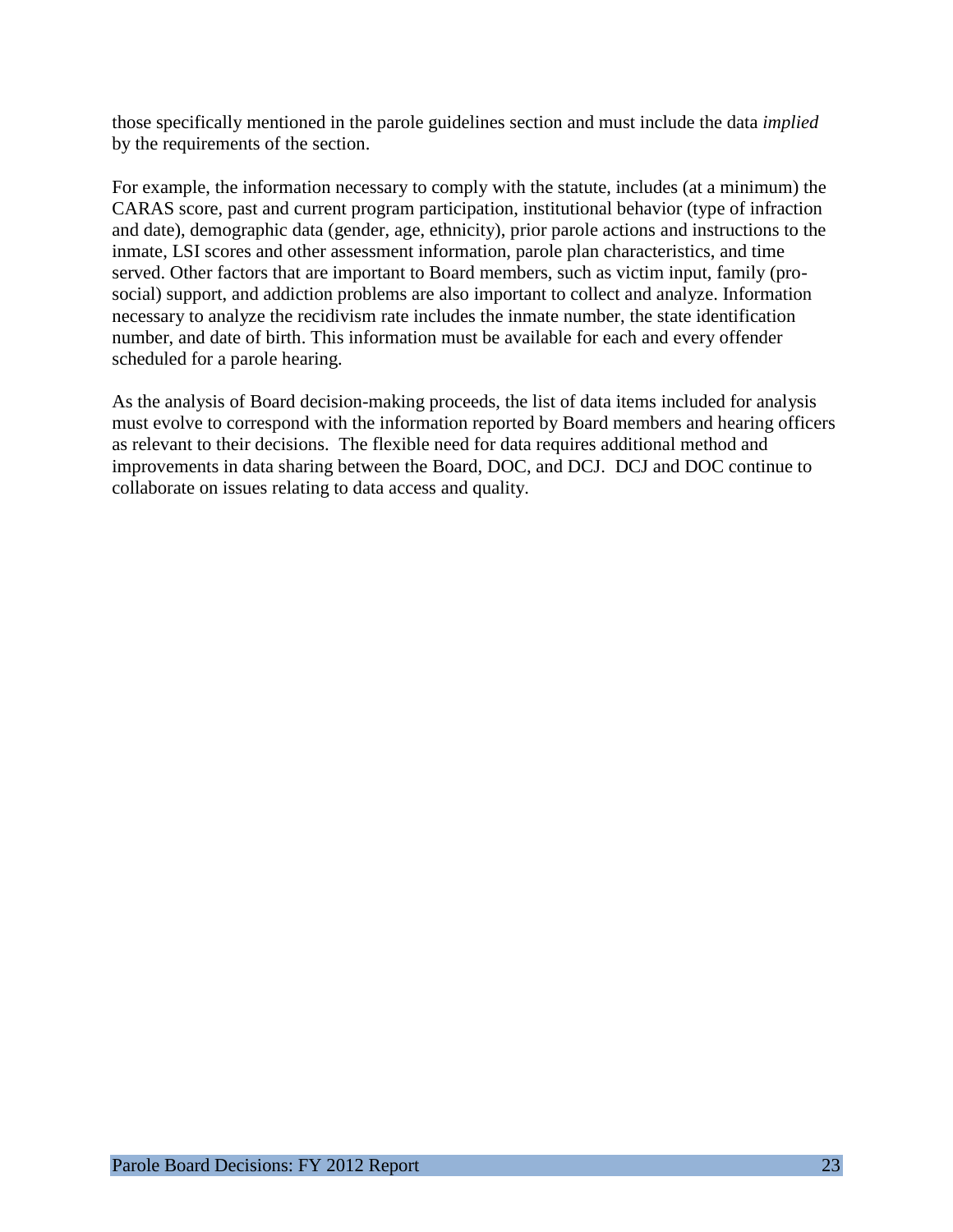those specifically mentioned in the parole guidelines section and must include the data *implied* by the requirements of the section.

For example, the information necessary to comply with the statute, includes (at a minimum) the CARAS score, past and current program participation, institutional behavior (type of infraction and date), demographic data (gender, age, ethnicity), prior parole actions and instructions to the inmate, LSI scores and other assessment information, parole plan characteristics, and time served. Other factors that are important to Board members, such as victim input, family (pro-social) support, and addiction problems are also important to collect and analyze. Information necessary to analyze the recidivism rate includes the inmate number, the state identification number, and date of birth. This information must be available for each and every offender scheduled for a parole hearing.

As the analysis of Board decision-making proceeds, the list of data items included for analysis must evolve to correspond with the information reported by Board members and hearing officers as relevant to their decisions. The flexible need for data requires additional method and improvements in data sharing between the Board, DOC, and DCJ. DCJ and DOC continue to collaborate on issues relating to data access and quality.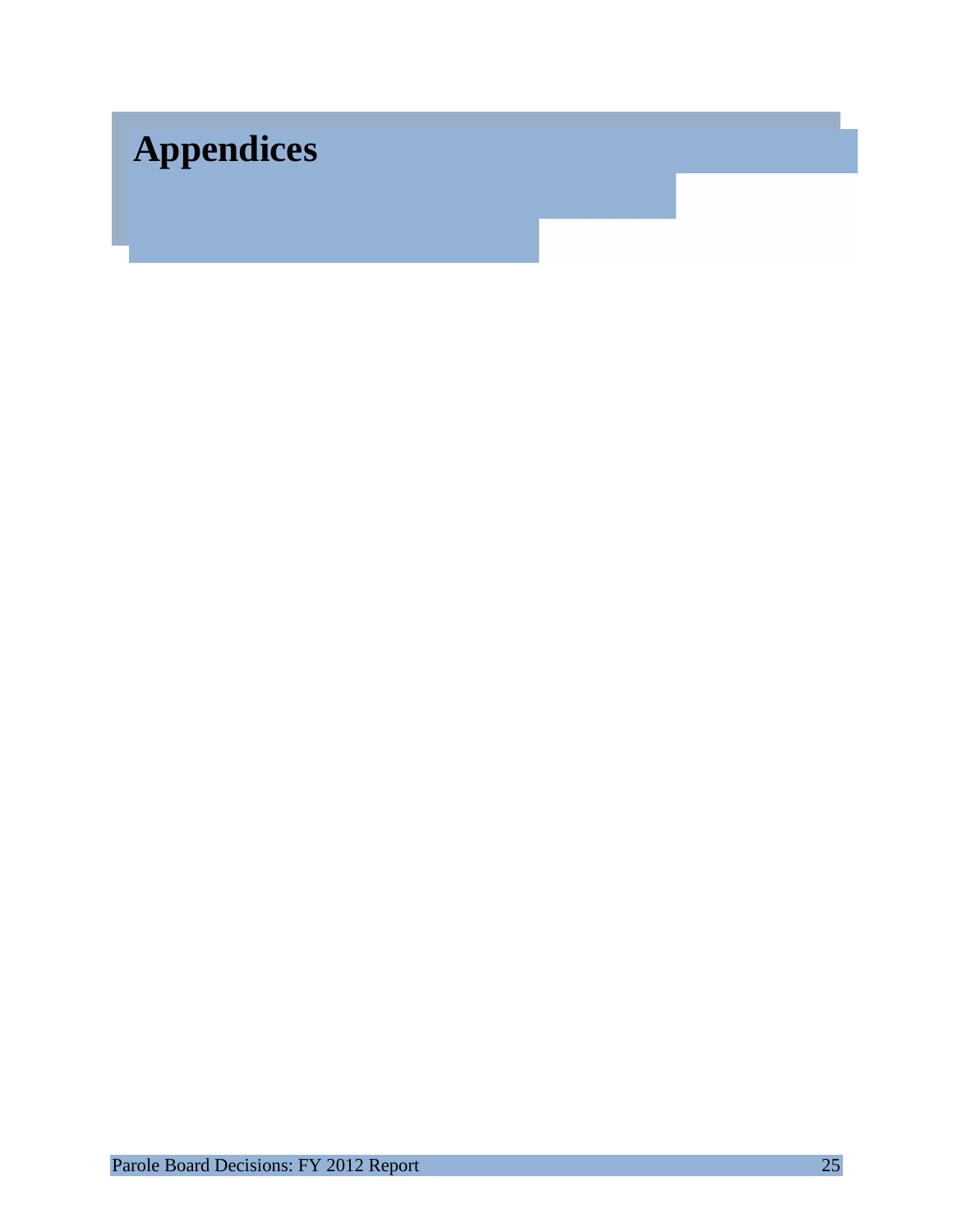# Appendices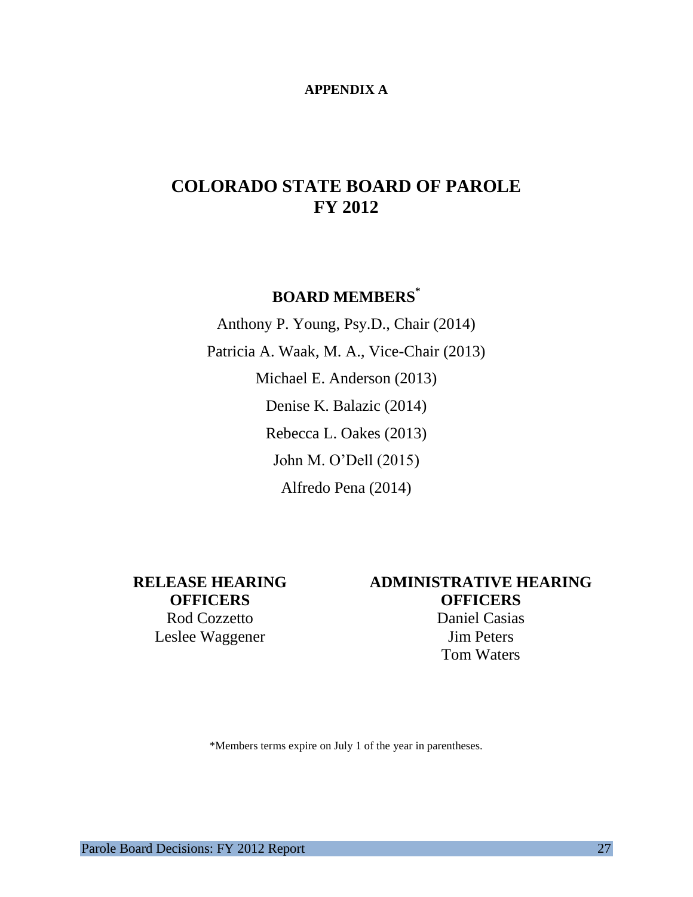**APPENDIX A**

# COLORADO STATE BOARD OF PAROLE
# FY 2012

## BOARD MEMBERS*

Anthony P. Young, Psy.D., Chair (2014)

Patricia A. Waak, M. A., Vice-Chair (2013)

Michael E. Anderson (2013)

Denise K. Balazic (2014)

Rebecca L. Oakes (2013)

John M. O'Dell (2015)

Alfredo Pena (2014)

**RELEASE HEARING OFFICERS**

Rod Cozzetto

Leslee Waggener

**ADMINISTRATIVE HEARING OFFICERS**

Daniel Casias

Jim Peters

Tom Waters

*Members terms expire on July 1 of the year in parentheses.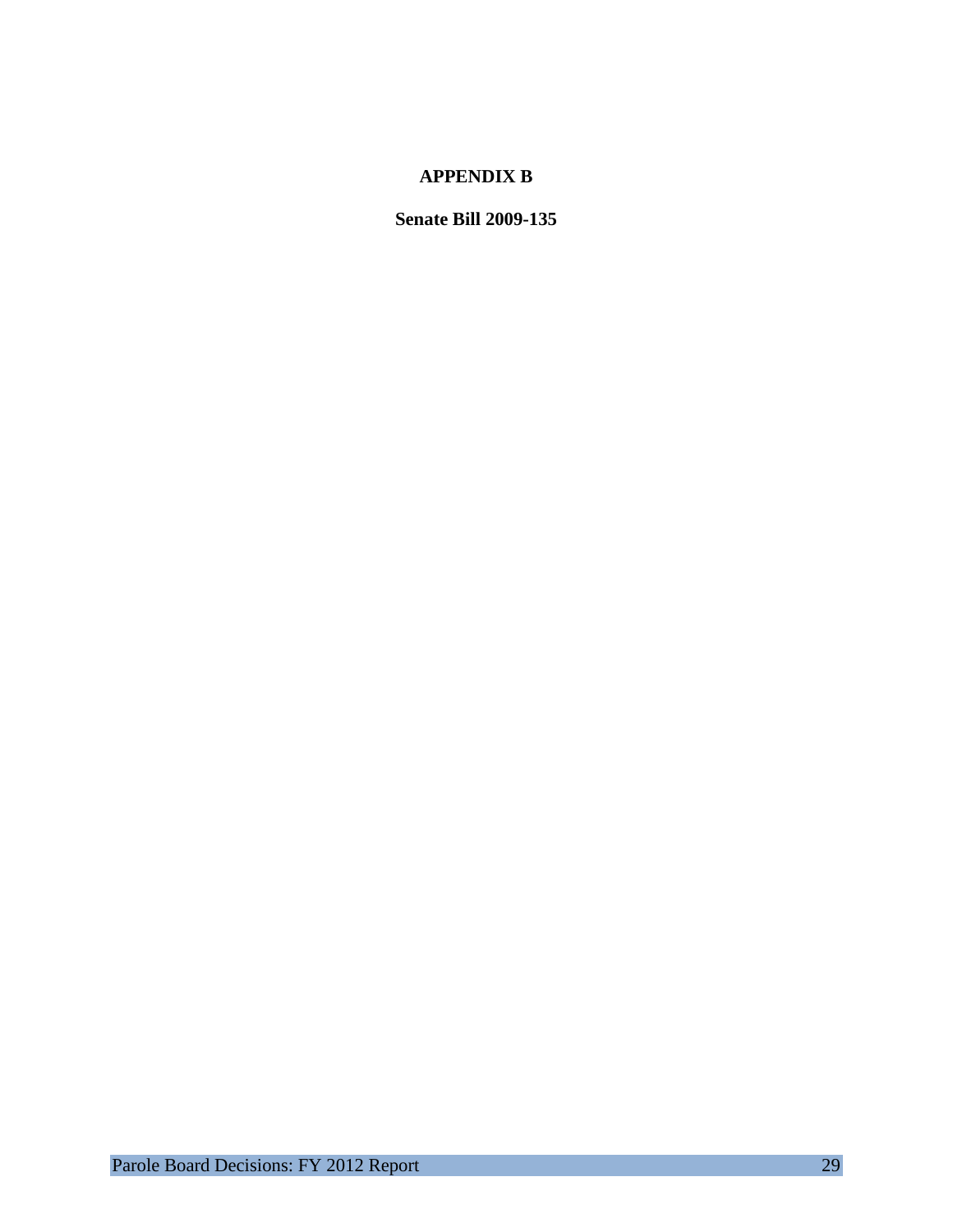# APPENDIX B

## Senate Bill 2009-135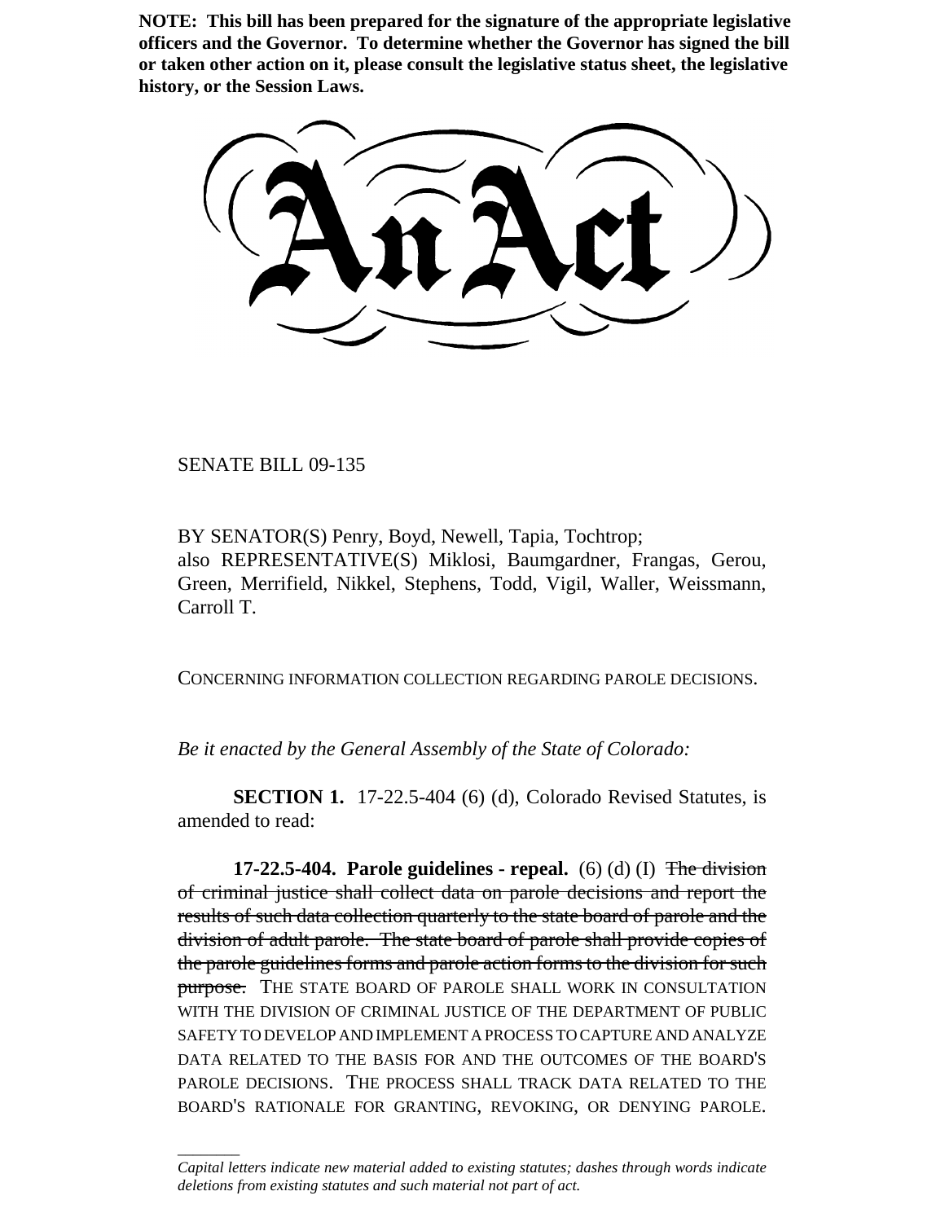**NOTE: This bill has been prepared for the signature of the appropriate legislative officers and the Governor. To determine whether the Governor has signed the bill or taken other action on it, please consult the legislative status sheet, the legislative history, or the Session Laws.**

# An Act

SENATE BILL 09-135

BY SENATOR(S) Penry, Boyd, Newell, Tapia, Tochtrop;
also REPRESENTATIVE(S) Miklosi, Baumgardner, Frangas, Gerou, Green, Merrifield, Nikkel, Stephens, Todd, Vigil, Waller, Weissmann, Carroll T.

CONCERNING INFORMATION COLLECTION REGARDING PAROLE DECISIONS.

*Be it enacted by the General Assembly of the State of Colorado:*

**SECTION 1.** 17-22.5-404 (6) (d), Colorado Revised Statutes, is amended to read:

**17-22.5-404. Parole guidelines - repeal.** (6) (d) (I) ~~The division of criminal justice shall collect data on parole decisions and report the results of such data collection quarterly to the state board of parole and the division of adult parole. The state board of parole shall provide copies of the parole guidelines forms and parole action forms to the division for such purpose.~~ THE STATE BOARD OF PAROLE SHALL WORK IN CONSULTATION WITH THE DIVISION OF CRIMINAL JUSTICE OF THE DEPARTMENT OF PUBLIC SAFETY TO DEVELOP AND IMPLEMENT A PROCESS TO CAPTURE AND ANALYZE DATA RELATED TO THE BASIS FOR AND THE OUTCOMES OF THE BOARD'S PAROLE DECISIONS. THE PROCESS SHALL TRACK DATA RELATED TO THE BOARD'S RATIONALE FOR GRANTING, REVOKING, OR DENYING PAROLE.

*Capital letters indicate new material added to existing statutes; dashes through words indicate deletions from existing statutes and such material not part of act.*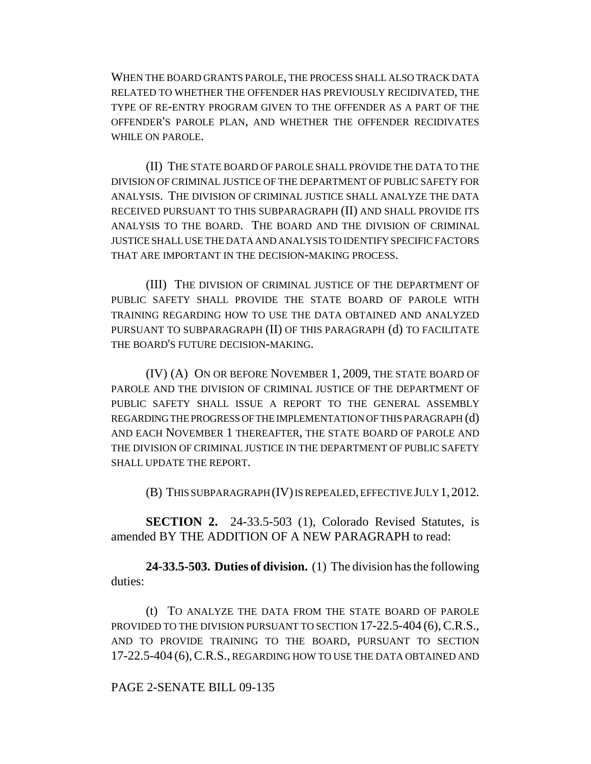WHEN THE BOARD GRANTS PAROLE, THE PROCESS SHALL ALSO TRACK DATA RELATED TO WHETHER THE OFFENDER HAS PREVIOUSLY RECIDIVATED, THE TYPE OF RE-ENTRY PROGRAM GIVEN TO THE OFFENDER AS A PART OF THE OFFENDER'S PAROLE PLAN, AND WHETHER THE OFFENDER RECIDIVATES WHILE ON PAROLE.

(II) THE STATE BOARD OF PAROLE SHALL PROVIDE THE DATA TO THE DIVISION OF CRIMINAL JUSTICE OF THE DEPARTMENT OF PUBLIC SAFETY FOR ANALYSIS. THE DIVISION OF CRIMINAL JUSTICE SHALL ANALYZE THE DATA RECEIVED PURSUANT TO THIS SUBPARAGRAPH (II) AND SHALL PROVIDE ITS ANALYSIS TO THE BOARD. THE BOARD AND THE DIVISION OF CRIMINAL JUSTICE SHALL USE THE DATA AND ANALYSIS TO IDENTIFY SPECIFIC FACTORS THAT ARE IMPORTANT IN THE DECISION-MAKING PROCESS.

(III) THE DIVISION OF CRIMINAL JUSTICE OF THE DEPARTMENT OF PUBLIC SAFETY SHALL PROVIDE THE STATE BOARD OF PAROLE WITH TRAINING REGARDING HOW TO USE THE DATA OBTAINED AND ANALYZED PURSUANT TO SUBPARAGRAPH (II) OF THIS PARAGRAPH (d) TO FACILITATE THE BOARD'S FUTURE DECISION-MAKING.

(IV) (A) ON OR BEFORE NOVEMBER 1, 2009, THE STATE BOARD OF PAROLE AND THE DIVISION OF CRIMINAL JUSTICE OF THE DEPARTMENT OF PUBLIC SAFETY SHALL ISSUE A REPORT TO THE GENERAL ASSEMBLY REGARDING THE PROGRESS OF THE IMPLEMENTATION OF THIS PARAGRAPH (d) AND EACH NOVEMBER 1 THEREAFTER, THE STATE BOARD OF PAROLE AND THE DIVISION OF CRIMINAL JUSTICE IN THE DEPARTMENT OF PUBLIC SAFETY SHALL UPDATE THE REPORT.

(B) THIS SUBPARAGRAPH (IV) IS REPEALED, EFFECTIVE JULY 1, 2012.

**SECTION 2.** 24-33.5-503 (1), Colorado Revised Statutes, is amended BY THE ADDITION OF A NEW PARAGRAPH to read:

**24-33.5-503. Duties of division.** (1) The division has the following duties:

(t) TO ANALYZE THE DATA FROM THE STATE BOARD OF PAROLE PROVIDED TO THE DIVISION PURSUANT TO SECTION 17-22.5-404 (6), C.R.S., AND TO PROVIDE TRAINING TO THE BOARD, PURSUANT TO SECTION 17-22.5-404 (6), C.R.S., REGARDING HOW TO USE THE DATA OBTAINED AND

PAGE 2-SENATE BILL 09-135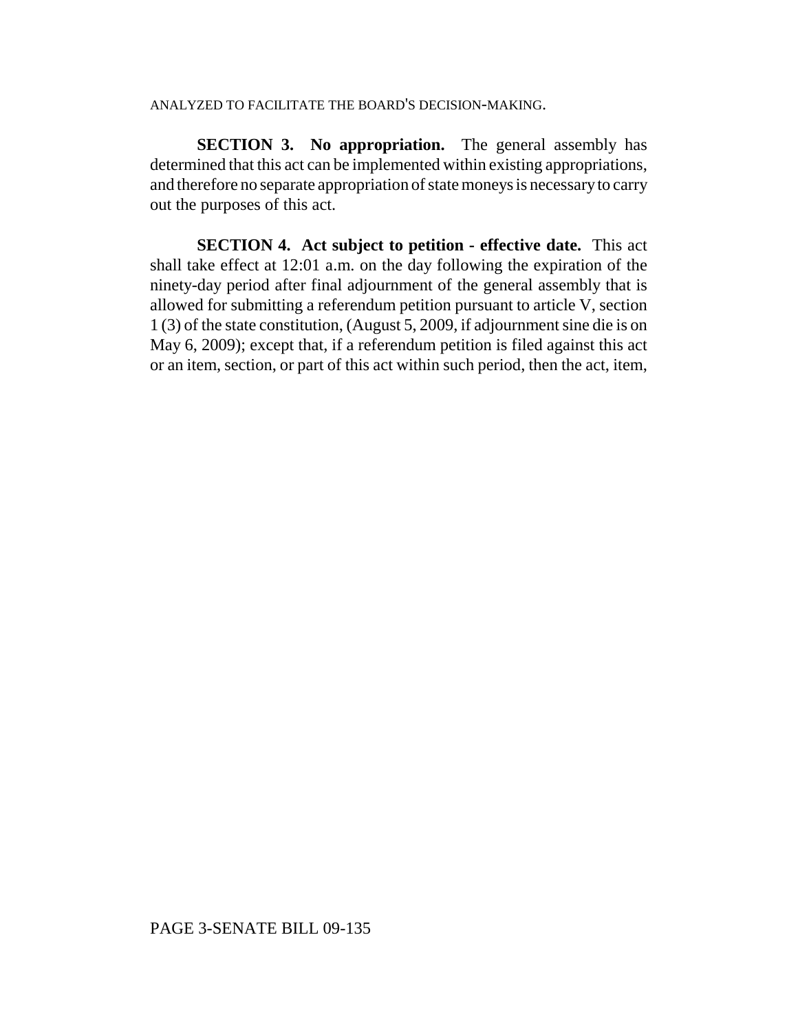ANALYZED TO FACILITATE THE BOARD'S DECISION-MAKING.

**SECTION 3. No appropriation.** The general assembly has determined that this act can be implemented within existing appropriations, and therefore no separate appropriation of state moneys is necessary to carry out the purposes of this act.

**SECTION 4. Act subject to petition - effective date.** This act shall take effect at 12:01 a.m. on the day following the expiration of the ninety-day period after final adjournment of the general assembly that is allowed for submitting a referendum petition pursuant to article V, section 1 (3) of the state constitution, (August 5, 2009, if adjournment sine die is on May 6, 2009); except that, if a referendum petition is filed against this act or an item, section, or part of this act within such period, then the act, item,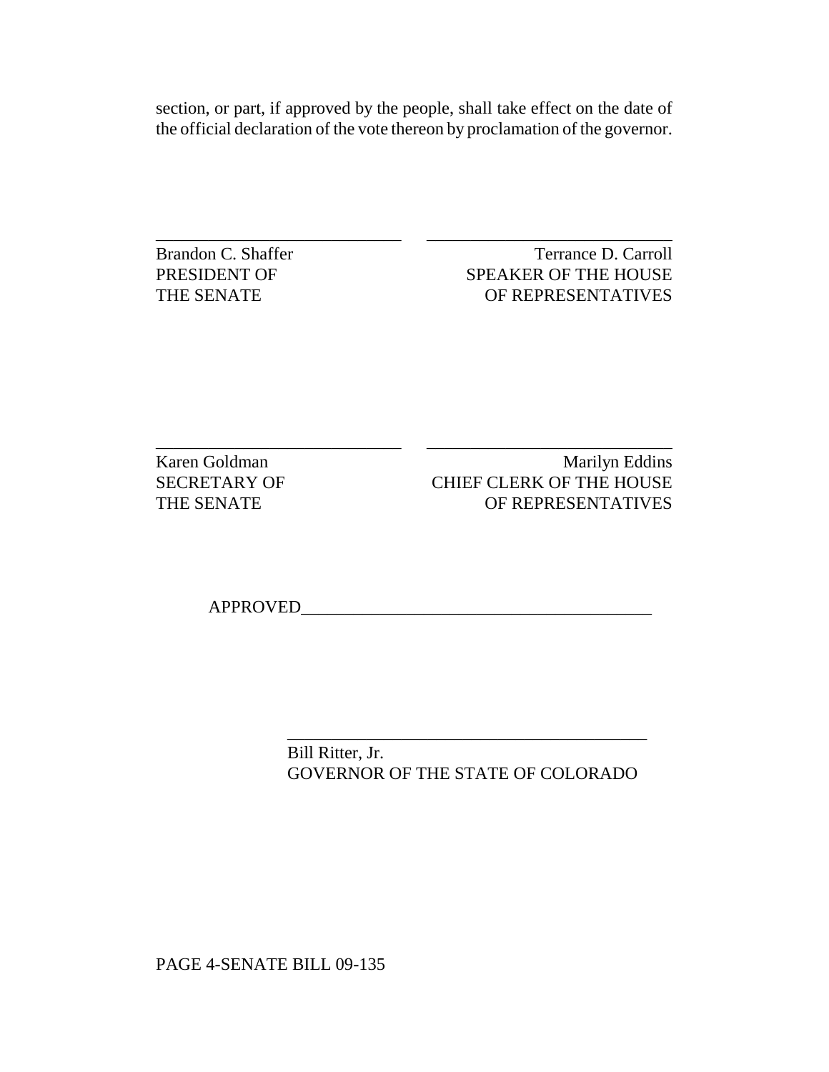section, or part, if approved by the people, shall take effect on the date of the official declaration of the vote thereon by proclamation of the governor.

| ____________________________ | ____________________________ |
|---|---|
| Brandon C. Shaffer<br>PRESIDENT OF<br>THE SENATE | Terrance D. Carroll<br>SPEAKER OF THE HOUSE<br>OF REPRESENTATIVES |

| ____________________________ | ____________________________ |
|---|---|
| Karen Goldman<br>SECRETARY OF<br>THE SENATE | Marilyn Eddins<br>CHIEF CLERK OF THE HOUSE<br>OF REPRESENTATIVES |

APPROVED________________________________________

_________________________________________

Bill Ritter, Jr.
GOVERNOR OF THE STATE OF COLORADO

PAGE 4-SENATE BILL 09-135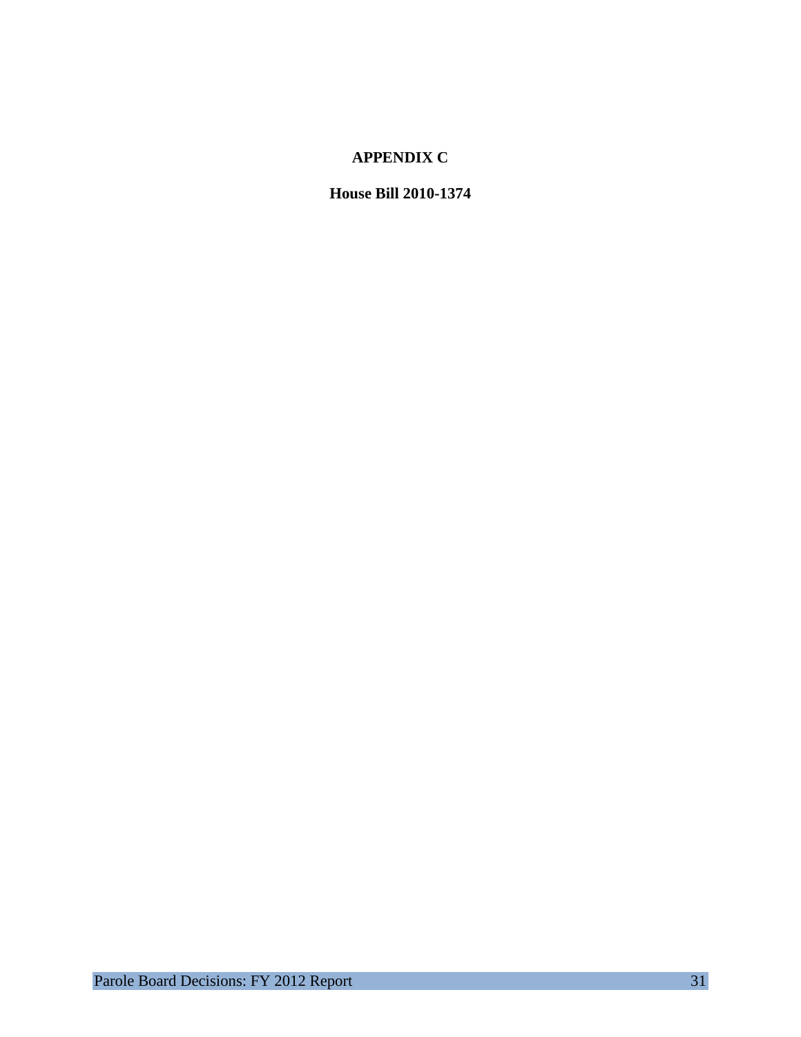# APPENDIX C

## House Bill 2010-1374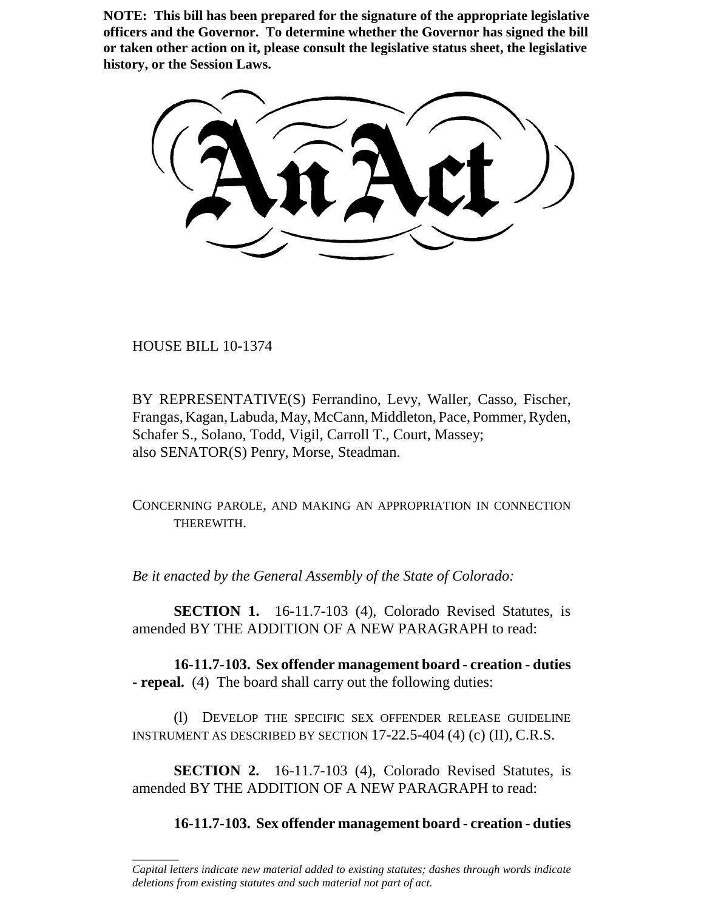**NOTE: This bill has been prepared for the signature of the appropriate legislative officers and the Governor. To determine whether the Governor has signed the bill or taken other action on it, please consult the legislative status sheet, the legislative history, or the Session Laws.**

# An Act

HOUSE BILL 10-1374

BY REPRESENTATIVE(S) Ferrandino, Levy, Waller, Casso, Fischer, Frangas, Kagan, Labuda, May, McCann, Middleton, Pace, Pommer, Ryden, Schafer S., Solano, Todd, Vigil, Carroll T., Court, Massey;
also SENATOR(S) Penry, Morse, Steadman.

CONCERNING PAROLE, AND MAKING AN APPROPRIATION IN CONNECTION THEREWITH.

*Be it enacted by the General Assembly of the State of Colorado:*

**SECTION 1.** 16-11.7-103 (4), Colorado Revised Statutes, is amended BY THE ADDITION OF A NEW PARAGRAPH to read:

**16-11.7-103. Sex offender management board - creation - duties - repeal.** (4) The board shall carry out the following duties:

(l) DEVELOP THE SPECIFIC SEX OFFENDER RELEASE GUIDELINE INSTRUMENT AS DESCRIBED BY SECTION 17-22.5-404 (4) (c) (II), C.R.S.

**SECTION 2.** 16-11.7-103 (4), Colorado Revised Statutes, is amended BY THE ADDITION OF A NEW PARAGRAPH to read:

**16-11.7-103. Sex offender management board - creation - duties**

*Capital letters indicate new material added to existing statutes; dashes through words indicate deletions from existing statutes and such material not part of act.*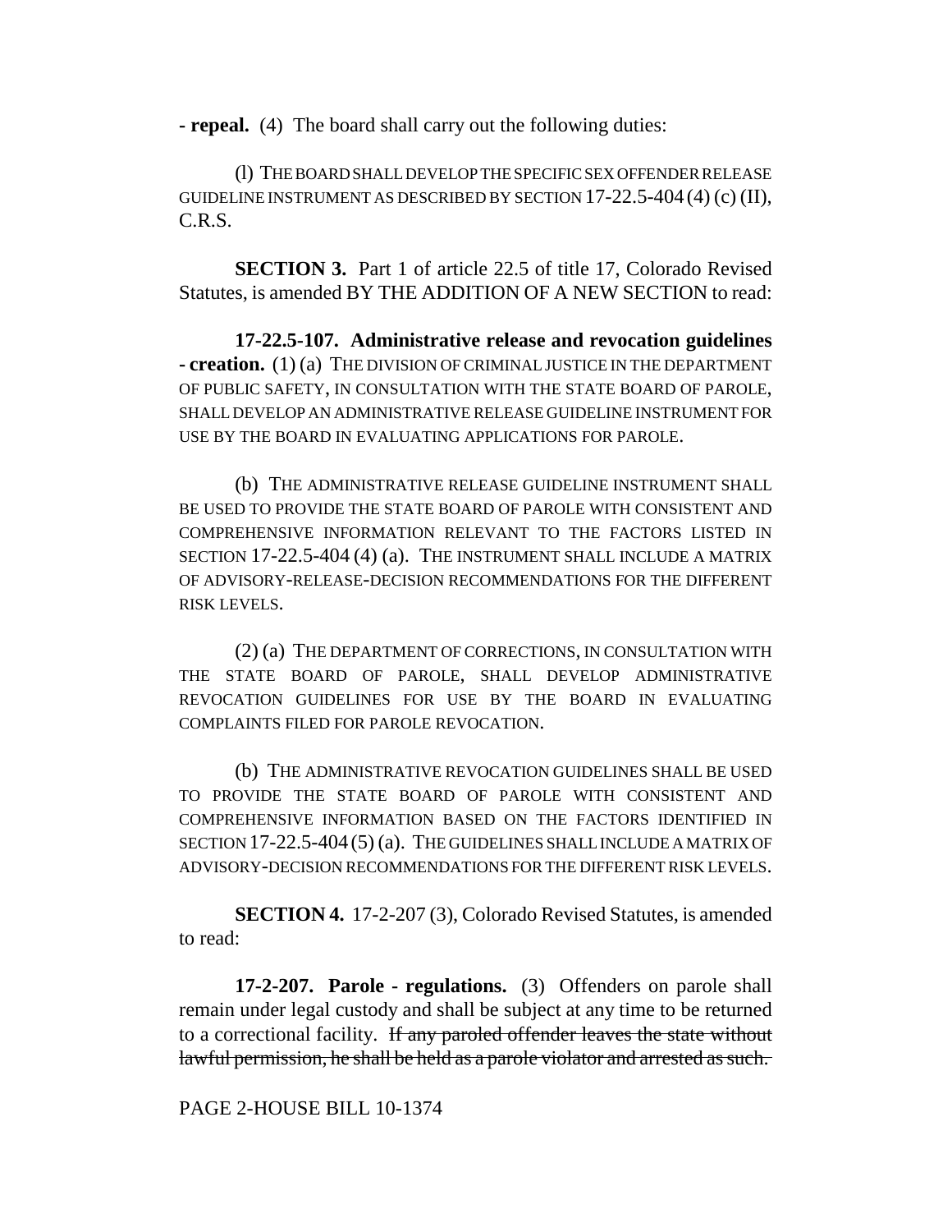**- repeal.** (4) The board shall carry out the following duties:

(l) THE BOARD SHALL DEVELOP THE SPECIFIC SEX OFFENDER RELEASE GUIDELINE INSTRUMENT AS DESCRIBED BY SECTION 17-22.5-404 (4) (c) (II), C.R.S.

**SECTION 3.** Part 1 of article 22.5 of title 17, Colorado Revised Statutes, is amended BY THE ADDITION OF A NEW SECTION to read:

**17-22.5-107. Administrative release and revocation guidelines - creation.** (1) (a) THE DIVISION OF CRIMINAL JUSTICE IN THE DEPARTMENT OF PUBLIC SAFETY, IN CONSULTATION WITH THE STATE BOARD OF PAROLE, SHALL DEVELOP AN ADMINISTRATIVE RELEASE GUIDELINE INSTRUMENT FOR USE BY THE BOARD IN EVALUATING APPLICATIONS FOR PAROLE.

(b) THE ADMINISTRATIVE RELEASE GUIDELINE INSTRUMENT SHALL BE USED TO PROVIDE THE STATE BOARD OF PAROLE WITH CONSISTENT AND COMPREHENSIVE INFORMATION RELEVANT TO THE FACTORS LISTED IN SECTION 17-22.5-404 (4) (a). THE INSTRUMENT SHALL INCLUDE A MATRIX OF ADVISORY-RELEASE-DECISION RECOMMENDATIONS FOR THE DIFFERENT RISK LEVELS.

(2) (a) THE DEPARTMENT OF CORRECTIONS, IN CONSULTATION WITH THE STATE BOARD OF PAROLE, SHALL DEVELOP ADMINISTRATIVE REVOCATION GUIDELINES FOR USE BY THE BOARD IN EVALUATING COMPLAINTS FILED FOR PAROLE REVOCATION.

(b) THE ADMINISTRATIVE REVOCATION GUIDELINES SHALL BE USED TO PROVIDE THE STATE BOARD OF PAROLE WITH CONSISTENT AND COMPREHENSIVE INFORMATION BASED ON THE FACTORS IDENTIFIED IN SECTION 17-22.5-404 (5) (a). THE GUIDELINES SHALL INCLUDE A MATRIX OF ADVISORY-DECISION RECOMMENDATIONS FOR THE DIFFERENT RISK LEVELS.

**SECTION 4.** 17-2-207 (3), Colorado Revised Statutes, is amended to read:

**17-2-207. Parole - regulations.** (3) Offenders on parole shall remain under legal custody and shall be subject at any time to be returned to a correctional facility. ~~If any paroled offender leaves the state without lawful permission, he shall be held as a parole violator and arrested as such.~~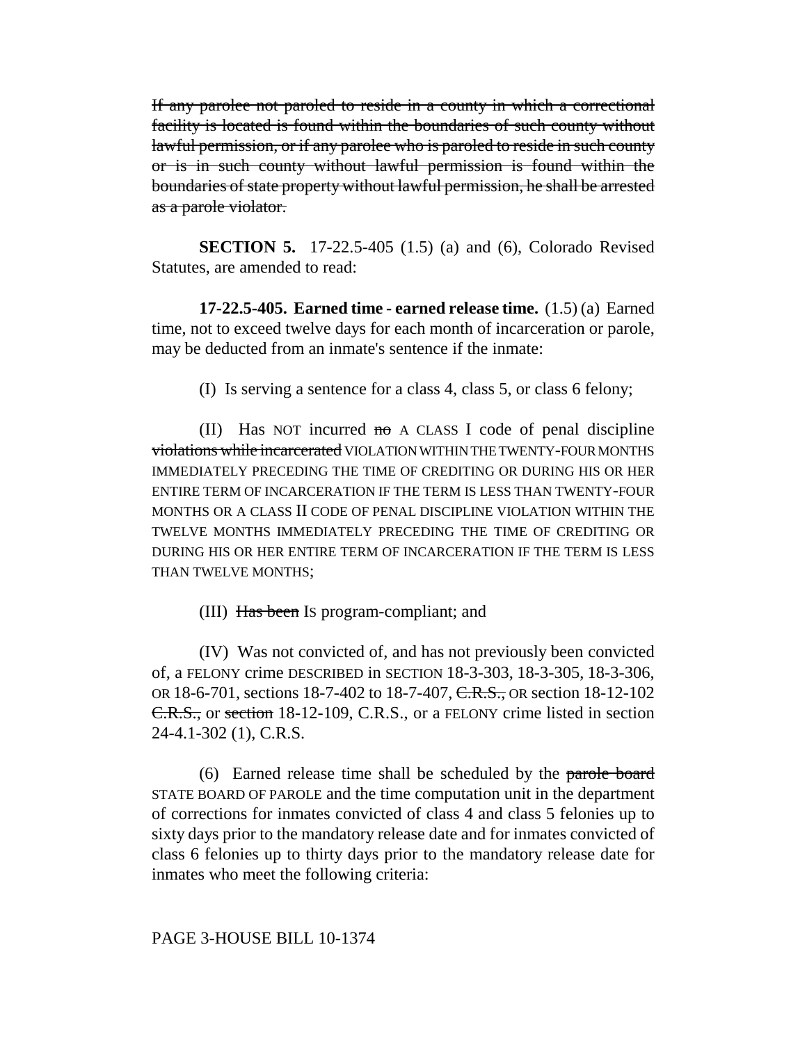~~If any parolee not paroled to reside in a county in which a correctional facility is located is found within the boundaries of such county without lawful permission, or if any parolee who is paroled to reside in such county or is in such county without lawful permission is found within the boundaries of state property without lawful permission, he shall be arrested as a parole violator.~~

**SECTION 5.** 17-22.5-405 (1.5) (a) and (6), Colorado Revised Statutes, are amended to read:

**17-22.5-405. Earned time - earned release time.** (1.5) (a) Earned time, not to exceed twelve days for each month of incarceration or parole, may be deducted from an inmate's sentence if the inmate:

(I) Is serving a sentence for a class 4, class 5, or class 6 felony;

(II) Has NOT incurred ~~no~~ A CLASS I code of penal discipline ~~violations while incarcerated~~ VIOLATION WITHIN THE TWENTY-FOUR MONTHS IMMEDIATELY PRECEDING THE TIME OF CREDITING OR DURING HIS OR HER ENTIRE TERM OF INCARCERATION IF THE TERM IS LESS THAN TWENTY-FOUR MONTHS OR A CLASS II CODE OF PENAL DISCIPLINE VIOLATION WITHIN THE TWELVE MONTHS IMMEDIATELY PRECEDING THE TIME OF CREDITING OR DURING HIS OR HER ENTIRE TERM OF INCARCERATION IF THE TERM IS LESS THAN TWELVE MONTHS;

(III) ~~Has been~~ IS program-compliant; and

(IV) Was not convicted of, and has not previously been convicted of, a FELONY crime DESCRIBED in SECTION 18-3-303, 18-3-305, 18-3-306, OR 18-6-701, sections 18-7-402 to 18-7-407, ~~C.R.S.,~~ OR section 18-12-102 ~~C.R.S.,~~ or ~~section~~ 18-12-109, C.R.S., or a FELONY crime listed in section 24-4.1-302 (1), C.R.S.

(6) Earned release time shall be scheduled by the ~~parole board~~ STATE BOARD OF PAROLE and the time computation unit in the department of corrections for inmates convicted of class 4 and class 5 felonies up to sixty days prior to the mandatory release date and for inmates convicted of class 6 felonies up to thirty days prior to the mandatory release date for inmates who meet the following criteria:

PAGE 3-HOUSE BILL 10-1374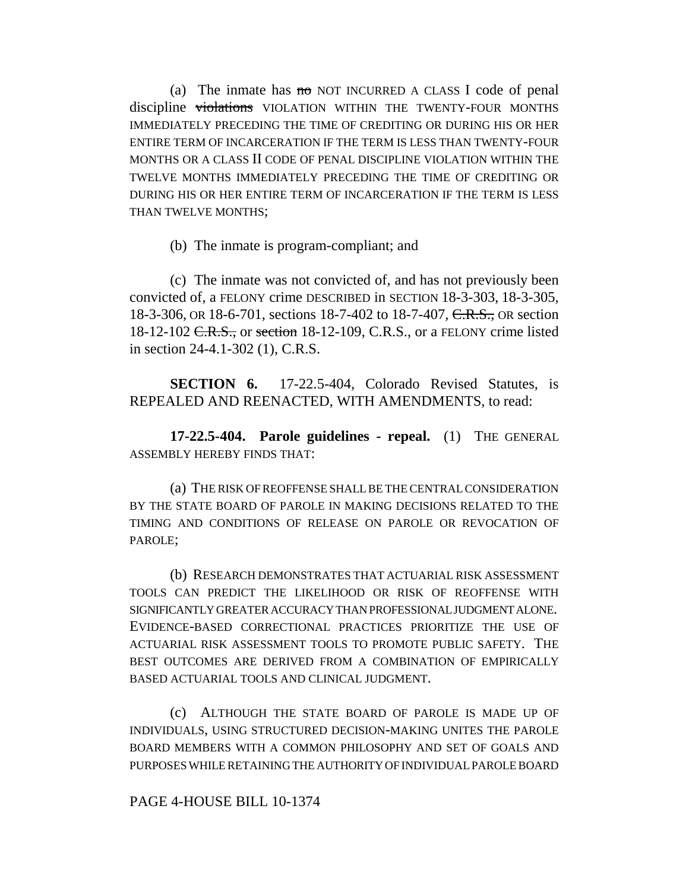(a) The inmate has ~~no~~ NOT INCURRED A CLASS I code of penal discipline ~~violations~~ VIOLATION WITHIN THE TWENTY-FOUR MONTHS IMMEDIATELY PRECEDING THE TIME OF CREDITING OR DURING HIS OR HER ENTIRE TERM OF INCARCERATION IF THE TERM IS LESS THAN TWENTY-FOUR MONTHS OR A CLASS II CODE OF PENAL DISCIPLINE VIOLATION WITHIN THE TWELVE MONTHS IMMEDIATELY PRECEDING THE TIME OF CREDITING OR DURING HIS OR HER ENTIRE TERM OF INCARCERATION IF THE TERM IS LESS THAN TWELVE MONTHS;

(b) The inmate is program-compliant; and

(c) The inmate was not convicted of, and has not previously been convicted of, a FELONY crime DESCRIBED in SECTION 18-3-303, 18-3-305, 18-3-306, OR 18-6-701, sections 18-7-402 to 18-7-407, ~~C.R.S.,~~ OR section 18-12-102 ~~C.R.S.,~~ or ~~section~~ 18-12-109, C.R.S., or a FELONY crime listed in section 24-4.1-302 (1), C.R.S.

**SECTION 6.** 17-22.5-404, Colorado Revised Statutes, is REPEALED AND REENACTED, WITH AMENDMENTS, to read:

**17-22.5-404. Parole guidelines - repeal.** (1) THE GENERAL ASSEMBLY HEREBY FINDS THAT:

(a) THE RISK OF REOFFENSE SHALL BE THE CENTRAL CONSIDERATION BY THE STATE BOARD OF PAROLE IN MAKING DECISIONS RELATED TO THE TIMING AND CONDITIONS OF RELEASE ON PAROLE OR REVOCATION OF PAROLE;

(b) RESEARCH DEMONSTRATES THAT ACTUARIAL RISK ASSESSMENT TOOLS CAN PREDICT THE LIKELIHOOD OR RISK OF REOFFENSE WITH SIGNIFICANTLY GREATER ACCURACY THAN PROFESSIONAL JUDGMENT ALONE. EVIDENCE-BASED CORRECTIONAL PRACTICES PRIORITIZE THE USE OF ACTUARIAL RISK ASSESSMENT TOOLS TO PROMOTE PUBLIC SAFETY. THE BEST OUTCOMES ARE DERIVED FROM A COMBINATION OF EMPIRICALLY BASED ACTUARIAL TOOLS AND CLINICAL JUDGMENT.

(c) ALTHOUGH THE STATE BOARD OF PAROLE IS MADE UP OF INDIVIDUALS, USING STRUCTURED DECISION-MAKING UNITES THE PAROLE BOARD MEMBERS WITH A COMMON PHILOSOPHY AND SET OF GOALS AND PURPOSES WHILE RETAINING THE AUTHORITY OF INDIVIDUAL PAROLE BOARD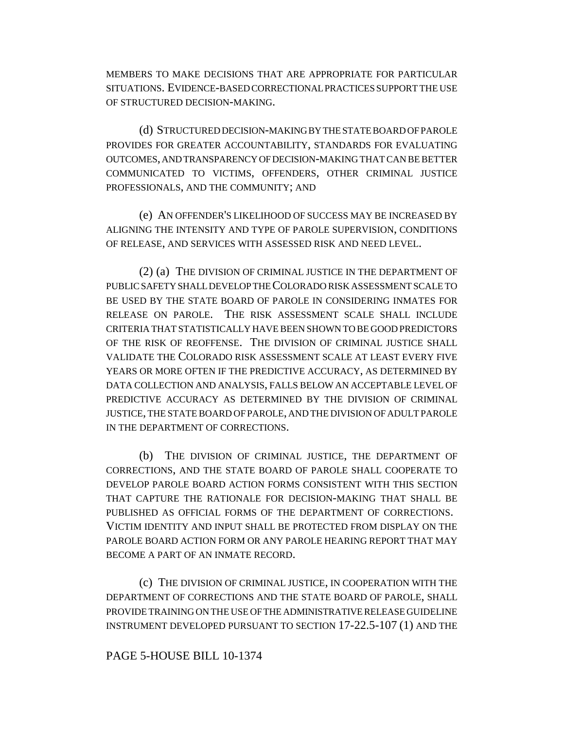MEMBERS TO MAKE DECISIONS THAT ARE APPROPRIATE FOR PARTICULAR SITUATIONS. EVIDENCE-BASED CORRECTIONAL PRACTICES SUPPORT THE USE OF STRUCTURED DECISION-MAKING.

(d) STRUCTURED DECISION-MAKING BY THE STATE BOARD OF PAROLE PROVIDES FOR GREATER ACCOUNTABILITY, STANDARDS FOR EVALUATING OUTCOMES, AND TRANSPARENCY OF DECISION-MAKING THAT CAN BE BETTER COMMUNICATED TO VICTIMS, OFFENDERS, OTHER CRIMINAL JUSTICE PROFESSIONALS, AND THE COMMUNITY; AND

(e) AN OFFENDER'S LIKELIHOOD OF SUCCESS MAY BE INCREASED BY ALIGNING THE INTENSITY AND TYPE OF PAROLE SUPERVISION, CONDITIONS OF RELEASE, AND SERVICES WITH ASSESSED RISK AND NEED LEVEL.

(2) (a) THE DIVISION OF CRIMINAL JUSTICE IN THE DEPARTMENT OF PUBLIC SAFETY SHALL DEVELOP THE COLORADO RISK ASSESSMENT SCALE TO BE USED BY THE STATE BOARD OF PAROLE IN CONSIDERING INMATES FOR RELEASE ON PAROLE. THE RISK ASSESSMENT SCALE SHALL INCLUDE CRITERIA THAT STATISTICALLY HAVE BEEN SHOWN TO BE GOOD PREDICTORS OF THE RISK OF REOFFENSE. THE DIVISION OF CRIMINAL JUSTICE SHALL VALIDATE THE COLORADO RISK ASSESSMENT SCALE AT LEAST EVERY FIVE YEARS OR MORE OFTEN IF THE PREDICTIVE ACCURACY, AS DETERMINED BY DATA COLLECTION AND ANALYSIS, FALLS BELOW AN ACCEPTABLE LEVEL OF PREDICTIVE ACCURACY AS DETERMINED BY THE DIVISION OF CRIMINAL JUSTICE, THE STATE BOARD OF PAROLE, AND THE DIVISION OF ADULT PAROLE IN THE DEPARTMENT OF CORRECTIONS.

(b) THE DIVISION OF CRIMINAL JUSTICE, THE DEPARTMENT OF CORRECTIONS, AND THE STATE BOARD OF PAROLE SHALL COOPERATE TO DEVELOP PAROLE BOARD ACTION FORMS CONSISTENT WITH THIS SECTION THAT CAPTURE THE RATIONALE FOR DECISION-MAKING THAT SHALL BE PUBLISHED AS OFFICIAL FORMS OF THE DEPARTMENT OF CORRECTIONS. VICTIM IDENTITY AND INPUT SHALL BE PROTECTED FROM DISPLAY ON THE PAROLE BOARD ACTION FORM OR ANY PAROLE HEARING REPORT THAT MAY BECOME A PART OF AN INMATE RECORD.

(c) THE DIVISION OF CRIMINAL JUSTICE, IN COOPERATION WITH THE DEPARTMENT OF CORRECTIONS AND THE STATE BOARD OF PAROLE, SHALL PROVIDE TRAINING ON THE USE OF THE ADMINISTRATIVE RELEASE GUIDELINE INSTRUMENT DEVELOPED PURSUANT TO SECTION 17-22.5-107 (1) AND THE

PAGE 5-HOUSE BILL 10-1374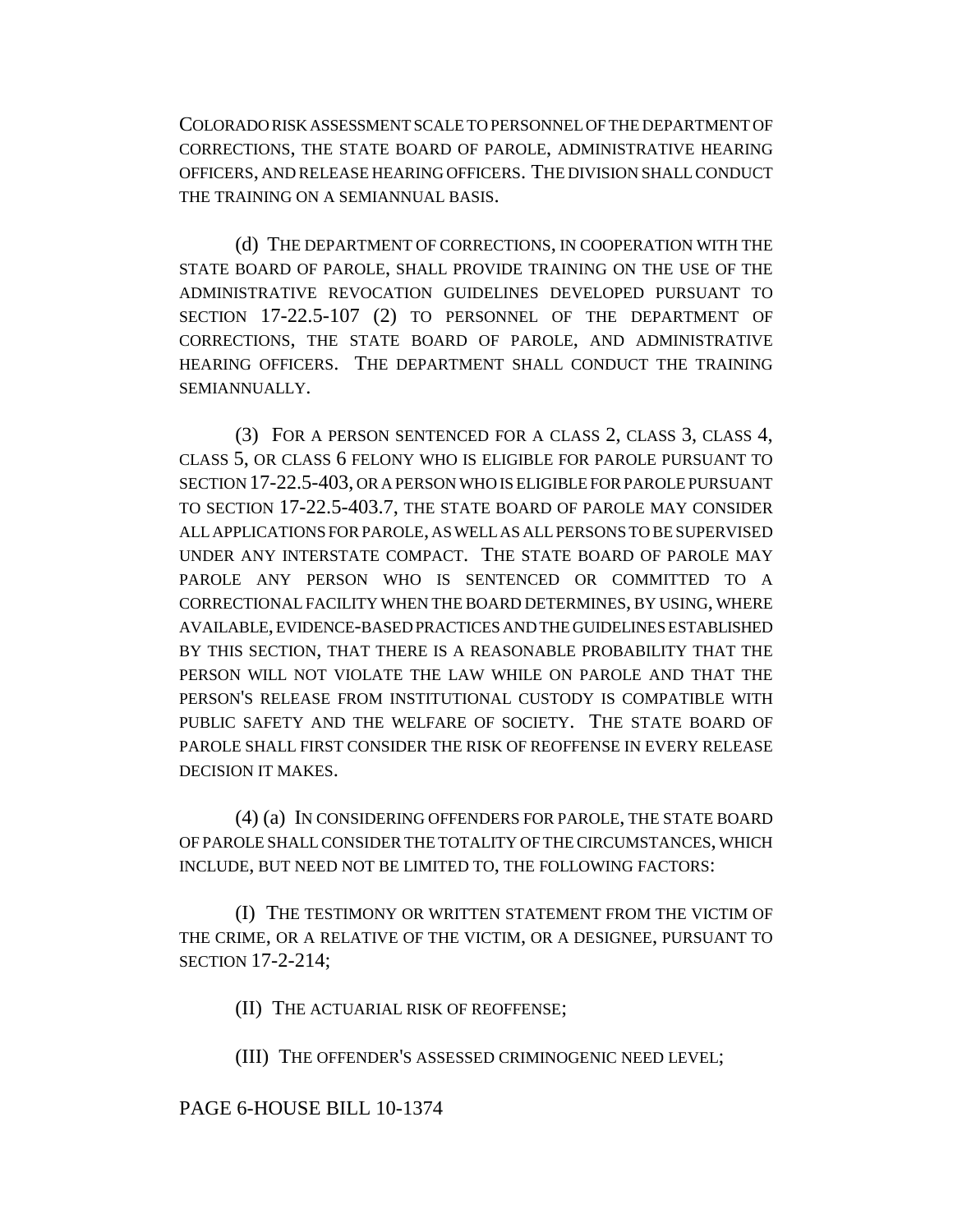COLORADO RISK ASSESSMENT SCALE TO PERSONNEL OF THE DEPARTMENT OF CORRECTIONS, THE STATE BOARD OF PAROLE, ADMINISTRATIVE HEARING OFFICERS, AND RELEASE HEARING OFFICERS. THE DIVISION SHALL CONDUCT THE TRAINING ON A SEMIANNUAL BASIS.

(d) THE DEPARTMENT OF CORRECTIONS, IN COOPERATION WITH THE STATE BOARD OF PAROLE, SHALL PROVIDE TRAINING ON THE USE OF THE ADMINISTRATIVE REVOCATION GUIDELINES DEVELOPED PURSUANT TO SECTION 17-22.5-107 (2) TO PERSONNEL OF THE DEPARTMENT OF CORRECTIONS, THE STATE BOARD OF PAROLE, AND ADMINISTRATIVE HEARING OFFICERS. THE DEPARTMENT SHALL CONDUCT THE TRAINING SEMIANNUALLY.

(3) FOR A PERSON SENTENCED FOR A CLASS 2, CLASS 3, CLASS 4, CLASS 5, OR CLASS 6 FELONY WHO IS ELIGIBLE FOR PAROLE PURSUANT TO SECTION 17-22.5-403, OR A PERSON WHO IS ELIGIBLE FOR PAROLE PURSUANT TO SECTION 17-22.5-403.7, THE STATE BOARD OF PAROLE MAY CONSIDER ALL APPLICATIONS FOR PAROLE, AS WELL AS ALL PERSONS TO BE SUPERVISED UNDER ANY INTERSTATE COMPACT. THE STATE BOARD OF PAROLE MAY PAROLE ANY PERSON WHO IS SENTENCED OR COMMITTED TO A CORRECTIONAL FACILITY WHEN THE BOARD DETERMINES, BY USING, WHERE AVAILABLE, EVIDENCE-BASED PRACTICES AND THE GUIDELINES ESTABLISHED BY THIS SECTION, THAT THERE IS A REASONABLE PROBABILITY THAT THE PERSON WILL NOT VIOLATE THE LAW WHILE ON PAROLE AND THAT THE PERSON'S RELEASE FROM INSTITUTIONAL CUSTODY IS COMPATIBLE WITH PUBLIC SAFETY AND THE WELFARE OF SOCIETY. THE STATE BOARD OF PAROLE SHALL FIRST CONSIDER THE RISK OF REOFFENSE IN EVERY RELEASE DECISION IT MAKES.

(4) (a) IN CONSIDERING OFFENDERS FOR PAROLE, THE STATE BOARD OF PAROLE SHALL CONSIDER THE TOTALITY OF THE CIRCUMSTANCES, WHICH INCLUDE, BUT NEED NOT BE LIMITED TO, THE FOLLOWING FACTORS:

(I) THE TESTIMONY OR WRITTEN STATEMENT FROM THE VICTIM OF THE CRIME, OR A RELATIVE OF THE VICTIM, OR A DESIGNEE, PURSUANT TO SECTION 17-2-214;

(II) THE ACTUARIAL RISK OF REOFFENSE;

(III) THE OFFENDER'S ASSESSED CRIMINOGENIC NEED LEVEL;

PAGE 6-HOUSE BILL 10-1374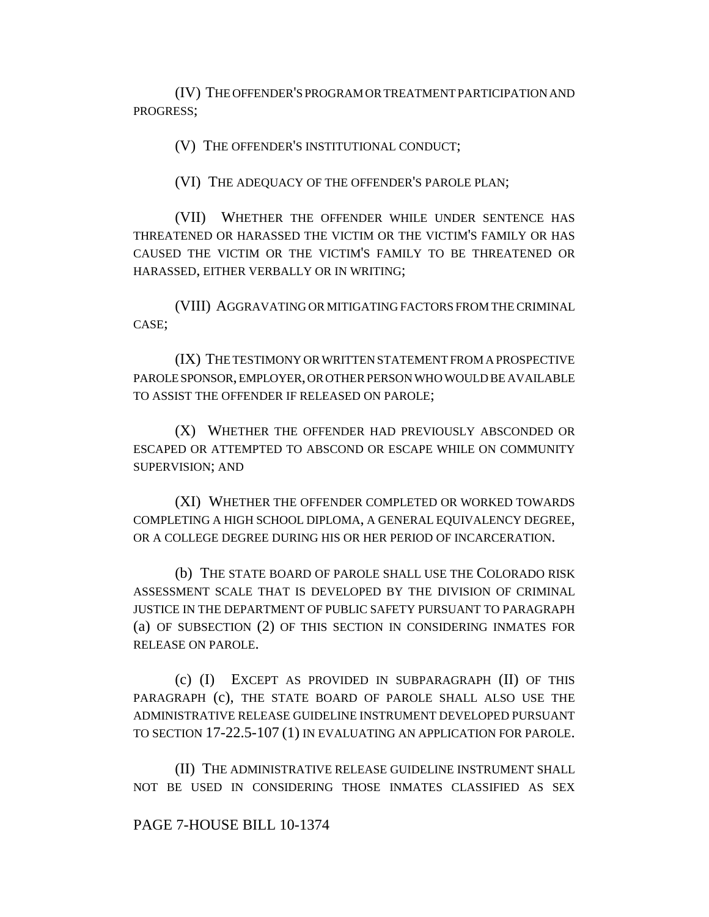(IV) THE OFFENDER'S PROGRAM OR TREATMENT PARTICIPATION AND PROGRESS;

(V) THE OFFENDER'S INSTITUTIONAL CONDUCT;

(VI) THE ADEQUACY OF THE OFFENDER'S PAROLE PLAN;

(VII) WHETHER THE OFFENDER WHILE UNDER SENTENCE HAS THREATENED OR HARASSED THE VICTIM OR THE VICTIM'S FAMILY OR HAS CAUSED THE VICTIM OR THE VICTIM'S FAMILY TO BE THREATENED OR HARASSED, EITHER VERBALLY OR IN WRITING;

(VIII) AGGRAVATING OR MITIGATING FACTORS FROM THE CRIMINAL CASE;

(IX) THE TESTIMONY OR WRITTEN STATEMENT FROM A PROSPECTIVE PAROLE SPONSOR, EMPLOYER, OR OTHER PERSON WHO WOULD BE AVAILABLE TO ASSIST THE OFFENDER IF RELEASED ON PAROLE;

(X) WHETHER THE OFFENDER HAD PREVIOUSLY ABSCONDED OR ESCAPED OR ATTEMPTED TO ABSCOND OR ESCAPE WHILE ON COMMUNITY SUPERVISION; AND

(XI) WHETHER THE OFFENDER COMPLETED OR WORKED TOWARDS COMPLETING A HIGH SCHOOL DIPLOMA, A GENERAL EQUIVALENCY DEGREE, OR A COLLEGE DEGREE DURING HIS OR HER PERIOD OF INCARCERATION.

(b) THE STATE BOARD OF PAROLE SHALL USE THE COLORADO RISK ASSESSMENT SCALE THAT IS DEVELOPED BY THE DIVISION OF CRIMINAL JUSTICE IN THE DEPARTMENT OF PUBLIC SAFETY PURSUANT TO PARAGRAPH (a) OF SUBSECTION (2) OF THIS SECTION IN CONSIDERING INMATES FOR RELEASE ON PAROLE.

(c) (I) EXCEPT AS PROVIDED IN SUBPARAGRAPH (II) OF THIS PARAGRAPH (c), THE STATE BOARD OF PAROLE SHALL ALSO USE THE ADMINISTRATIVE RELEASE GUIDELINE INSTRUMENT DEVELOPED PURSUANT TO SECTION 17-22.5-107 (1) IN EVALUATING AN APPLICATION FOR PAROLE.

(II) THE ADMINISTRATIVE RELEASE GUIDELINE INSTRUMENT SHALL NOT BE USED IN CONSIDERING THOSE INMATES CLASSIFIED AS SEX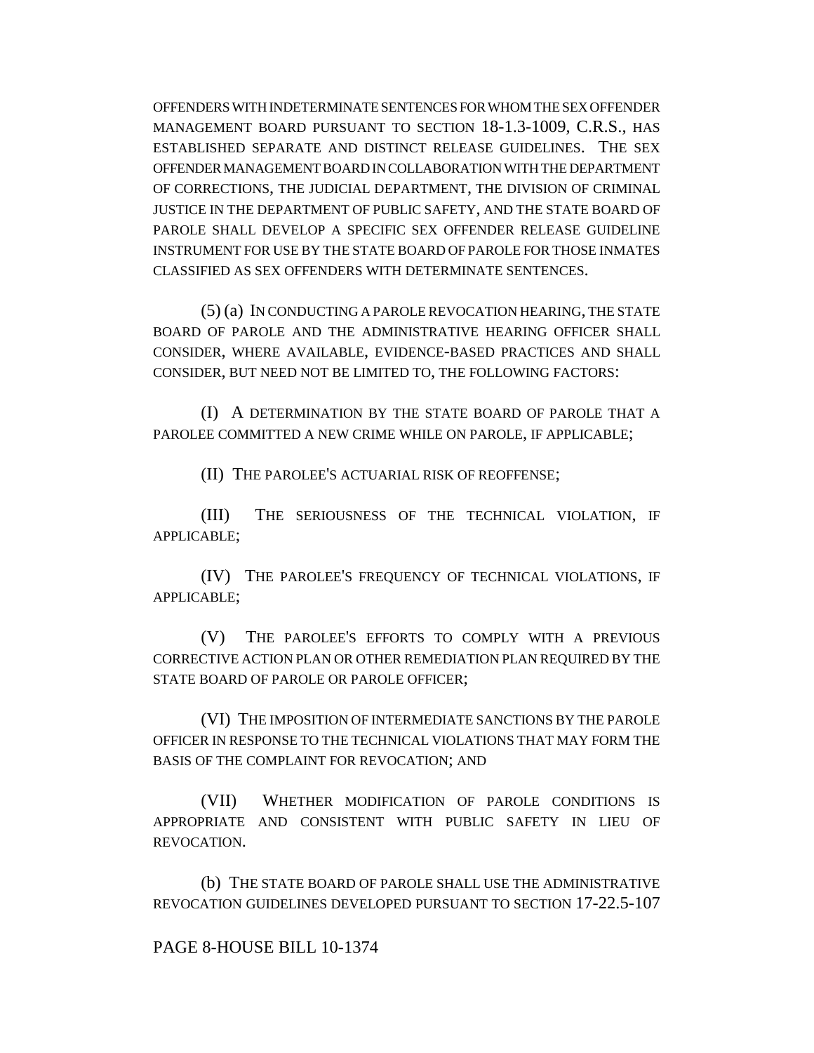OFFENDERS WITH INDETERMINATE SENTENCES FOR WHOM THE SEX OFFENDER MANAGEMENT BOARD PURSUANT TO SECTION 18-1.3-1009, C.R.S., HAS ESTABLISHED SEPARATE AND DISTINCT RELEASE GUIDELINES. THE SEX OFFENDER MANAGEMENT BOARD IN COLLABORATION WITH THE DEPARTMENT OF CORRECTIONS, THE JUDICIAL DEPARTMENT, THE DIVISION OF CRIMINAL JUSTICE IN THE DEPARTMENT OF PUBLIC SAFETY, AND THE STATE BOARD OF PAROLE SHALL DEVELOP A SPECIFIC SEX OFFENDER RELEASE GUIDELINE INSTRUMENT FOR USE BY THE STATE BOARD OF PAROLE FOR THOSE INMATES CLASSIFIED AS SEX OFFENDERS WITH DETERMINATE SENTENCES.

(5) (a) IN CONDUCTING A PAROLE REVOCATION HEARING, THE STATE BOARD OF PAROLE AND THE ADMINISTRATIVE HEARING OFFICER SHALL CONSIDER, WHERE AVAILABLE, EVIDENCE-BASED PRACTICES AND SHALL CONSIDER, BUT NEED NOT BE LIMITED TO, THE FOLLOWING FACTORS:

(I) A DETERMINATION BY THE STATE BOARD OF PAROLE THAT A PAROLEE COMMITTED A NEW CRIME WHILE ON PAROLE, IF APPLICABLE;

(II) THE PAROLEE'S ACTUARIAL RISK OF REOFFENSE;

(III) THE SERIOUSNESS OF THE TECHNICAL VIOLATION, IF APPLICABLE;

(IV) THE PAROLEE'S FREQUENCY OF TECHNICAL VIOLATIONS, IF APPLICABLE;

(V) THE PAROLEE'S EFFORTS TO COMPLY WITH A PREVIOUS CORRECTIVE ACTION PLAN OR OTHER REMEDIATION PLAN REQUIRED BY THE STATE BOARD OF PAROLE OR PAROLE OFFICER;

(VI) THE IMPOSITION OF INTERMEDIATE SANCTIONS BY THE PAROLE OFFICER IN RESPONSE TO THE TECHNICAL VIOLATIONS THAT MAY FORM THE BASIS OF THE COMPLAINT FOR REVOCATION; AND

(VII) WHETHER MODIFICATION OF PAROLE CONDITIONS IS APPROPRIATE AND CONSISTENT WITH PUBLIC SAFETY IN LIEU OF REVOCATION.

(b) THE STATE BOARD OF PAROLE SHALL USE THE ADMINISTRATIVE REVOCATION GUIDELINES DEVELOPED PURSUANT TO SECTION 17-22.5-107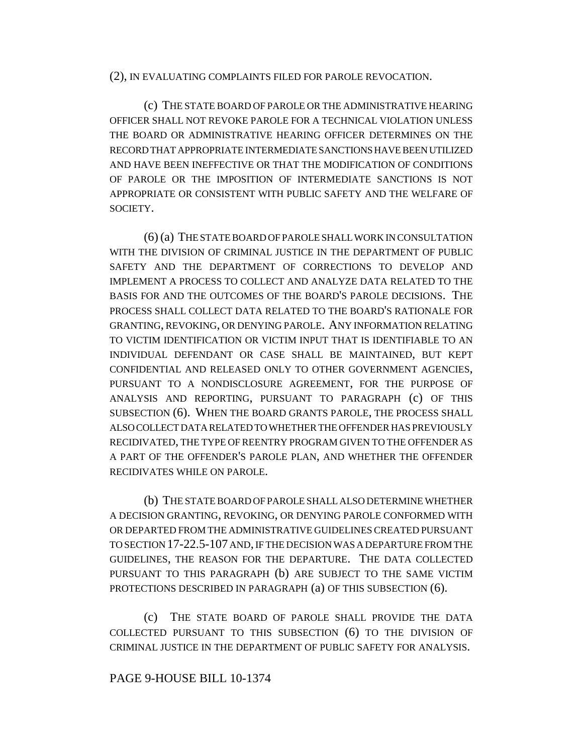(2), IN EVALUATING COMPLAINTS FILED FOR PAROLE REVOCATION.

(c) THE STATE BOARD OF PAROLE OR THE ADMINISTRATIVE HEARING OFFICER SHALL NOT REVOKE PAROLE FOR A TECHNICAL VIOLATION UNLESS THE BOARD OR ADMINISTRATIVE HEARING OFFICER DETERMINES ON THE RECORD THAT APPROPRIATE INTERMEDIATE SANCTIONS HAVE BEEN UTILIZED AND HAVE BEEN INEFFECTIVE OR THAT THE MODIFICATION OF CONDITIONS OF PAROLE OR THE IMPOSITION OF INTERMEDIATE SANCTIONS IS NOT APPROPRIATE OR CONSISTENT WITH PUBLIC SAFETY AND THE WELFARE OF SOCIETY.

(6) (a) THE STATE BOARD OF PAROLE SHALL WORK IN CONSULTATION WITH THE DIVISION OF CRIMINAL JUSTICE IN THE DEPARTMENT OF PUBLIC SAFETY AND THE DEPARTMENT OF CORRECTIONS TO DEVELOP AND IMPLEMENT A PROCESS TO COLLECT AND ANALYZE DATA RELATED TO THE BASIS FOR AND THE OUTCOMES OF THE BOARD'S PAROLE DECISIONS. THE PROCESS SHALL COLLECT DATA RELATED TO THE BOARD'S RATIONALE FOR GRANTING, REVOKING, OR DENYING PAROLE. ANY INFORMATION RELATING TO VICTIM IDENTIFICATION OR VICTIM INPUT THAT IS IDENTIFIABLE TO AN INDIVIDUAL DEFENDANT OR CASE SHALL BE MAINTAINED, BUT KEPT CONFIDENTIAL AND RELEASED ONLY TO OTHER GOVERNMENT AGENCIES, PURSUANT TO A NONDISCLOSURE AGREEMENT, FOR THE PURPOSE OF ANALYSIS AND REPORTING, PURSUANT TO PARAGRAPH (c) OF THIS SUBSECTION (6). WHEN THE BOARD GRANTS PAROLE, THE PROCESS SHALL ALSO COLLECT DATA RELATED TO WHETHER THE OFFENDER HAS PREVIOUSLY RECIDIVATED, THE TYPE OF REENTRY PROGRAM GIVEN TO THE OFFENDER AS A PART OF THE OFFENDER'S PAROLE PLAN, AND WHETHER THE OFFENDER RECIDIVATES WHILE ON PAROLE.

(b) THE STATE BOARD OF PAROLE SHALL ALSO DETERMINE WHETHER A DECISION GRANTING, REVOKING, OR DENYING PAROLE CONFORMED WITH OR DEPARTED FROM THE ADMINISTRATIVE GUIDELINES CREATED PURSUANT TO SECTION 17-22.5-107 AND, IF THE DECISION WAS A DEPARTURE FROM THE GUIDELINES, THE REASON FOR THE DEPARTURE. THE DATA COLLECTED PURSUANT TO THIS PARAGRAPH (b) ARE SUBJECT TO THE SAME VICTIM PROTECTIONS DESCRIBED IN PARAGRAPH (a) OF THIS SUBSECTION (6).

(c) THE STATE BOARD OF PAROLE SHALL PROVIDE THE DATA COLLECTED PURSUANT TO THIS SUBSECTION (6) TO THE DIVISION OF CRIMINAL JUSTICE IN THE DEPARTMENT OF PUBLIC SAFETY FOR ANALYSIS.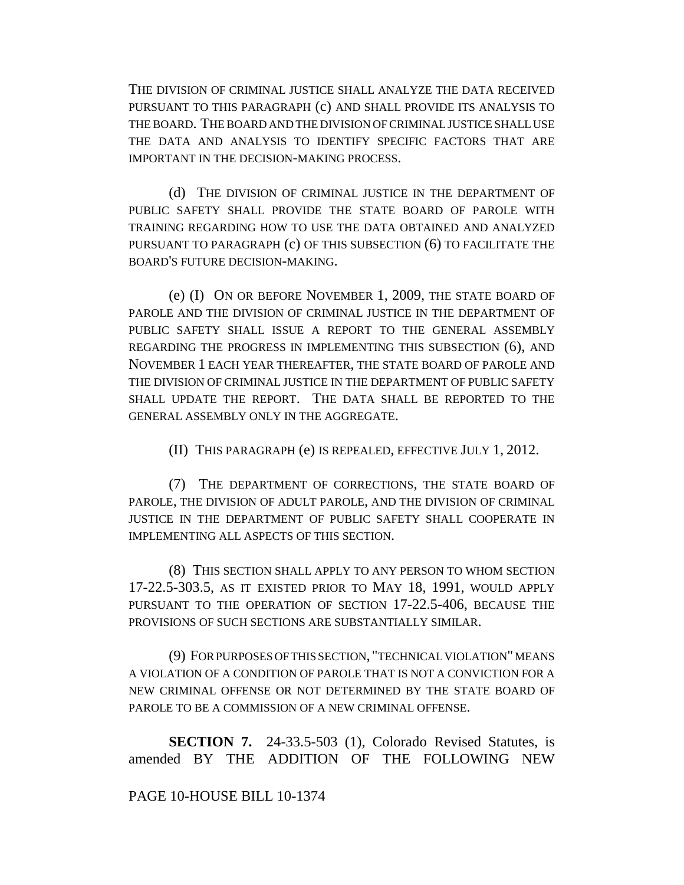THE DIVISION OF CRIMINAL JUSTICE SHALL ANALYZE THE DATA RECEIVED PURSUANT TO THIS PARAGRAPH (c) AND SHALL PROVIDE ITS ANALYSIS TO THE BOARD. THE BOARD AND THE DIVISION OF CRIMINAL JUSTICE SHALL USE THE DATA AND ANALYSIS TO IDENTIFY SPECIFIC FACTORS THAT ARE IMPORTANT IN THE DECISION-MAKING PROCESS.

(d) THE DIVISION OF CRIMINAL JUSTICE IN THE DEPARTMENT OF PUBLIC SAFETY SHALL PROVIDE THE STATE BOARD OF PAROLE WITH TRAINING REGARDING HOW TO USE THE DATA OBTAINED AND ANALYZED PURSUANT TO PARAGRAPH (c) OF THIS SUBSECTION (6) TO FACILITATE THE BOARD'S FUTURE DECISION-MAKING.

(e) (I) ON OR BEFORE NOVEMBER 1, 2009, THE STATE BOARD OF PAROLE AND THE DIVISION OF CRIMINAL JUSTICE IN THE DEPARTMENT OF PUBLIC SAFETY SHALL ISSUE A REPORT TO THE GENERAL ASSEMBLY REGARDING THE PROGRESS IN IMPLEMENTING THIS SUBSECTION (6), AND NOVEMBER 1 EACH YEAR THEREAFTER, THE STATE BOARD OF PAROLE AND THE DIVISION OF CRIMINAL JUSTICE IN THE DEPARTMENT OF PUBLIC SAFETY SHALL UPDATE THE REPORT. THE DATA SHALL BE REPORTED TO THE GENERAL ASSEMBLY ONLY IN THE AGGREGATE.

(II) THIS PARAGRAPH (e) IS REPEALED, EFFECTIVE JULY 1, 2012.

(7) THE DEPARTMENT OF CORRECTIONS, THE STATE BOARD OF PAROLE, THE DIVISION OF ADULT PAROLE, AND THE DIVISION OF CRIMINAL JUSTICE IN THE DEPARTMENT OF PUBLIC SAFETY SHALL COOPERATE IN IMPLEMENTING ALL ASPECTS OF THIS SECTION.

(8) THIS SECTION SHALL APPLY TO ANY PERSON TO WHOM SECTION 17-22.5-303.5, AS IT EXISTED PRIOR TO MAY 18, 1991, WOULD APPLY PURSUANT TO THE OPERATION OF SECTION 17-22.5-406, BECAUSE THE PROVISIONS OF SUCH SECTIONS ARE SUBSTANTIALLY SIMILAR.

(9) FOR PURPOSES OF THIS SECTION, "TECHNICAL VIOLATION" MEANS A VIOLATION OF A CONDITION OF PAROLE THAT IS NOT A CONVICTION FOR A NEW CRIMINAL OFFENSE OR NOT DETERMINED BY THE STATE BOARD OF PAROLE TO BE A COMMISSION OF A NEW CRIMINAL OFFENSE.

**SECTION 7.** 24-33.5-503 (1), Colorado Revised Statutes, is amended BY THE ADDITION OF THE FOLLOWING NEW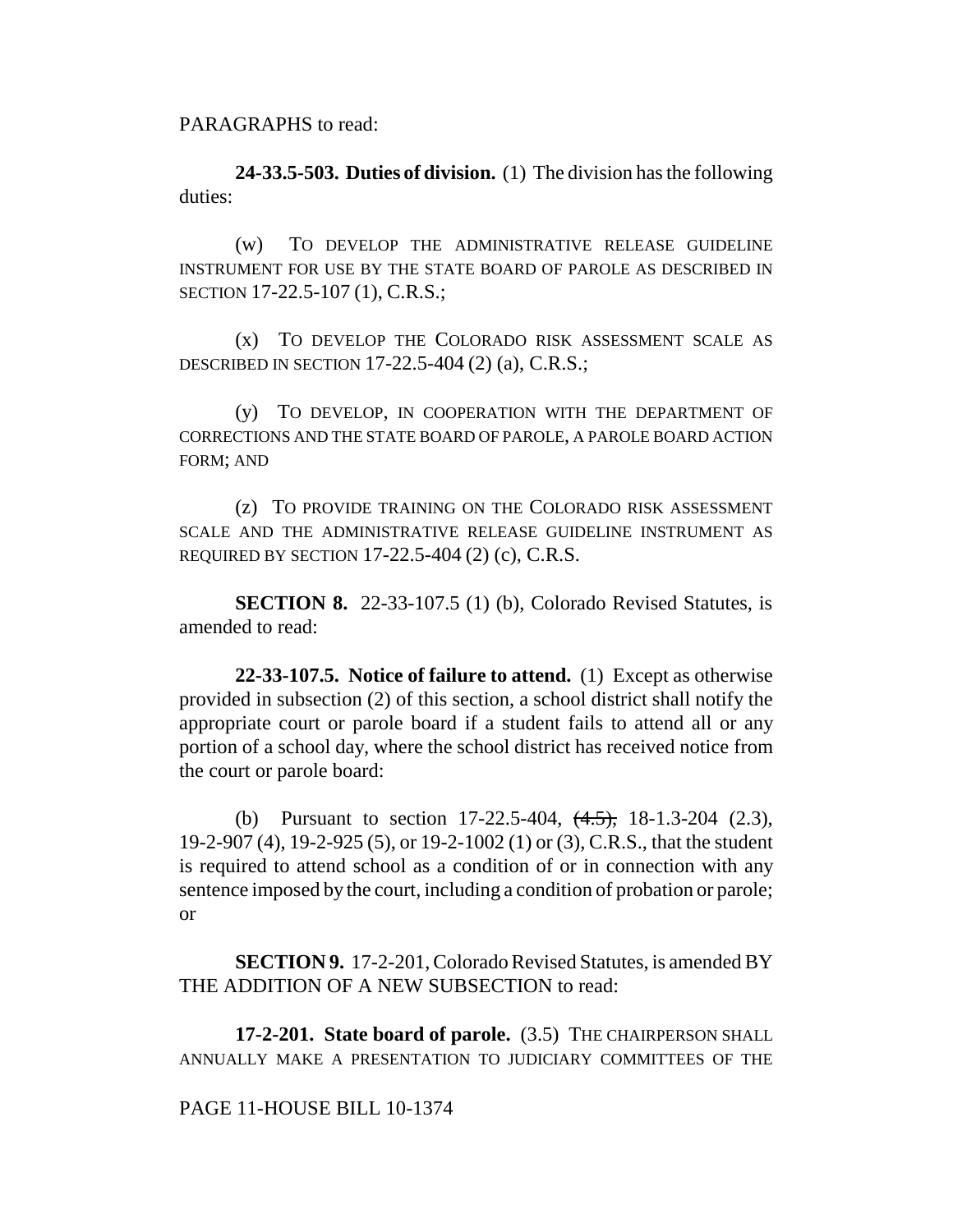PARAGRAPHS to read:

**24-33.5-503. Duties of division.** (1) The division has the following duties:

(w) TO DEVELOP THE ADMINISTRATIVE RELEASE GUIDELINE INSTRUMENT FOR USE BY THE STATE BOARD OF PAROLE AS DESCRIBED IN SECTION 17-22.5-107 (1), C.R.S.;

(x) TO DEVELOP THE COLORADO RISK ASSESSMENT SCALE AS DESCRIBED IN SECTION 17-22.5-404 (2) (a), C.R.S.;

(y) TO DEVELOP, IN COOPERATION WITH THE DEPARTMENT OF CORRECTIONS AND THE STATE BOARD OF PAROLE, A PAROLE BOARD ACTION FORM; AND

(z) TO PROVIDE TRAINING ON THE COLORADO RISK ASSESSMENT SCALE AND THE ADMINISTRATIVE RELEASE GUIDELINE INSTRUMENT AS REQUIRED BY SECTION 17-22.5-404 (2) (c), C.R.S.

**SECTION 8.** 22-33-107.5 (1) (b), Colorado Revised Statutes, is amended to read:

**22-33-107.5. Notice of failure to attend.** (1) Except as otherwise provided in subsection (2) of this section, a school district shall notify the appropriate court or parole board if a student fails to attend all or any portion of a school day, where the school district has received notice from the court or parole board:

(b) Pursuant to section 17-22.5-404, ~~(4.5),~~ 18-1.3-204 (2.3), 19-2-907 (4), 19-2-925 (5), or 19-2-1002 (1) or (3), C.R.S., that the student is required to attend school as a condition of or in connection with any sentence imposed by the court, including a condition of probation or parole; or

**SECTION 9.** 17-2-201, Colorado Revised Statutes, is amended BY THE ADDITION OF A NEW SUBSECTION to read:

**17-2-201. State board of parole.** (3.5) THE CHAIRPERSON SHALL ANNUALLY MAKE A PRESENTATION TO JUDICIARY COMMITTEES OF THE

PAGE 11-HOUSE BILL 10-1374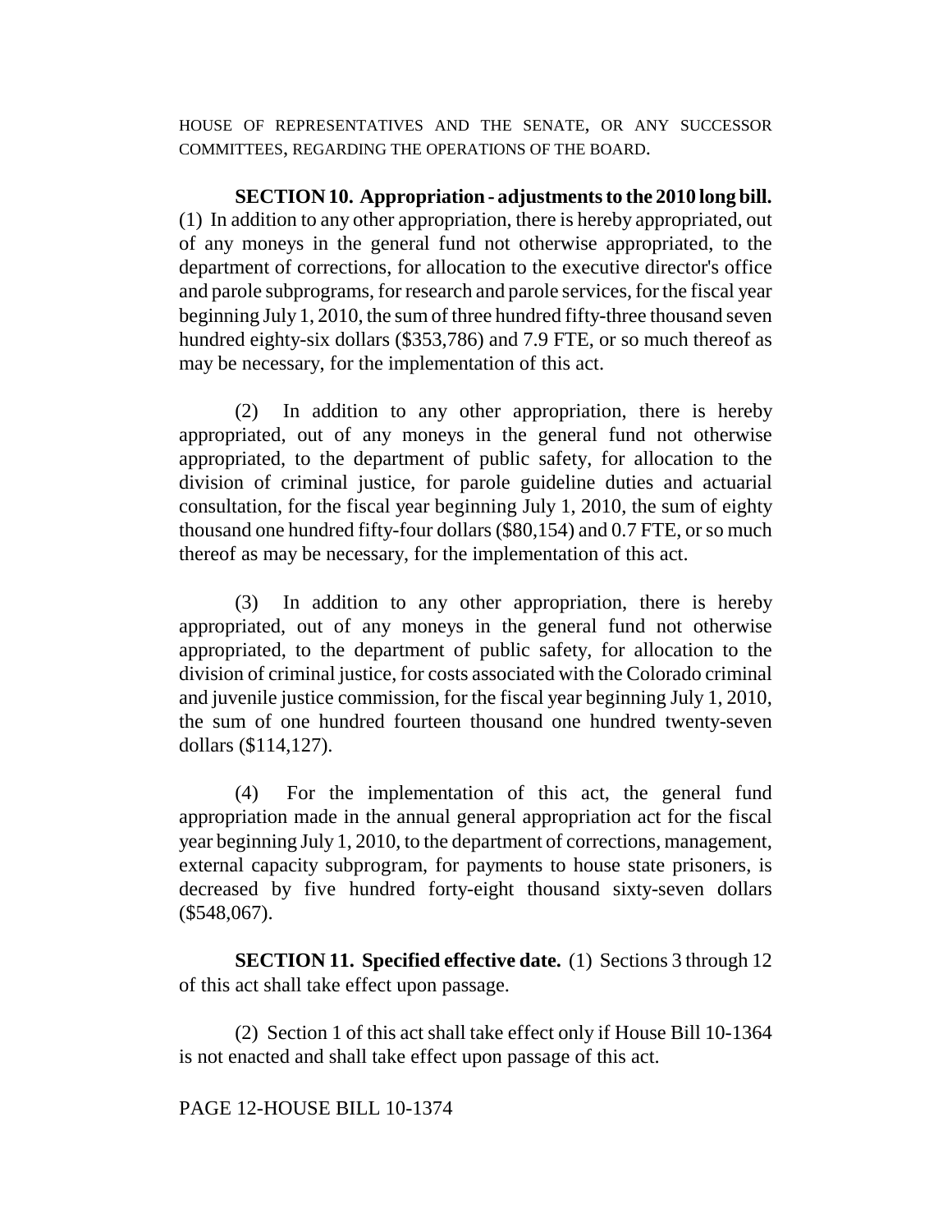HOUSE OF REPRESENTATIVES AND THE SENATE, OR ANY SUCCESSOR COMMITTEES, REGARDING THE OPERATIONS OF THE BOARD.

**SECTION 10. Appropriation - adjustments to the 2010 long bill.** (1) In addition to any other appropriation, there is hereby appropriated, out of any moneys in the general fund not otherwise appropriated, to the department of corrections, for allocation to the executive director's office and parole subprograms, for research and parole services, for the fiscal year beginning July 1, 2010, the sum of three hundred fifty-three thousand seven hundred eighty-six dollars ($353,786) and 7.9 FTE, or so much thereof as may be necessary, for the implementation of this act.

(2) In addition to any other appropriation, there is hereby appropriated, out of any moneys in the general fund not otherwise appropriated, to the department of public safety, for allocation to the division of criminal justice, for parole guideline duties and actuarial consultation, for the fiscal year beginning July 1, 2010, the sum of eighty thousand one hundred fifty-four dollars ($80,154) and 0.7 FTE, or so much thereof as may be necessary, for the implementation of this act.

(3) In addition to any other appropriation, there is hereby appropriated, out of any moneys in the general fund not otherwise appropriated, to the department of public safety, for allocation to the division of criminal justice, for costs associated with the Colorado criminal and juvenile justice commission, for the fiscal year beginning July 1, 2010, the sum of one hundred fourteen thousand one hundred twenty-seven dollars ($114,127).

(4) For the implementation of this act, the general fund appropriation made in the annual general appropriation act for the fiscal year beginning July 1, 2010, to the department of corrections, management, external capacity subprogram, for payments to house state prisoners, is decreased by five hundred forty-eight thousand sixty-seven dollars ($548,067).

**SECTION 11. Specified effective date.** (1) Sections 3 through 12 of this act shall take effect upon passage.

(2) Section 1 of this act shall take effect only if House Bill 10-1364 is not enacted and shall take effect upon passage of this act.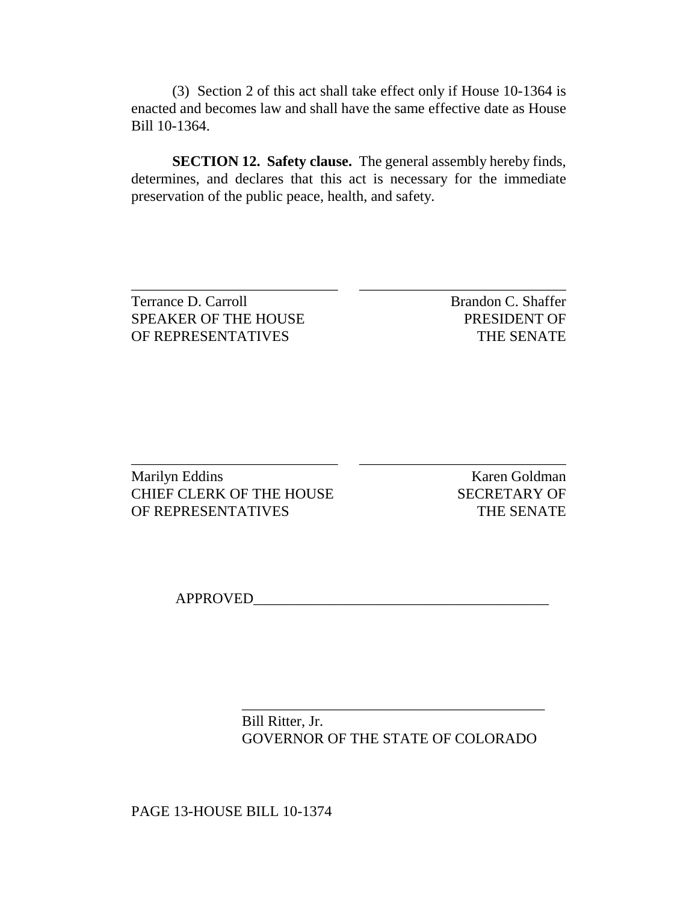(3) Section 2 of this act shall take effect only if House 10-1364 is enacted and becomes law and shall have the same effective date as House Bill 10-1364.

**SECTION 12. Safety clause.** The general assembly hereby finds, determines, and declares that this act is necessary for the immediate preservation of the public peace, health, and safety.

| ____________________________ | ____________________________ |
|---|---|
| Terrance D. Carroll<br>SPEAKER OF THE HOUSE<br>OF REPRESENTATIVES | Brandon C. Shaffer<br>PRESIDENT OF<br>THE SENATE |

| ____________________________ | ____________________________ |
|---|---|
| Marilyn Eddins<br>CHIEF CLERK OF THE HOUSE<br>OF REPRESENTATIVES | Karen Goldman<br>SECRETARY OF<br>THE SENATE |

APPROVED________________________________________

____________________________________

Bill Ritter, Jr.
GOVERNOR OF THE STATE OF COLORADO

PAGE 13-HOUSE BILL 10-1374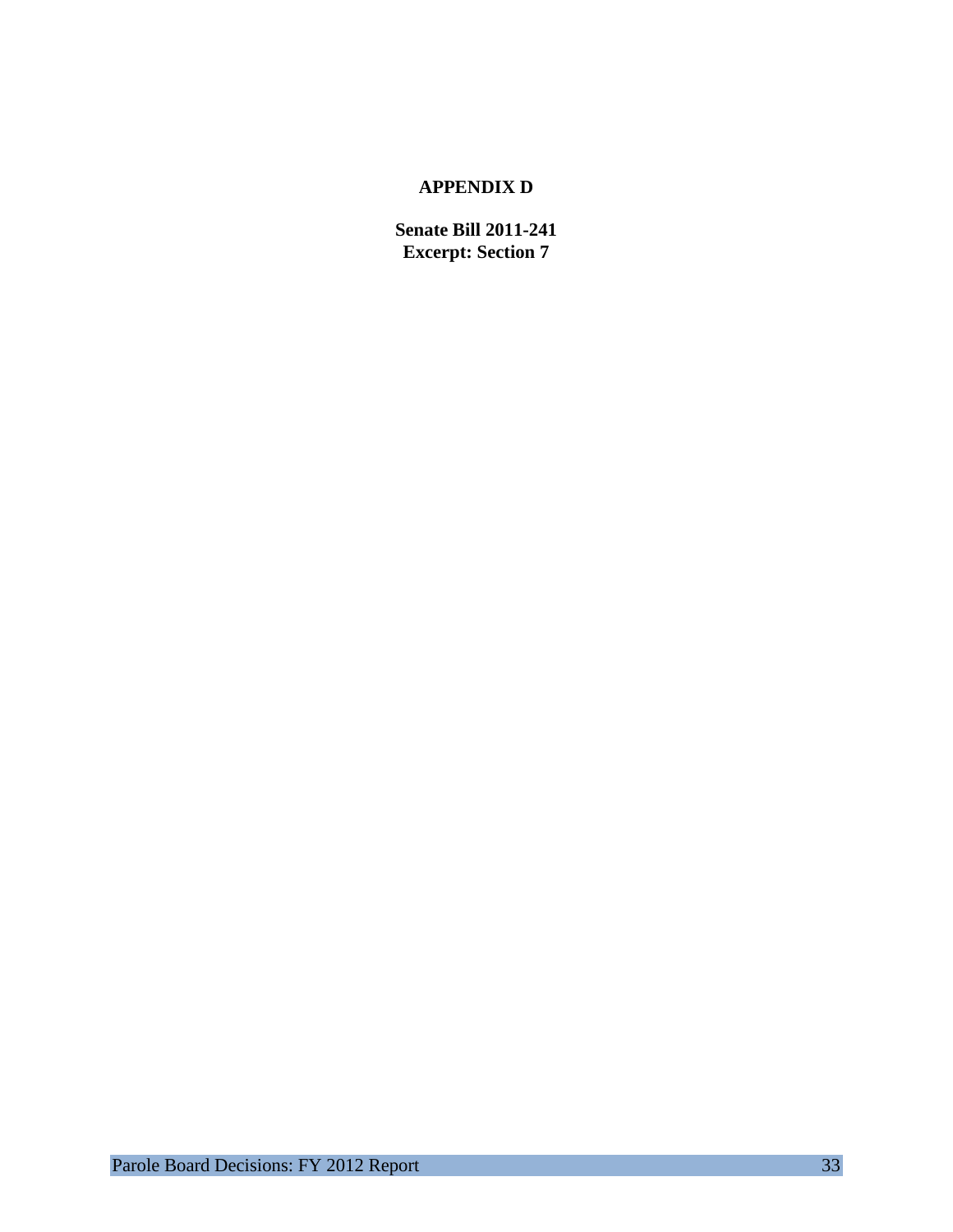# APPENDIX D

## Senate Bill 2011-241
## Excerpt: Section 7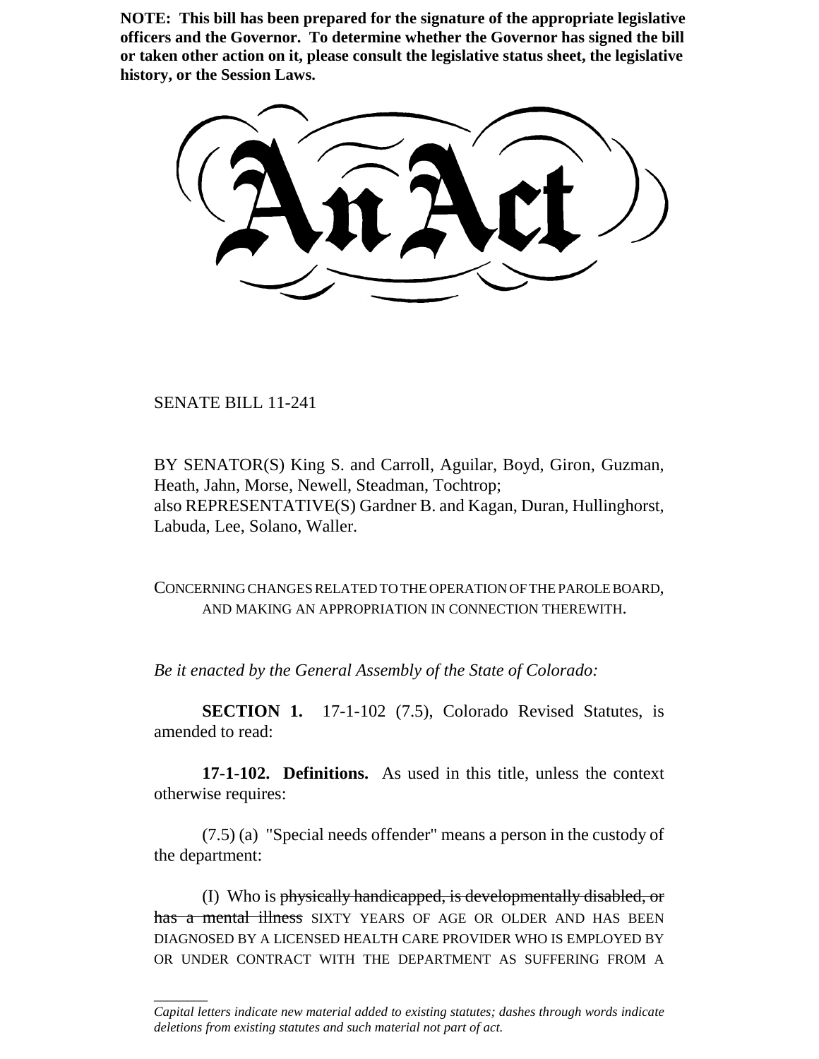**NOTE: This bill has been prepared for the signature of the appropriate legislative officers and the Governor. To determine whether the Governor has signed the bill or taken other action on it, please consult the legislative status sheet, the legislative history, or the Session Laws.**

# An Act

SENATE BILL 11-241

BY SENATOR(S) King S. and Carroll, Aguilar, Boyd, Giron, Guzman, Heath, Jahn, Morse, Newell, Steadman, Tochtrop;
also REPRESENTATIVE(S) Gardner B. and Kagan, Duran, Hullinghorst, Labuda, Lee, Solano, Waller.

CONCERNING CHANGES RELATED TO THE OPERATION OF THE PAROLE BOARD, AND MAKING AN APPROPRIATION IN CONNECTION THEREWITH.

*Be it enacted by the General Assembly of the State of Colorado:*

**SECTION 1.** 17-1-102 (7.5), Colorado Revised Statutes, is amended to read:

**17-1-102. Definitions.** As used in this title, unless the context otherwise requires:

(7.5) (a) "Special needs offender" means a person in the custody of the department:

(I) Who is ~~physically handicapped, is developmentally disabled, or has a mental illness~~ SIXTY YEARS OF AGE OR OLDER AND HAS BEEN DIAGNOSED BY A LICENSED HEALTH CARE PROVIDER WHO IS EMPLOYED BY OR UNDER CONTRACT WITH THE DEPARTMENT AS SUFFERING FROM A

*Capital letters indicate new material added to existing statutes; dashes through words indicate deletions from existing statutes and such material not part of act.*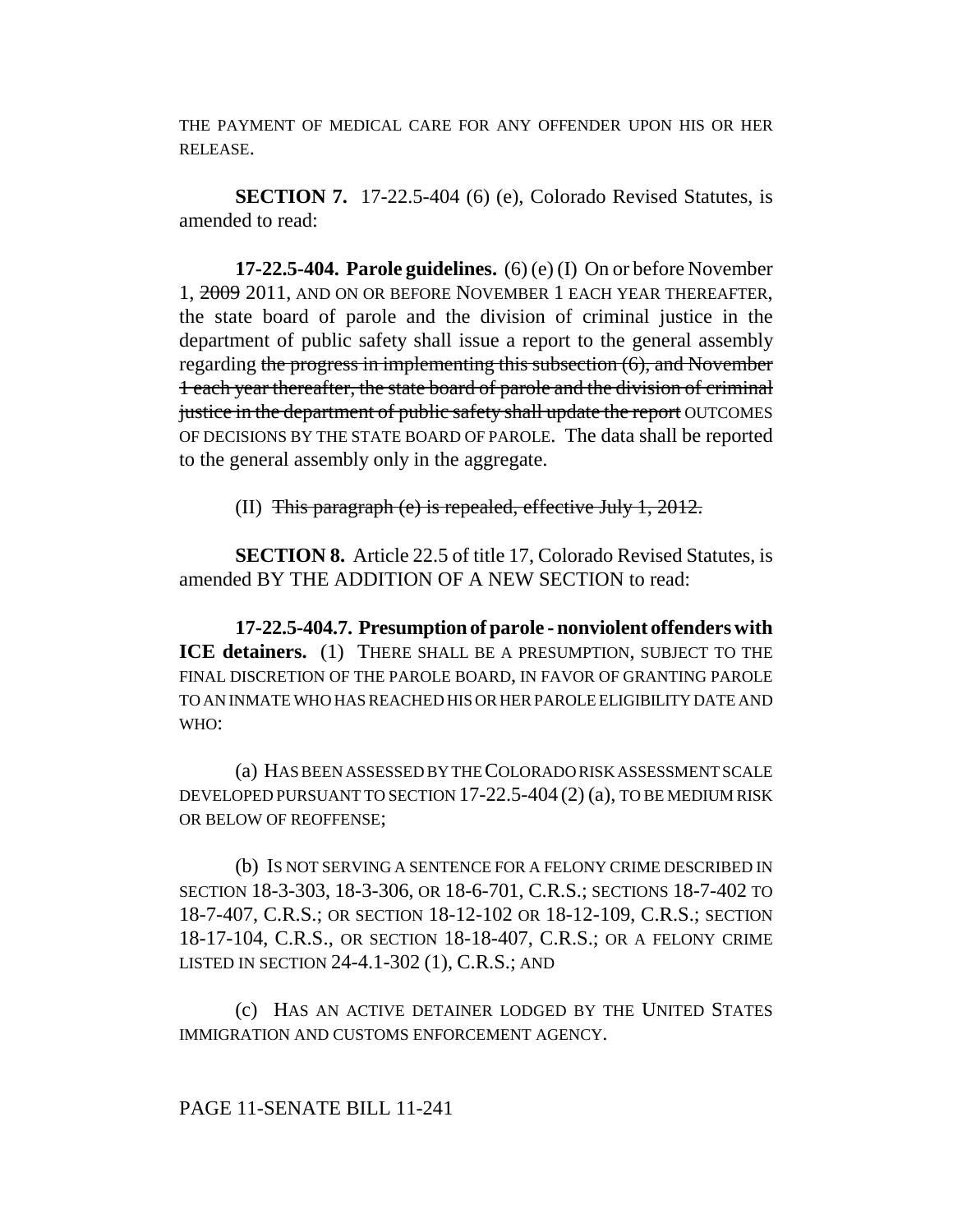THE PAYMENT OF MEDICAL CARE FOR ANY OFFENDER UPON HIS OR HER RELEASE.

**SECTION 7.** 17-22.5-404 (6) (e), Colorado Revised Statutes, is amended to read:

**17-22.5-404. Parole guidelines.** (6) (e) (I) On or before November 1, ~~2009~~ 2011, AND ON OR BEFORE NOVEMBER 1 EACH YEAR THEREAFTER, the state board of parole and the division of criminal justice in the department of public safety shall issue a report to the general assembly regarding ~~the progress in implementing this subsection (6), and November 1 each year thereafter, the state board of parole and the division of criminal justice in the department of public safety shall update the report~~ OUTCOMES OF DECISIONS BY THE STATE BOARD OF PAROLE. The data shall be reported to the general assembly only in the aggregate.

(II) ~~This paragraph (e) is repealed, effective July 1, 2012.~~

**SECTION 8.** Article 22.5 of title 17, Colorado Revised Statutes, is amended BY THE ADDITION OF A NEW SECTION to read:

**17-22.5-404.7. Presumption of parole - nonviolent offenders with ICE detainers.** (1) THERE SHALL BE A PRESUMPTION, SUBJECT TO THE FINAL DISCRETION OF THE PAROLE BOARD, IN FAVOR OF GRANTING PAROLE TO AN INMATE WHO HAS REACHED HIS OR HER PAROLE ELIGIBILITY DATE AND WHO:

(a) HAS BEEN ASSESSED BY THE COLORADO RISK ASSESSMENT SCALE DEVELOPED PURSUANT TO SECTION 17-22.5-404 (2) (a), TO BE MEDIUM RISK OR BELOW OF REOFFENSE;

(b) IS NOT SERVING A SENTENCE FOR A FELONY CRIME DESCRIBED IN SECTION 18-3-303, 18-3-306, OR 18-6-701, C.R.S.; SECTIONS 18-7-402 TO 18-7-407, C.R.S.; OR SECTION 18-12-102 OR 18-12-109, C.R.S.; SECTION 18-17-104, C.R.S., OR SECTION 18-18-407, C.R.S.; OR A FELONY CRIME LISTED IN SECTION 24-4.1-302 (1), C.R.S.; AND

(c) HAS AN ACTIVE DETAINER LODGED BY THE UNITED STATES IMMIGRATION AND CUSTOMS ENFORCEMENT AGENCY.

PAGE 11-SENATE BILL 11-241